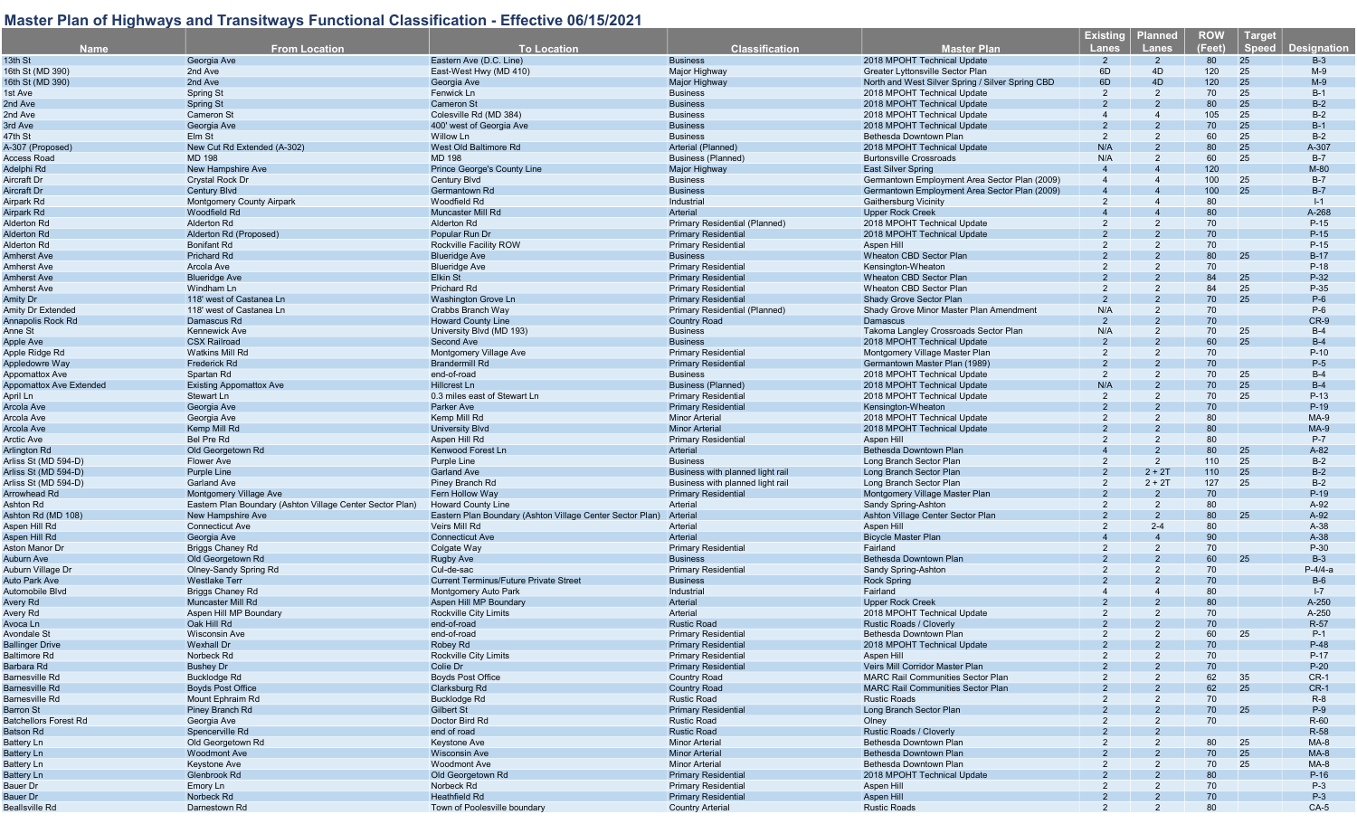# Master Plan of Highways and Transitways Functional Classification - Effective 06/15/2021

| Name | From Location | To Location | Classification | Master Plan | Existing Lanes | Planned Lanes | ROW (Feet) | Target Speed | Designation |
|---|---|---|---|---|---|---|---|---|---|
| 13th St | Georgia Ave | Eastern Ave (D.C. Line) | Business | 2018 MPOHT Technical Update | 2 | 2 | 80 | 25 | B-3 |
| 16th St (MD 390) | 2nd Ave | East-West Hwy (MD 410) | Major Highway | Greater Lyttonsville Sector Plan | 6D | 4D | 120 | 25 | M-9 |
| 16th St (MD 390) | 2nd Ave | Georgia Ave | Major Highway | North and West Silver Spring / Silver Spring CBD | 6D | 4D | 120 | 25 | M-9 |
| 1st Ave | Spring St | Fenwick Ln | Business | 2018 MPOHT Technical Update | 2 | 2 | 70 | 25 | B-1 |
| 2nd Ave | Spring St | Cameron St | Business | 2018 MPOHT Technical Update | 2 | 2 | 80 | 25 | B-2 |
| 2nd Ave | Cameron St | Colesville Rd (MD 384) | Business | 2018 MPOHT Technical Update | 4 | 4 | 105 | 25 | B-2 |
| 3rd Ave | Georgia Ave | 400' west of Georgia Ave | Business | 2018 MPOHT Technical Update | 2 | 2 | 70 | 25 | B-1 |
| 47th St | Elm St | Willow Ln | Business | Bethesda Downtown Plan | 2 | 2 | 60 | 25 | B-2 |
| A-307 (Proposed) | New Cut Rd Extended (A-302) | West Old Baltimore Rd | Arterial (Planned) | 2018 MPOHT Technical Update | N/A | 2 | 80 | 25 | A-307 |
| Access Road | MD 198 | MD 198 | Business (Planned) | Burtonsville Crossroads | N/A | 2 | 60 | 25 | B-7 |
| Adelphi Rd | New Hampshire Ave | Prince George's County Line | Major Highway | East Silver Spring | 4 | 4 | 120 | | M-80 |
| Aircraft Dr | Crystal Rock Dr | Century Blvd | Business | Germantown Employment Area Sector Plan (2009) | 4 | 4 | 100 | 25 | B-7 |
| Aircraft Dr | Century Blvd | Germantown Rd | Business | Germantown Employment Area Sector Plan (2009) | 4 | 4 | 100 | 25 | B-7 |
| Airpark Rd | Montgomery County Airpark | Woodfield Rd | Industrial | Gaithersburg Vicinity | 2 | 4 | 80 | | I-1 |
| Airpark Rd | Woodfield Rd | Muncaster Mill Rd | Arterial | Upper Rock Creek | 4 | 4 | 80 | | A-268 |
| Alderton Rd | Alderton Rd | Alderton Rd | Primary Residential (Planned) | 2018 MPOHT Technical Update | 2 | 2 | 70 | | P-15 |
| Alderton Rd | Alderton Rd (Proposed) | Popular Run Dr | Primary Residential | 2018 MPOHT Technical Update | 2 | 2 | 70 | | P-15 |
| Alderton Rd | Bonifant Rd | Rockville Facility ROW | Primary Residential | Aspen Hill | 2 | 2 | 70 | | P-15 |
| Amherst Ave | Prichard Rd | Blueridge Ave | Business | Wheaton CBD Sector Plan | 2 | 2 | 80 | 25 | B-17 |
| Amherst Ave | Arcola Ave | Blueridge Ave | Primary Residential | Kensington-Wheaton | 2 | 2 | 70 | | P-18 |
| Amherst Ave | Blueridge Ave | Elkin St | Primary Residential | Wheaton CBD Sector Plan | 2 | 2 | 84 | 25 | P-32 |
| Amherst Ave | Windham Ln | Prichard Rd | Primary Residential | Wheaton CBD Sector Plan | 2 | 2 | 84 | 25 | P-35 |
| Amity Dr | 118' west of Castanea Ln | Washington Grove Ln | Primary Residential | Shady Grove Sector Plan | 2 | 2 | 70 | 25 | P-6 |
| Amity Dr Extended | 118' west of Castanea Ln | Crabbs Branch Way | Primary Residential (Planned) | Shady Grove Minor Master Plan Amendment | N/A | 2 | 70 | | P-6 |
| Annapolis Rock Rd | Damascus Rd | Howard County Line | Country Road | Damascus | 2 | 2 | 70 | | CR-9 |
| Anne St | Kennewick Ave | University Blvd (MD 193) | Business | Takoma Langley Crossroads Sector Plan | N/A | 2 | 70 | 25 | B-4 |
| Apple Ave | CSX Railroad | Second Ave | Business | 2018 MPOHT Technical Update | 2 | 2 | 60 | 25 | B-4 |
| Apple Ridge Rd | Watkins Mill Rd | Montgomery Village Ave | Primary Residential | Montgomery Village Master Plan | 2 | 2 | 70 | | P-10 |
| Appledowre Way | Frederick Rd | Brandermill Rd | Primary Residential | Germantown Master Plan (1989) | 2 | 2 | 70 | | P-5 |
| Appomattox Ave | Spartan Rd | end-of-road | Business | 2018 MPOHT Technical Update | 2 | 2 | 70 | 25 | B-4 |
| Appomattox Ave Extended | Existing Appomattox Ave | Hillcrest Ln | Business (Planned) | 2018 MPOHT Technical Update | N/A | 2 | 70 | 25 | B-4 |
| April Ln | Stewart Ln | 0.3 miles east of Stewart Ln | Primary Residential | 2018 MPOHT Technical Update | 2 | 2 | 70 | 25 | P-13 |
| Arcola Ave | Georgia Ave | Parker Ave | Primary Residential | Kensington-Wheaton | 2 | 2 | 70 | | P-19 |
| Arcola Ave | Georgia Ave | Kemp Mill Rd | Minor Arterial | 2018 MPOHT Technical Update | 2 | 2 | 80 | | MA-9 |
| Arcola Ave | Kemp Mill Rd | University Blvd | Minor Arterial | 2018 MPOHT Technical Update | 2 | 2 | 80 | | MA-9 |
| Arctic Ave | Bel Pre Rd | Aspen Hill Rd | Primary Residential | Aspen Hill | 2 | 2 | 80 | | P-7 |
| Arlington Rd | Old Georgetown Rd | Kenwood Forest Ln | Arterial | Bethesda Downtown Plan | 4 | 2 | 80 | 25 | A-82 |
| Arliss St (MD 594-D) | Flower Ave | Purple Line | Business | Long Branch Sector Plan | 2 | 2 | 110 | 25 | B-2 |
| Arliss St (MD 594-D) | Purple Line | Garland Ave | Business with planned light rail | Long Branch Sector Plan | 2 | 2 + 2T | 110 | 25 | B-2 |
| Arliss St (MD 594-D) | Garland Ave | Piney Branch Rd | Business with planned light rail | Long Branch Sector Plan | 2 | 2 + 2T | 127 | 25 | B-2 |
| Arrowhead Rd | Montgomery Village Ave | Fern Hollow Way | Primary Residential | Montgomery Village Master Plan | 2 | 2 | 70 | | P-19 |
| Ashton Rd | Eastern Plan Boundary (Ashton Village Center Sector Plan) | Howard County Line | Arterial | Sandy Spring-Ashton | 2 | 2 | 80 | | A-92 |
| Ashton Rd (MD 108) | New Hampshire Ave | Eastern Plan Boundary (Ashton Village Center Sector Plan) | Arterial | Ashton Village Center Sector Plan | 2 | 2 | 80 | 25 | A-92 |
| Aspen Hill Rd | Connecticut Ave | Veirs Mill Rd | Arterial | Aspen Hill | 2 | 2-4 | 80 | | A-38 |
| Aspen Hill Rd | Georgia Ave | Connecticut Ave | Arterial | Bicycle Master Plan | 4 | 4 | 90 | | A-38 |
| Aston Manor Dr | Briggs Chaney Rd | Colgate Way | Primary Residential | Fairland | 2 | 2 | 70 | | P-30 |
| Auburn Ave | Old Georgetown Rd | Rugby Ave | Business | Bethesda Downtown Plan | 2 | 2 | 60 | 25 | B-3 |
| Auburn Village Dr | Olney-Sandy Spring Rd | Cul-de-sac | Primary Residential | Sandy Spring-Ashton | 2 | 2 | 70 | | P-4/4-a |
| Auto Park Ave | Westlake Terr | Current Terminus/Future Private Street | Business | Rock Spring | 2 | 2 | 70 | | B-6 |
| Automobile Blvd | Briggs Chaney Rd | Montgomery Auto Park | Industrial | Fairland | 4 | 4 | 80 | | I-7 |
| Avery Rd | Muncaster Mill Rd | Aspen Hill MP Boundary | Arterial | Upper Rock Creek | 2 | 2 | 80 | | A-250 |
| Avery Rd | Aspen Hill MP Boundary | Rockville City Limits | Arterial | 2018 MPOHT Technical Update | 2 | 2 | 70 | | A-250 |
| Avoca Ln | Oak Hill Rd | end-of-road | Rustic Road | Rustic Roads / Cloverly | 2 | 2 | 70 | | R-57 |
| Avondale St | Wisconsin Ave | end-of-road | Primary Residential | Bethesda Downtown Plan | 2 | 2 | 60 | 25 | P-1 |
| Ballinger Drive | Wexhall Dr | Robey Rd | Primary Residential | 2018 MPOHT Technical Update | 2 | 2 | 70 | | P-48 |
| Baltimore Rd | Norbeck Rd | Rockville City Limits | Primary Residential | Aspen Hill | 2 | 2 | 70 | | P-17 |
| Barbara Rd | Bushey Dr | Colie Dr | Primary Residential | Veirs Mill Corridor Master Plan | 2 | 2 | 70 | | P-20 |
| Barnesville Rd | Bucklodge Rd | Boyds Post Office | Country Road | MARC Rail Communities Sector Plan | 2 | 2 | 62 | 35 | CR-1 |
| Barnesville Rd | Boyds Post Office | Clarksburg Rd | Country Road | MARC Rail Communities Sector Plan | 2 | 2 | 62 | 25 | CR-1 |
| Barnesville Rd | Mount Ephraim Rd | Bucklodge Rd | Rustic Road | Rustic Roads | 2 | 2 | 70 | | R-8 |
| Barron St | Piney Branch Rd | Gilbert St | Primary Residential | Long Branch Sector Plan | 2 | 2 | 70 | 25 | P-9 |
| Batchellors Forest Rd | Georgia Ave | Doctor Bird Rd | Rustic Road | Olney | 2 | 2 | 70 | | R-60 |
| Batson Rd | Spencerville Rd | end of road | Rustic Road | Rustic Roads / Cloverly | 2 | 2 | | | R-58 |
| Battery Ln | Old Georgetown Rd | Keystone Ave | Minor Arterial | Bethesda Downtown Plan | 2 | 2 | 80 | 25 | MA-8 |
| Battery Ln | Woodmont Ave | Wisconsin Ave | Minor Arterial | Bethesda Downtown Plan | 2 | 2 | 70 | 25 | MA-8 |
| Battery Ln | Keystone Ave | Woodmont Ave | Minor Arterial | Bethesda Downtown Plan | 2 | 2 | 70 | 25 | MA-8 |
| Battery Ln | Glenbrook Rd | Old Georgetown Rd | Primary Residential | 2018 MPOHT Technical Update | 2 | 2 | 80 | | P-16 |
| Bauer Dr | Emory Ln | Norbeck Rd | Primary Residential | Aspen Hill | 2 | 2 | 70 | | P-3 |
| Bauer Dr | Norbeck Rd | Heathfield Rd | Primary Residential | Aspen Hill | 2 | 2 | 70 | | P-3 |
| Beallsville Rd | Darnestown Rd | Town of Poolesville boundary | Country Arterial | Rustic Roads | 2 | 2 | 80 | | CA-5 |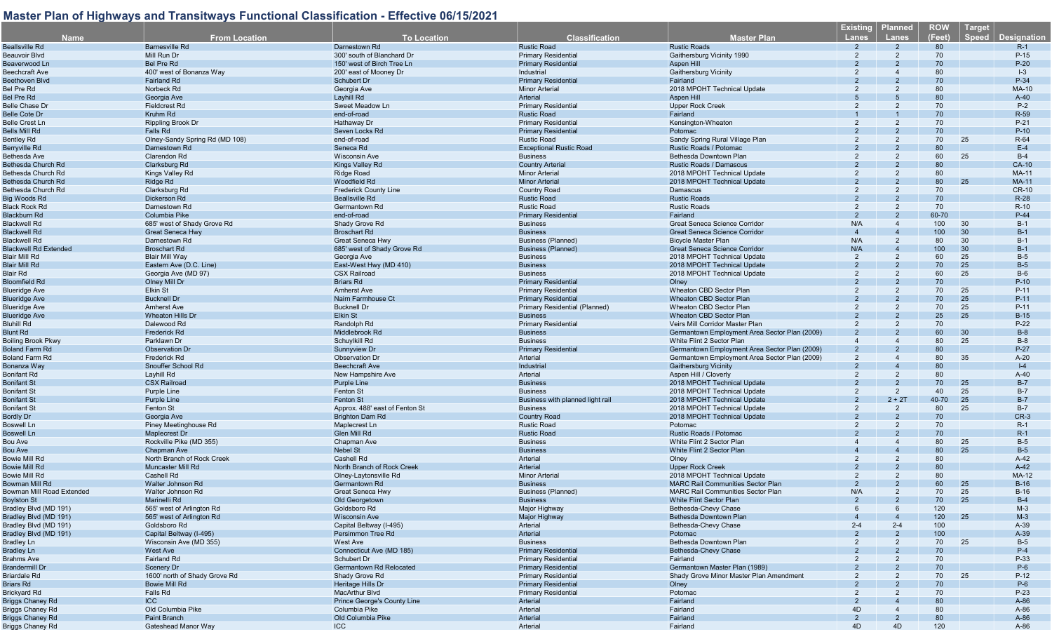## Master Plan of Highways and Transitways Functional Classification - Effective 06/15/2021

| Name | From Location | To Location | Classification | Master Plan | Existing Lanes | Planned Lanes | ROW (Feet) | Target Speed | Designation |
|---|---|---|---|---|---|---|---|---|---|
| Beallsville Rd | Barnesville Rd | Darnestown Rd | Rustic Road | Rustic Roads | 2 | 2 | 80 | | R-1 |
| Beauvoir Blvd | Mill Run Dr | 300' south of Blanchard Dr | Primary Residential | Gaithersburg Vicinity 1990 | 2 | 2 | 70 | | P-15 |
| Beaverwood Ln | Bel Pre Rd | 150' west of Birch Tree Ln | Primary Residential | Aspen Hill | 2 | 2 | 70 | | P-20 |
| Beechcraft Ave | 400' west of Bonanza Way | 200' east of Mooney Dr | Industrial | Gaithersburg Vicinity | 2 | 4 | 80 | | I-3 |
| Beethoven Blvd | Fairland Rd | Schubert Dr | Primary Residential | Fairland | 2 | 2 | 70 | | P-34 |
| Bel Pre Rd | Norbeck Rd | Georgia Ave | Minor Arterial | 2018 MPOHT Technical Update | 2 | 2 | 80 | | MA-10 |
| Bel Pre Rd | Georgia Ave | Layhill Rd | Arterial | Aspen Hill | 5 | 5 | 80 | | A-40 |
| Belle Chase Dr | Fieldcrest Rd | Sweet Meadow Ln | Primary Residential | Upper Rock Creek | 2 | 2 | 70 | | P-2 |
| Belle Cote Dr | Kruhm Rd | end-of-road | Rustic Road | Fairland | 1 | 1 | 70 | | R-59 |
| Belle Crest Ln | Rippling Brook Dr | Hathaway Dr | Primary Residential | Kensington-Wheaton | 2 | 2 | 70 | | P-21 |
| Bells Mill Rd | Falls Rd | Seven Locks Rd | Primary Residential | Potomac | 2 | 2 | 70 | | P-10 |
| Bentley Rd | Olney-Sandy Spring Rd (MD 108) | end-of-road | Rustic Road | Sandy Spring Rural Village Plan | 2 | 2 | 70 | 25 | R-64 |
| Berryville Rd | Darnestown Rd | Seneca Rd | Exceptional Rustic Road | Rustic Roads / Potomac | 2 | 2 | 80 | | E-4 |
| Bethesda Ave | Clarendon Rd | Wisconsin Ave | Business | Bethesda Downtown Plan | 2 | 2 | 60 | 25 | B-4 |
| Bethesda Church Rd | Clarksburg Rd | Kings Valley Rd | Country Arterial | Rustic Roads / Damascus | 2 | 2 | 80 | | CA-10 |
| Bethesda Church Rd | Kings Valley Rd | Ridge Road | Minor Arterial | 2018 MPOHT Technical Update | 2 | 2 | 80 | | MA-11 |
| Bethesda Church Rd | Ridge Rd | Woodfield Rd | Minor Arterial | 2018 MPOHT Technical Update | 2 | 2 | 80 | 25 | MA-11 |
| Bethesda Church Rd | Clarksburg Rd | Frederick County Line | Country Road | Damascus | 2 | 2 | 70 | | CR-10 |
| Big Woods Rd | Dickerson Rd | Beallsville Rd | Rustic Road | Rustic Roads | 2 | 2 | 70 | | R-28 |
| Black Rock Rd | Darnestown Rd | Germantown Rd | Rustic Road | Rustic Roads | 2 | 2 | 70 | | R-10 |
| Blackburn Rd | Columbia Pike | end-of-road | Primary Residential | Fairland | 2 | 2 | 60-70 | | P-44 |
| Blackwell Rd | 685' west of Shady Grove Rd | Shady Grove Rd | Business | Great Seneca Science Corridor | N/A | 4 | 100 | 30 | B-1 |
| Blackwell Rd | Great Seneca Hwy | Broschart Rd | Business | Great Seneca Science Corridor | 4 | 4 | 100 | 30 | B-1 |
| Blackwell Rd | Darnestown Rd | Great Seneca Hwy | Business (Planned) | Bicycle Master Plan | N/A | 2 | 80 | 30 | B-1 |
| Blackwell Rd Extended | Broschart Rd | 685' west of Shady Grove Rd | Business (Planned) | Great Seneca Science Corridor | N/A | 4 | 100 | 30 | B-1 |
| Blair Mill Rd | Blair Mill Way | Georgia Ave | Business | 2018 MPOHT Technical Update | 2 | 2 | 60 | 25 | B-5 |
| Blair Mill Rd | Eastern Ave (D.C. Line) | East-West Hwy (MD 410) | Business | 2018 MPOHT Technical Update | 2 | 2 | 70 | 25 | B-5 |
| Blair Rd | Georgia Ave (MD 97) | CSX Railroad | Business | 2018 MPOHT Technical Update | 2 | 2 | 60 | 25 | B-6 |
| Bloomfield Rd | Olney Mill Dr | Briars Rd | Primary Residential | Olney | 2 | 2 | 70 | | P-10 |
| Blueridge Ave | Elkin St | Amherst Ave | Primary Residential | Wheaton CBD Sector Plan | 2 | 2 | 70 | 25 | P-11 |
| Blueridge Ave | Bucknell Dr | Nairn Farmhouse Ct | Primary Residential | Wheaton CBD Sector Plan | 2 | 2 | 70 | 25 | P-11 |
| Blueridge Ave | Amherst Ave | Bucknell Dr | Primary Residential (Planned) | Wheaton CBD Sector Plan | 2 | 2 | 70 | 25 | P-11 |
| Blueridge Ave | Wheaton Hills Dr | Elkin St | Business | Wheaton CBD Sector Plan | 2 | 2 | 25 | 25 | B-15 |
| Bluhill Rd | Dalewood Rd | Randolph Rd | Primary Residential | Veirs Mill Corridor Master Plan | 2 | 2 | 70 | | P-22 |
| Blunt Rd | Frederick Rd | Middlebrook Rd | Business | Germantown Employment Area Sector Plan (2009) | 2 | 2 | 60 | 30 | B-8 |
| Boiling Brook Pkwy | Parklawn Dr | Schuylkill Rd | Business | White Flint 2 Sector Plan | 4 | 4 | 80 | 25 | B-8 |
| Boland Farm Rd | Observation Dr | Sunnyview Dr | Primary Residential | Germantown Employment Area Sector Plan (2009) | 2 | 2 | 80 | | P-27 |
| Boland Farm Rd | Frederick Rd | Observation Dr | Arterial | Germantown Employment Area Sector Plan (2009) | 2 | 4 | 80 | 35 | A-20 |
| Bonanza Way | Snouffer School Rd | Beechcraft Ave | Industrial | Gaithersburg Vicinity | 2 | 4 | 80 | | I-4 |
| Bonifant Rd | Layhill Rd | New Hampshire Ave | Arterial | Aspen Hill / Cloverly | 2 | 2 | 80 | | A-40 |
| Bonifant St | CSX Railroad | Purple Line | Business | 2018 MPOHT Technical Update | 2 | 2 | 70 | 25 | B-7 |
| Bonifant St | Purple Line | Fenton St | Business | 2018 MPOHT Technical Update | 2 | 2 | 40 | 25 | B-7 |
| Bonifant St | Purple Line | Fenton St | Business with planned light rail | 2018 MPOHT Technical Update | 2 | 2 + 2T | 40-70 | 25 | B-7 |
| Bonifant St | Fenton St | Approx. 488' east of Fenton St | Business | 2018 MPOHT Technical Update | 2 | 2 | 80 | 25 | B-7 |
| Bordly Dr | Georgia Ave | Brighton Dam Rd | Country Road | 2018 MPOHT Technical Update | 2 | 2 | 70 | | CR-3 |
| Boswell Ln | Piney Meetinghouse Rd | Maplecrest Ln | Rustic Road | Potomac | 2 | 2 | 70 | | R-1 |
| Boswell Ln | Maplecrest Dr | Glen Mill Rd | Rustic Road | Rustic Roads / Potomac | 2 | 2 | 70 | | R-1 |
| Bou Ave | Rockville Pike (MD 355) | Chapman Ave | Business | White Flint 2 Sector Plan | 4 | 4 | 80 | 25 | B-5 |
| Bou Ave | Chapman Ave | Nebel St | Business | White Flint 2 Sector Plan | 4 | 4 | 80 | 25 | B-5 |
| Bowie Mill Rd | North Branch of Rock Creek | Cashell Rd | Arterial | Olney | 2 | 2 | 80 | | A-42 |
| Bowie Mill Rd | Muncaster Mill Rd | North Branch of Rock Creek | Arterial | Upper Rock Creek | 2 | 2 | 80 | | A-42 |
| Bowie Mill Rd | Cashell Rd | Olney-Laytonsville Rd | Minor Arterial | 2018 MPOHT Technical Update | 2 | 2 | 80 | | MA-12 |
| Bowman Mill Rd | Walter Johnson Rd | Germantown Rd | Business | MARC Rail Communities Sector Plan | 2 | 2 | 60 | 25 | B-16 |
| Bowman Mill Road Extended | Walter Johnson Rd | Great Seneca Hwy | Business (Planned) | MARC Rail Communities Sector Plan | N/A | 2 | 70 | 25 | B-16 |
| Boylston St | Marinelli Rd | Old Georgetown | Business | White Flint Sector Plan | 2 | 2 | 70 | 25 | B-4 |
| Bradley Blvd (MD 191) | 565' west of Arlington Rd | Goldsboro Rd | Major Highway | Bethesda-Chevy Chase | 6 | 6 | 120 | | M-3 |
| Bradley Blvd (MD 191) | 565' west of Arlington Rd | Wisconsin Ave | Major Highway | Bethesda Downtown Plan | 4 | 4 | 120 | 25 | M-3 |
| Bradley Blvd (MD 191) | Goldsboro Rd | Capital Beltway (I-495) | Arterial | Bethesda-Chevy Chase | 2-4 | 2-4 | 100 | | A-39 |
| Bradley Blvd (MD 191) | Capital Beltway (I-495) | Persimmon Tree Rd | Arterial | Potomac | 2 | 2 | 100 | | A-39 |
| Bradley Ln | Wisconsin Ave (MD 355) | West Ave | Business | Bethesda Downtown Plan | 2 | 2 | 70 | 25 | B-5 |
| Bradley Ln | West Ave | Connecticut Ave (MD 185) | Primary Residential | Bethesda-Chevy Chase | 2 | 2 | 70 | | P-4 |
| Brahms Ave | Fairland Rd | Schubert Dr | Primary Residential | Fairland | 2 | 2 | 70 | | P-33 |
| Brandermill Dr | Scenery Dr | Germantown Rd Relocated | Primary Residential | Germantown Master Plan (1989) | 2 | 2 | 70 | | P-6 |
| Briardale Rd | 1600' north of Shady Grove Rd | Shady Grove Rd | Primary Residential | Shady Grove Minor Master Plan Amendment | 2 | 2 | 70 | 25 | P-12 |
| Briars Rd | Bowie Mill Rd | Heritage Hills Dr | Primary Residential | Olney | 2 | 2 | 70 | | P-6 |
| Brickyard Rd | Falls Rd | MacArthur Blvd | Primary Residential | Potomac | 2 | 2 | 70 | | P-23 |
| Briggs Chaney Rd | ICC | Prince George's County Line | Arterial | Fairland | 2 | 4 | 80 | | A-86 |
| Briggs Chaney Rd | Old Columbia Pike | Columbia Pike | Arterial | Fairland | 4D | 4 | 80 | | A-86 |
| Briggs Chaney Rd | Paint Branch | Old Columbia Pike | Arterial | Fairland | 2 | 2 | 80 | | A-86 |
| Briggs Chaney Rd | Gateshead Manor Way | ICC | Arterial | Fairland | 4D | 4D | 120 | | A-86 |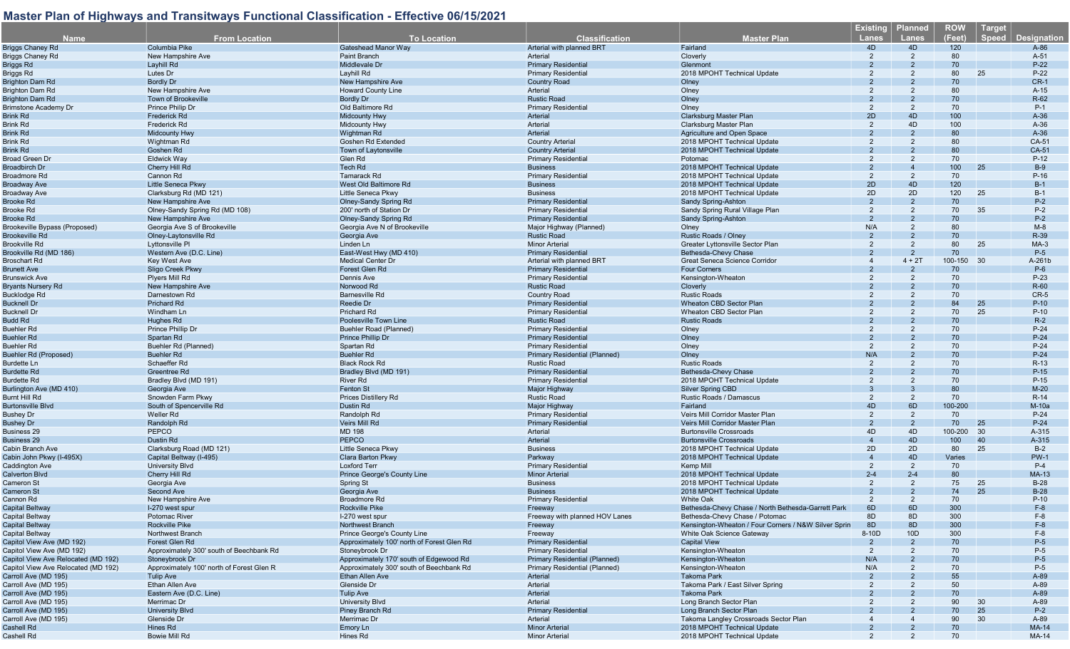# Master Plan of Highways and Transitways Functional Classification - Effective 06/15/2021

| Name | From Location | To Location | Classification | Master Plan | Existing Lanes | Planned Lanes | ROW (Feet) | Target Speed | Designation |
|---|---|---|---|---|---|---|---|---|---|
| Briggs Chaney Rd | Columbia Pike | Gateshead Manor Way | Arterial with planned BRT | Fairland | 4D | 4D | 120 | | A-86 |
| Briggs Chaney Rd | New Hampshire Ave | Paint Branch | Arterial | Cloverly | 2 | 2 | 80 | | A-51 |
| Briggs Rd | Layhill Rd | Middlevale Dr | Primary Residential | Glenmont | 2 | 2 | 70 | | P-22 |
| Briggs Rd | Lutes Dr | Layhill Rd | Primary Residential | 2018 MPOHT Technical Update | 2 | 2 | 80 | 25 | P-22 |
| Brighton Dam Rd | Bordly Dr | New Hampshire Ave | Country Road | Olney | 2 | 2 | 70 | | CR-1 |
| Brighton Dam Rd | New Hampshire Ave | Howard County Line | Arterial | Olney | 2 | 2 | 80 | | A-15 |
| Brighton Dam Rd | Town of Brookeville | Bordly Dr | Rustic Road | Olney | 2 | 2 | 70 | | R-62 |
| Brimstone Academy Dr | Prince Philip Dr | Old Baltimore Rd | Primary Residential | Olney | 2 | 2 | 70 | | P-1 |
| Brink Rd | Frederick Rd | Midcounty Hwy | Arterial | Clarksburg Master Plan | 2D | 4D | 100 | | A-36 |
| Brink Rd | Frederick Rd | Midcounty Hwy | Arterial | Clarksburg Master Plan | 2 | 4D | 100 | | A-36 |
| Brink Rd | Midcounty Hwy | Wightman Rd | Arterial | Agriculture and Open Space | 2 | 2 | 80 | | A-36 |
| Brink Rd | Wightman Rd | Goshen Rd Extended | Country Arterial | 2018 MPOHT Technical Update | 2 | 2 | 80 | | CA-51 |
| Brink Rd | Goshen Rd | Town of Laytonsville | Country Arterial | 2018 MPOHT Technical Update | 2 | 2 | 80 | | CA-51 |
| Broad Green Dr | Eldwick Way | Glen Rd | Primary Residential | Potomac | 2 | 2 | 70 | | P-12 |
| Broadbirch Dr | Cherry Hill Rd | Tech Rd | Business | 2018 MPOHT Technical Update | 2 | 4 | 100 | 25 | B-9 |
| Broadmore Rd | Cannon Rd | Tamarack Rd | Primary Residential | 2018 MPOHT Technical Update | 2 | 2 | 70 | | P-16 |
| Broadway Ave | Little Seneca Pkwy | West Old Baltimore Rd | Business | 2018 MPOHT Technical Update | 2D | 4D | 120 | | B-1 |
| Broadway Ave | Clarksburg Rd (MD 121) | Little Seneca Pkwy | Business | 2018 MPOHT Technical Update | 2D | 2D | 120 | 25 | B-1 |
| Brooke Rd | New Hampshire Ave | Olney-Sandy Spring Rd | Primary Residential | Sandy Spring-Ashton | 2 | 2 | 70 | | P-2 |
| Brooke Rd | Olney-Sandy Spring Rd (MD 108) | 200' north of Station Dr | Primary Residential | Sandy Spring Rural Village Plan | 2 | 2 | 70 | 35 | P-2 |
| Brooke Rd | New Hampshire Ave | Olney-Sandy Spring Rd | Primary Residential | Sandy Spring-Ashton | 2 | 2 | 70 | | P-2 |
| Brookeville Bypass (Proposed) | Georgia Ave S of Brookeville | Georgia Ave N of Brookeville | Major Highway (Planned) | Olney | N/A | 2 | 80 | | M-8 |
| Brookeville Rd | Olney-Laytonsville Rd | Georgia Ave | Rustic Road | Rustic Roads / Olney | 2 | 2 | 70 | | R-39 |
| Brookville Rd | Lyttonsville Pl | Linden Ln | Minor Arterial | Greater Lyttonsville Sector Plan | 2 | 2 | 80 | 25 | MA-3 |
| Brookville Rd (MD 186) | Western Ave (D.C. Line) | East-West Hwy (MD 410) | Primary Residential | Bethesda-Chevy Chase | 2 | 2 | 70 | | P-5 |
| Broschart Rd | Key West Ave | Medical Center Dr | Arterial with planned BRT | Great Seneca Science Corridor | 4 | 4 + 2T | 100-150 | 30 | A-261b |
| Brunett Ave | Sligo Creek Pkwy | Forest Glen Rd | Primary Residential | Four Corners | 2 | 2 | 70 | | P-6 |
| Brunswick Ave | Plyers Mill Rd | Dennis Ave | Primary Residential | Kensington-Wheaton | 2 | 2 | 70 | | P-23 |
| Bryants Nursery Rd | New Hampshire Ave | Norwood Rd | Rustic Road | Cloverly | 2 | 2 | 70 | | R-60 |
| Bucklodge Rd | Darnestown Rd | Barnesville Rd | Country Road | Rustic Roads | 2 | 2 | 70 | | CR-5 |
| Bucknell Dr | Prichard Rd | Reedie Dr | Primary Residential | Wheaton CBD Sector Plan | 2 | 2 | 84 | 25 | P-10 |
| Bucknell Dr | Windham Ln | Prichard Rd | Primary Residential | Wheaton CBD Sector Plan | 2 | 2 | 70 | 25 | P-10 |
| Budd Rd | Hughes Rd | Poolesville Town Line | Rustic Road | Rustic Roads | 2 | 2 | 70 | | R-2 |
| Buehler Rd | Prince Phillip Dr | Buehler Road (Planned) | Primary Residential | Olney | 2 | 2 | 70 | | P-24 |
| Buehler Rd | Spartan Rd | Prince Phillip Dr | Primary Residential | Olney | 2 | 2 | 70 | | P-24 |
| Buehler Rd | Buehler Rd (Planned) | Spartan Rd | Primary Residential | Olney | 2 | 2 | 70 | | P-24 |
| Buehler Rd (Proposed) | Buehler Rd | Buehler Rd | Primary Residential (Planned) | Olney | N/A | 2 | 70 | | P-24 |
| Burdette Ln | Schaeffer Rd | Black Rock Rd | Rustic Road | Rustic Roads | 2 | 2 | 70 | | R-13 |
| Burdette Rd | Greentree Rd | Bradley Blvd (MD 191) | Primary Residential | Bethesda-Chevy Chase | 2 | 2 | 70 | | P-15 |
| Burdette Rd | Bradley Blvd (MD 191) | River Rd | Primary Residential | 2018 MPOHT Technical Update | 2 | 2 | 70 | | P-15 |
| Burlington Ave (MD 410) | Georgia Ave | Fenton St | Major Highway | Silver Spring CBD | 3 | 3 | 80 | | M-20 |
| Burnt Hill Rd | Snowden Farm Pkwy | Prices Distillery Rd | Rustic Road | Rustic Roads / Damascus | 2 | 2 | 70 | | R-14 |
| Burtonsville Blvd | South of Spencerville Rd | Dustin Rd | Major Highway | Fairland | 4D | 6D | 100-200 | | M-10a |
| Bushey Dr | Weller Rd | Randolph Rd | Primary Residential | Veirs Mill Corridor Master Plan | 2 | 2 | 70 | | P-24 |
| Bushey Dr | Randolph Rd | Veirs Mill Rd | Primary Residential | Veirs Mill Corridor Master Plan | 2 | 2 | 70 | 25 | P-24 |
| Business 29 | PEPCO | MD 198 | Arterial | Burtonsville Crossroads | 4D | 4D | 100-200 | 30 | A-315 |
| Business 29 | Dustin Rd | PEPCO | Arterial | Burtonsville Crossroads | 4 | 4D | 100 | 40 | A-315 |
| Cabin Branch Ave | Clarksburg Road (MD 121) | Little Seneca Pkwy | Business | 2018 MPOHT Technical Update | 2D | 2D | 80 | 25 | B-2 |
| Cabin John Pkwy (I-495X) | Capital Beltway (I-495) | Clara Barton Pkwy | Parkway | 2018 MPOHT Technical Update | 4 | 4D | Varies | | PW-1 |
| Caddington Ave | University Blvd | Loxford Terr | Primary Residential | Kemp Mill | 2 | 2 | 70 | | P-4 |
| Calverton Blvd | Cherry Hill Rd | Prince George's County Line | Minor Arterial | 2018 MPOHT Technical Update | 2-4 | 2-4 | 80 | | MA-13 |
| Cameron St | Georgia Ave | Spring St | Business | 2018 MPOHT Technical Update | 2 | 2 | 75 | 25 | B-28 |
| Cameron St | Second Ave | Georgia Ave | Business | 2018 MPOHT Technical Update | 2 | 2 | 74 | 25 | B-28 |
| Cannon Rd | New Hampshire Ave | Broadmore Rd | Primary Residential | White Oak | 2 | 2 | 70 | | P-10 |
| Capital Beltway | I-270 west spur | Rockville Pike | Freeway | Bethesda-Chevy Chase / North Bethesda-Garrett Park | 6D | 6D | 300 | | F-8 |
| Capital Beltway | Potomac River | I-270 west spur | Freeway with planned HOV Lanes | Bethesda-Chevy Chase / Potomac | 8D | 8D | 300 | | F-8 |
| Capital Beltway | Rockville Pike | Northwest Branch | Freeway | Kensington-Wheaton / Four Corners / N&W Silver Sprin | 8D | 8D | 300 | | F-8 |
| Capital Beltway | Northwest Branch | Prince George's County Line | Freeway | White Oak Science Gateway | 8-10D | 10D | 300 | | F-8 |
| Capitol View Ave (MD 192) | Forest Glen Rd | Approximately 100' north of Forest Glen Rd | Primary Residential | Capital View | 2 | 2 | 70 | | P-5 |
| Capitol View Ave (MD 192) | Approximately 300' south of Beechbank Rd | Stoneybrook Dr | Primary Residential | Kensington-Wheaton | 2 | 2 | 70 | | P-5 |
| Capitol View Ave Relocated (MD 192) | Stoneybrook Dr | Approximately 170' south of Edgewood Rd | Primary Residential (Planned) | Kensington-Wheaton | N/A | 2 | 70 | | P-5 |
| Capitol View Ave Relocated (MD 192) | Approximately 100' north of Forest Glen R | Approximately 300' south of Beechbank Rd | Primary Residential (Planned) | Kensington-Wheaton | N/A | 2 | 70 | | P-5 |
| Carroll Ave (MD 195) | Tulip Ave | Ethan Allen Ave | Arterial | Takoma Park | 2 | 2 | 55 | | A-89 |
| Carroll Ave (MD 195) | Ethan Allen Ave | Glenside Dr | Arterial | Takoma Park / East Silver Spring | 2 | 2 | 50 | | A-89 |
| Carroll Ave (MD 195) | Eastern Ave (D.C. Line) | Tulip Ave | Arterial | Takoma Park | 2 | 2 | 70 | | A-89 |
| Carroll Ave (MD 195) | Merrimac Dr | University Blvd | Arterial | Long Branch Sector Plan | 2 | 2 | 90 | 30 | A-89 |
| Carroll Ave (MD 195) | University Blvd | Piney Branch Rd | Primary Residential | Long Branch Sector Plan | 2 | 2 | 70 | 25 | P-2 |
| Carroll Ave (MD 195) | Glenside Dr | Merrimac Dr | Arterial | Takoma Langley Crossroads Sector Plan | 4 | 4 | 90 | 30 | A-89 |
| Cashell Rd | Hines Rd | Emory Ln | Minor Arterial | 2018 MPOHT Technical Update | 2 | 2 | 70 | | MA-14 |
| Cashell Rd | Bowie Mill Rd | Hines Rd | Minor Arterial | 2018 MPOHT Technical Update | 2 | 2 | 70 | | MA-14 |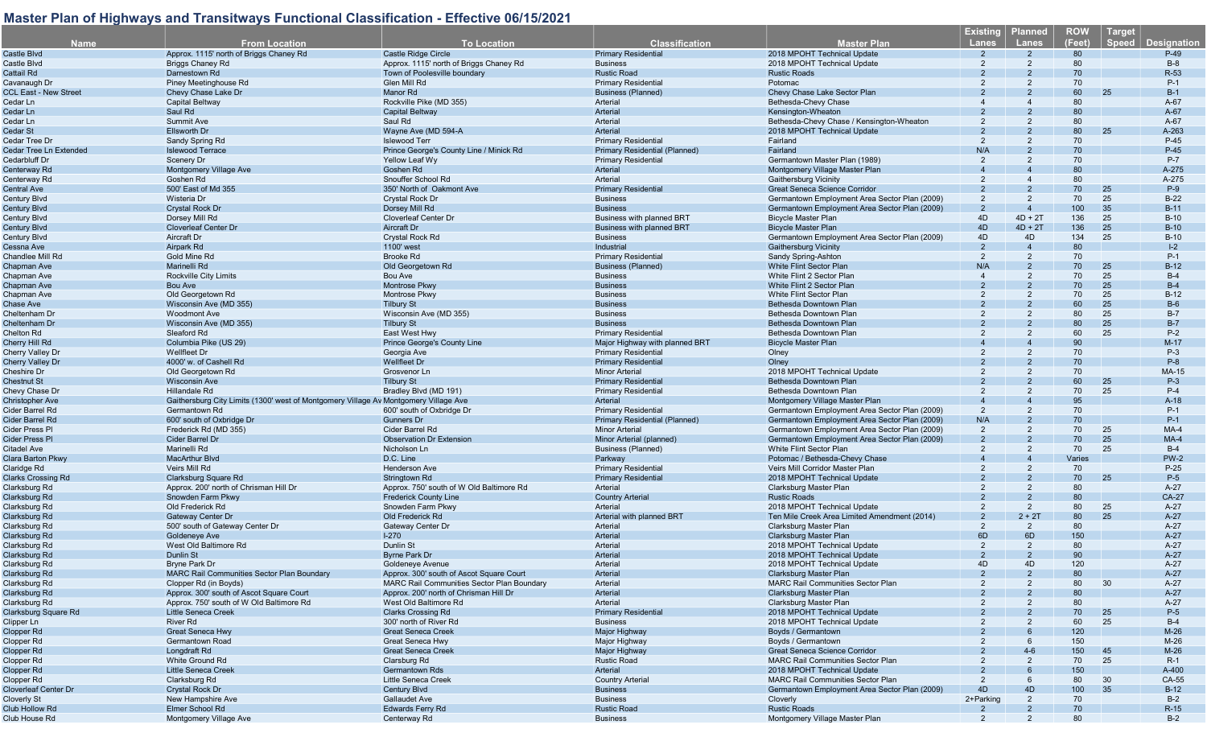## Master Plan of Highways and Transitways Functional Classification - Effective 06/15/2021

| Name | From Location | To Location | Classification | Master Plan | Existing Lanes | Planned Lanes | ROW (Feet) | Target Speed | Designation |
|---|---|---|---|---|---|---|---|---|---|
| Castle Blvd | Approx. 1115' north of Briggs Chaney Rd | Castle Ridge Circle | Primary Residential | 2018 MPOHT Technical Update | 2 | 2 | 80 | | P-49 |
| Castle Blvd | Briggs Chaney Rd | Approx. 1115' north of Briggs Chaney Rd | Business | 2018 MPOHT Technical Update | 2 | 2 | 80 | | B-8 |
| Cattail Rd | Darnestown Rd | Town of Poolesville boundary | Rustic Road | Rustic Roads | 2 | 2 | 70 | | R-53 |
| Cavanaugh Dr | Piney Meetinghouse Rd | Glen Mill Rd | Primary Residential | Potomac | 2 | 2 | 70 | | P-1 |
| CCL East - New Street | Chevy Chase Lake Dr | Manor Rd | Business (Planned) | Chevy Chase Lake Sector Plan | 2 | 2 | 60 | 25 | B-1 |
| Cedar Ln | Capital Beltway | Rockville Pike (MD 355) | Arterial | Bethesda-Chevy Chase | 4 | 4 | 80 | | A-67 |
| Cedar Ln | Saul Rd | Capital Beltway | Arterial | Kensington-Wheaton | 2 | 2 | 80 | | A-67 |
| Cedar Ln | Summit Ave | Saul Rd | Arterial | Bethesda-Chevy Chase / Kensington-Wheaton | 2 | 2 | 80 | | A-67 |
| Cedar St | Ellsworth Dr | Wayne Ave (MD 594-A | Arterial | 2018 MPOHT Technical Update | 2 | 2 | 80 | 25 | A-263 |
| Cedar Tree Dr | Sandy Spring Rd | Islewood Terr | Primary Residential | Fairland | 2 | 2 | 70 | | P-45 |
| Cedar Tree Ln Extended | Islewood Terrace | Prince George's County Line / Minick Rd | Primary Residential (Planned) | Fairland | N/A | 2 | 70 | | P-45 |
| Cedarbluff Dr | Scenery Dr | Yellow Leaf Wy | Primary Residential | Germantown Master Plan (1989) | 2 | 2 | 70 | | P-7 |
| Centerway Rd | Montgomery Village Ave | Goshen Rd | Arterial | Montgomery Village Master Plan | 4 | 4 | 80 | | A-275 |
| Centerway Rd | Goshen Rd | Snouffer School Rd | Arterial | Gaithersburg Vicinity | 2 | 4 | 80 | | A-275 |
| Central Ave | 500' East of Md 355 | 350' North of Oakmont Ave | Primary Residential | Great Seneca Science Corridor | 2 | 2 | 70 | 25 | P-9 |
| Century Blvd | Wisteria Dr | Crystal Rock Dr | Business | Germantown Employment Area Sector Plan (2009) | 2 | 2 | 70 | 25 | B-22 |
| Century Blvd | Crystal Rock Dr | Dorsey Mill Rd | Business | Germantown Employment Area Sector Plan (2009) | 2 | 4 | 100 | 35 | B-11 |
| Century Blvd | Dorsey Mill Rd | Cloverleaf Center Dr | Business with planned BRT | Bicycle Master Plan | 4D | 4D + 2T | 136 | 25 | B-10 |
| Century Blvd | Cloverleaf Center Dr | Aircraft Dr | Business with planned BRT | Bicycle Master Plan | 4D | 4D + 2T | 136 | 25 | B-10 |
| Century Blvd | Aircraft Dr | Crystal Rock Rd | Business | Germantown Employment Area Sector Plan (2009) | 4D | 4D | 134 | 25 | B-10 |
| Cessna Ave | Airpark Rd | 1100' west | Industrial | Gaithersburg Vicinity | 2 | 4 | 80 | | I-2 |
| Chandlee Mill Rd | Gold Mine Rd | Brooke Rd | Primary Residential | Sandy Spring-Ashton | 2 | 2 | 70 | | P-1 |
| Chapman Ave | Marinelli Rd | Old Georgetown Rd | Business (Planned) | White Flint Sector Plan | N/A | 2 | 70 | 25 | B-12 |
| Chapman Ave | Rockville City Limits | Bou Ave | Business | White Flint 2 Sector Plan | 4 | 2 | 70 | 25 | B-4 |
| Chapman Ave | Bou Ave | Montrose Pkwy | Business | White Flint 2 Sector Plan | 2 | 2 | 70 | 25 | B-4 |
| Chapman Ave | Old Georgetown Rd | Montrose Pkwy | Business | White Flint Sector Plan | 2 | 2 | 70 | 25 | B-12 |
| Chase Ave | Wisconsin Ave (MD 355) | Tilbury St | Business | Bethesda Downtown Plan | 2 | 2 | 60 | 25 | B-6 |
| Cheltenham Dr | Woodmont Ave | Wisconsin Ave (MD 355) | Business | Bethesda Downtown Plan | 2 | 2 | 80 | 25 | B-7 |
| Cheltenham Dr | Wisconsin Ave (MD 355) | Tilbury St | Business | Bethesda Downtown Plan | 2 | 2 | 80 | 25 | B-7 |
| Chelton Rd | Sleaford Rd | East West Hwy | Primary Residential | Bethesda Downtown Plan | 2 | 2 | 60 | 25 | P-2 |
| Cherry Hill Rd | Columbia Pike (US 29) | Prince George's County Line | Major Highway with planned BRT | Bicycle Master Plan | 4 | 4 | 90 | | M-17 |
| Cherry Valley Dr | Wellfleet Dr | Georgia Ave | Primary Residential | Olney | 2 | 2 | 70 | | P-3 |
| Cherry Valley Dr | 4000' w. of Cashell Rd | Wellfleet Dr | Primary Residential | Olney | 2 | 2 | 70 | | P-8 |
| Cheshire Dr | Old Georgetown Rd | Grosvenor Ln | Minor Arterial | 2018 MPOHT Technical Update | 2 | 2 | 70 | | MA-15 |
| Chestnut St | Wisconsin Ave | Tilbury St | Primary Residential | Bethesda Downtown Plan | 2 | 2 | 60 | 25 | P-3 |
| Chevy Chase Dr | Hillandale Rd | Bradley Blvd (MD 191) | Primary Residential | Bethesda Downtown Plan | 2 | 2 | 70 | 25 | P-4 |
| Christopher Ave | Gaithersburg City Limits (1300' west of Montgomery Village Av | Montgomery Village Ave | Arterial | Montgomery Village Master Plan | 4 | 4 | 95 | | A-18 |
| Cider Barrel Rd | Germantown Rd | 600' south of Oxbridge Dr | Primary Residential | Germantown Employment Area Sector Plan (2009) | 2 | 2 | 70 | | P-1 |
| Cider Barrel Rd | 600' south of Oxbridge Dr | Gunners Dr | Primary Residential (Planned) | Germantown Employment Area Sector Plan (2009) | N/A | 2 | 70 | | P-1 |
| Cider Press Pl | Frederick Rd (MD 355) | Cider Barrel Rd | Minor Arterial | Germantown Employment Area Sector Plan (2009) | 2 | 2 | 70 | 25 | MA-4 |
| Cider Press Pl | Cider Barrel Dr | Observation Dr Extension | Minor Arterial (planned) | Germantown Employment Area Sector Plan (2009) | 2 | 2 | 70 | 25 | MA-4 |
| Citadel Ave | Marinelli Rd | Nicholson Ln | Business (Planned) | White Flint Sector Plan | 2 | 2 | 70 | 25 | B-4 |
| Clara Barton Pkwy | MacArthur Blvd | D.C. Line | Parkway | Potomac / Bethesda-Chevy Chase | 4 | 4 | Varies | | PW-2 |
| Claridge Rd | Veirs Mill Rd | Henderson Ave | Primary Residential | Veirs Mill Corridor Master Plan | 2 | 2 | 70 | | P-25 |
| Clarks Crossing Rd | Clarksburg Square Rd | Stringtown Rd | Primary Residential | 2018 MPOHT Technical Update | 2 | 2 | 70 | 25 | P-5 |
| Clarksburg Rd | Approx. 200' north of Chrisman Hill Dr | Approx. 750' south of W Old Baltimore Rd | Arterial | Clarksburg Master Plan | 2 | 2 | 80 | | A-27 |
| Clarksburg Rd | Snowden Farm Pkwy | Frederick County Line | Country Arterial | Rustic Roads | 2 | 2 | 80 | | CA-27 |
| Clarksburg Rd | Old Frederick Rd | Snowden Farm Pkwy | Arterial | 2018 MPOHT Technical Update | 2 | 2 | 80 | 25 | A-27 |
| Clarksburg Rd | Gateway Center Dr | Old Frederick Rd | Arterial with planned BRT | Ten Mile Creek Area Limited Amendment (2014) | 2 | 2 + 2T | 80 | 25 | A-27 |
| Clarksburg Rd | 500' south of Gateway Center Dr | Gateway Center Dr | Arterial | Clarksburg Master Plan | 2 | 2 | 80 | | A-27 |
| Clarksburg Rd | Goldeneye Ave | I-270 | Arterial | Clarksburg Master Plan | 6D | 6D | 150 | | A-27 |
| Clarksburg Rd | West Old Baltimore Rd | Dunlin St | Arterial | 2018 MPOHT Technical Update | 2 | 2 | 80 | | A-27 |
| Clarksburg Rd | Dunlin St | Byrne Park Dr | Arterial | 2018 MPOHT Technical Update | 2 | 2 | 90 | | A-27 |
| Clarksburg Rd | Bryne Park Dr | Goldeneye Avenue | Arterial | 2018 MPOHT Technical Update | 4D | 4D | 120 | | A-27 |
| Clarksburg Rd | MARC Rail Communities Sector Plan Boundary | Approx. 300' south of Ascot Square Court | Arterial | Clarksburg Master Plan | 2 | 2 | 80 | | A-27 |
| Clarksburg Rd | Clopper Rd (in Boyds) | MARC Rail Communities Sector Plan Boundary | Arterial | MARC Rail Communities Sector Plan | 2 | 2 | 80 | 30 | A-27 |
| Clarksburg Rd | Approx. 300' south of Ascot Square Court | Approx. 200' north of Chrisman Hill Dr | Arterial | Clarksburg Master Plan | 2 | 2 | 80 | | A-27 |
| Clarksburg Rd | Approx. 750' south of W Old Baltimore Rd | West Old Baltimore Rd | Arterial | Clarksburg Master Plan | 2 | 2 | 80 | | A-27 |
| Clarksburg Square Rd | Little Seneca Creek | Clarks Crossing Rd | Primary Residential | 2018 MPOHT Technical Update | 2 | 2 | 70 | 25 | P-5 |
| Clipper Ln | River Rd | 300' north of River Rd | Business | 2018 MPOHT Technical Update | 2 | 2 | 60 | 25 | B-4 |
| Clopper Rd | Great Seneca Hwy | Great Seneca Creek | Major Highway | Boyds / Germantown | 2 | 6 | 120 | | M-26 |
| Clopper Rd | Germantown Road | Great Seneca Hwy | Major Highway | Boyds / Germantown | 2 | 6 | 150 | | M-26 |
| Clopper Rd | Longdraft Rd | Great Seneca Creek | Major Highway | Great Seneca Science Corridor | 2 | 4-6 | 150 | 45 | M-26 |
| Clopper Rd | White Ground Rd | Clarsburg Rd | Rustic Road | MARC Rail Communities Sector Plan | 2 | 2 | 70 | 25 | R-1 |
| Clopper Rd | Little Seneca Creek | Germantown Rds | Arterial | 2018 MPOHT Technical Update | 2 | 6 | 150 | | A-400 |
| Clopper Rd | Clarksburg Rd | Little Seneca Creek | Country Arterial | MARC Rail Communities Sector Plan | 2 | 6 | 80 | 30 | CA-55 |
| Cloverleaf Center Dr | Crystal Rock Dr | Century Blvd | Business | Germantown Employment Area Sector Plan (2009) | 4D | 4D | 100 | 35 | B-12 |
| Cloverly St | New Hampshire Ave | Gallaudet Ave | Business | Cloverly | 2+Parking | 2 | 70 | | B-2 |
| Club Hollow Rd | Elmer School Rd | Edwards Ferry Rd | Rustic Road | Rustic Roads | 2 | 2 | 70 | | R-15 |
| Club House Rd | Montgomery Village Ave | Centerway Rd | Business | Montgomery Village Master Plan | 2 | 2 | 80 | | B-2 |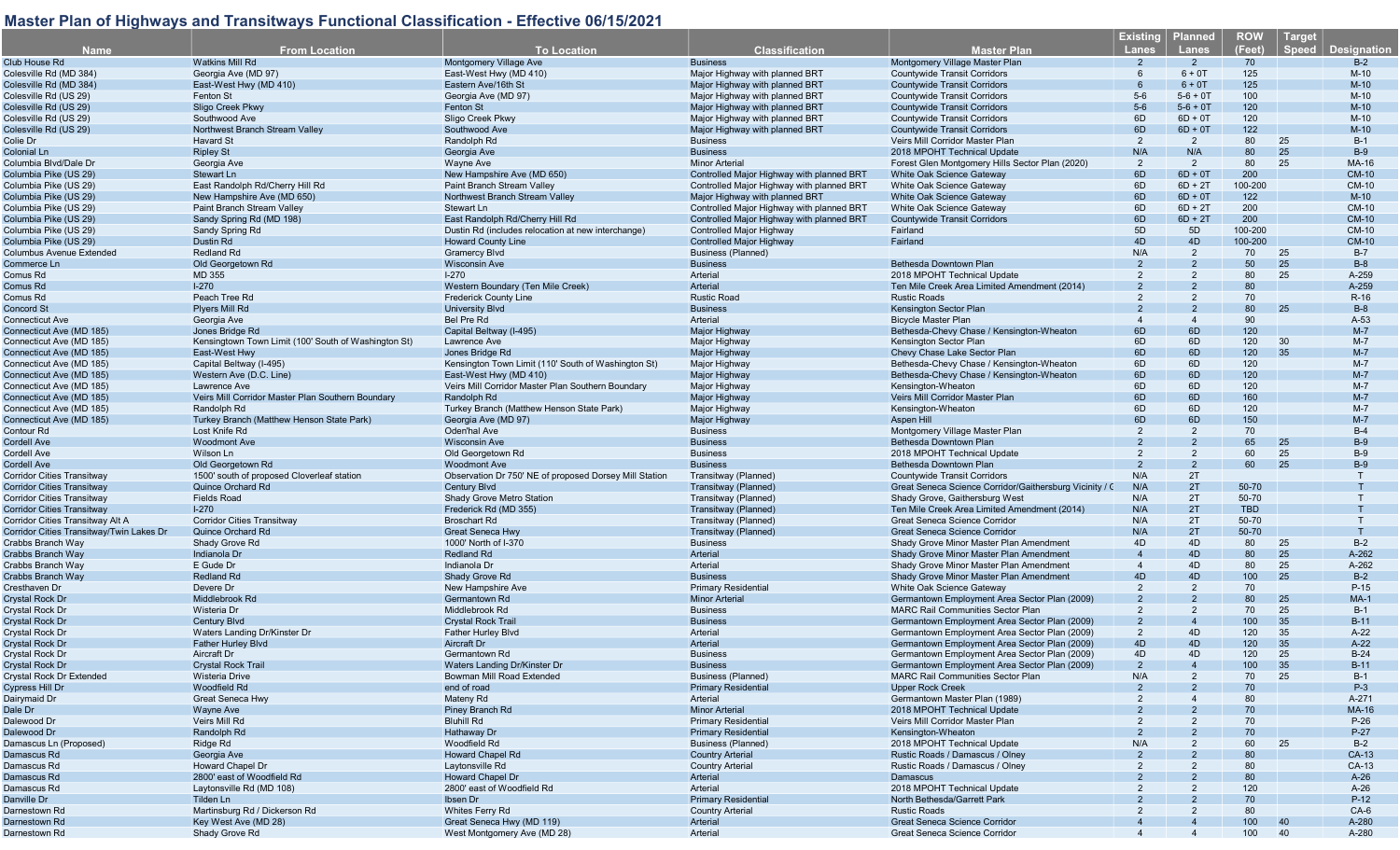# Master Plan of Highways and Transitways Functional Classification - Effective 06/15/2021

| Name | From Location | To Location | Classification | Master Plan | Existing Lanes | Planned Lanes | ROW (Feet) | Target Speed | Designation |
|---|---|---|---|---|---|---|---|---|---|
| Club House Rd | Watkins Mill Rd | Montgomery Village Ave | Business | Montgomery Village Master Plan | 2 | 2 | 70 | | B-2 |
| Colesville Rd (MD 384) | Georgia Ave (MD 97) | East-West Hwy (MD 410) | Major Highway with planned BRT | Countywide Transit Corridors | 6 | 6 + 0T | 125 | | M-10 |
| Colesville Rd (MD 384) | East-West Hwy (MD 410) | Eastern Ave/16th St | Major Highway with planned BRT | Countywide Transit Corridors | 6 | 6 + 0T | 125 | | M-10 |
| Colesville Rd (US 29) | Fenton St | Georgia Ave (MD 97) | Major Highway with planned BRT | Countywide Transit Corridors | 5-6 | 5-6 + 0T | 100 | | M-10 |
| Colesville Rd (US 29) | Sligo Creek Pkwy | Fenton St | Major Highway with planned BRT | Countywide Transit Corridors | 5-6 | 5-6 + 0T | 120 | | M-10 |
| Colesville Rd (US 29) | Southwood Ave | Sligo Creek Pkwy | Major Highway with planned BRT | Countywide Transit Corridors | 6D | 6D + 0T | 120 | | M-10 |
| Colesville Rd (US 29) | Northwest Branch Stream Valley | Southwood Ave | Major Highway with planned BRT | Countywide Transit Corridors | 6D | 6D + 0T | 122 | | M-10 |
| Colie Dr | Havard St | Randolph Rd | Business | Veirs Mill Corridor Master Plan | 2 | 2 | 80 | 25 | B-1 |
| Colonial Ln | Ripley St | Georgia Ave | Business | 2018 MPOHT Technical Update | N/A | N/A | 80 | 25 | B-9 |
| Columbia Blvd/Dale Dr | Georgia Ave | Wayne Ave | Minor Arterial | Forest Glen Montgomery Hills Sector Plan (2020) | 2 | 2 | 80 | 25 | MA-16 |
| Columbia Pike (US 29) | Stewart Ln | New Hampshire Ave (MD 650) | Controlled Major Highway with planned BRT | White Oak Science Gateway | 6D | 6D + 0T | 200 | | CM-10 |
| Columbia Pike (US 29) | East Randolph Rd/Cherry Hill Rd | Paint Branch Stream Valley | Controlled Major Highway with planned BRT | White Oak Science Gateway | 6D | 6D + 2T | 100-200 | | CM-10 |
| Columbia Pike (US 29) | New Hampshire Ave (MD 650) | Northwest Branch Stream Valley | Major Highway with planned BRT | White Oak Science Gateway | 6D | 6D + 0T | 122 | | M-10 |
| Columbia Pike (US 29) | Paint Branch Stream Valley | Stewart Ln | Controlled Major Highway with planned BRT | White Oak Science Gateway | 6D | 6D + 2T | 200 | | CM-10 |
| Columbia Pike (US 29) | Sandy Spring Rd (MD 198) | East Randolph Rd/Cherry Hill Rd | Controlled Major Highway with planned BRT | Countywide Transit Corridors | 6D | 6D + 2T | 200 | | CM-10 |
| Columbia Pike (US 29) | Sandy Spring Rd | Dustin Rd (includes relocation at new interchange) | Controlled Major Highway | Fairland | 5D | 5D | 100-200 | | CM-10 |
| Columbia Pike (US 29) | Dustin Rd | Howard County Line | Controlled Major Highway | Fairland | 4D | 4D | 100-200 | | CM-10 |
| Columbus Avenue Extended | Redland Rd | Gramercy Blvd | Business (Planned) | | N/A | 2 | 70 | 25 | B-7 |
| Commerce Ln | Old Georgetown Rd | Wisconsin Ave | Business | Bethesda Downtown Plan | 2 | 2 | 50 | 25 | B-8 |
| Comus Rd | MD 355 | I-270 | Arterial | 2018 MPOHT Technical Update | 2 | 2 | 80 | 25 | A-259 |
| Comus Rd | I-270 | Western Boundary (Ten Mile Creek) | Arterial | Ten Mile Creek Area Limited Amendment (2014) | 2 | 2 | 80 | | A-259 |
| Comus Rd | Peach Tree Rd | Frederick County Line | Rustic Road | Rustic Roads | 2 | 2 | 70 | | R-16 |
| Concord St | Plyers Mill Rd | University Blvd | Business | Kensington Sector Plan | 2 | 2 | 80 | 25 | B-8 |
| Connecticut Ave | Georgia Ave | Bel Pre Rd | Arterial | Bicycle Master Plan | 4 | 4 | 90 | | A-53 |
| Connecticut Ave (MD 185) | Jones Bridge Rd | Capital Beltway (I-495) | Major Highway | Bethesda-Chevy Chase / Kensington-Wheaton | 6D | 6D | 120 | | M-7 |
| Connecticut Ave (MD 185) | Kensington Town Limit (100' South of Washington St) | Lawrence Ave | Major Highway | Kensington Sector Plan | 6D | 6D | 120 | 30 | M-7 |
| Connecticut Ave (MD 185) | East-West Hwy | Jones Bridge Rd | Major Highway | Chevy Chase Lake Sector Plan | 6D | 6D | 120 | 35 | M-7 |
| Connecticut Ave (MD 185) | Capital Beltway (I-495) | Kensington Town Limit (110' South of Washington St) | Major Highway | Bethesda-Chevy Chase / Kensington-Wheaton | 6D | 6D | 120 | | M-7 |
| Connecticut Ave (MD 185) | Western Ave (D.C. Line) | East-West Hwy (MD 410) | Major Highway | Bethesda-Chevy Chase / Kensington-Wheaton | 6D | 6D | 120 | | M-7 |
| Connecticut Ave (MD 185) | Lawrence Ave | Veirs Mill Corridor Master Plan Southern Boundary | Major Highway | Kensington-Wheaton | 6D | 6D | 120 | | M-7 |
| Connecticut Ave (MD 185) | Veirs Mill Corridor Master Plan Southern Boundary | Randolph Rd | Major Highway | Veirs Mill Corridor Master Plan | 6D | 6D | 160 | | M-7 |
| Connecticut Ave (MD 185) | Randolph Rd | Turkey Branch (Matthew Henson State Park) | Major Highway | Kensington-Wheaton | 6D | 6D | 120 | | M-7 |
| Connecticut Ave (MD 185) | Turkey Branch (Matthew Henson State Park) | Georgia Ave (MD 97) | Major Highway | Aspen Hill | 6D | 6D | 150 | | M-7 |
| Contour Rd | Lost Knife Rd | Oden'hal Ave | Business | Montgomery Village Master Plan | 2 | 2 | 70 | | B-4 |
| Cordell Ave | Woodmont Ave | Wisconsin Ave | Business | Bethesda Downtown Plan | 2 | 2 | 65 | 25 | B-9 |
| Cordell Ave | Wilson Ln | Old Georgetown Rd | Business | 2018 MPOHT Technical Update | 2 | 2 | 60 | 25 | B-9 |
| Cordell Ave | Old Georgetown Rd | Woodmont Ave | Business | Bethesda Downtown Plan | 2 | 2 | 60 | 25 | B-9 |
| Corridor Cities Transitway | 1500' south of proposed Cloverleaf station | Observation Dr 750' NE of proposed Dorsey Mill Station | Transitway (Planned) | Countywide Transit Corridors | N/A | 2T | | | T |
| Corridor Cities Transitway | Quince Orchard Rd | Century Blvd | Transitway (Planned) | Great Seneca Science Corridor/Gaithersburg Vicinity / C | N/A | 2T | 50-70 | | T |
| Corridor Cities Transitway | Fields Road | Shady Grove Metro Station | Transitway (Planned) | Shady Grove, Gaithersburg West | N/A | 2T | 50-70 | | T |
| Corridor Cities Transitway | I-270 | Frederick Rd (MD 355) | Transitway (Planned) | Ten Mile Creek Area Limited Amendment (2014) | N/A | 2T | TBD | | T |
| Corridor Cities Transitway Alt A | Broschart Rd | Corridor Cities Transitway | Transitway (Planned) | Great Seneca Science Corridor | N/A | 2T | 50-70 | | T |
| Corridor Cities Transitway/Twin Lakes Dr | Quince Orchard Rd | Great Seneca Hwy | Transitway (Planned) | Great Seneca Science Corridor | N/A | 2T | 50-70 | | T |
| Crabbs Branch Way | Shady Grove Rd | 1000' North of I-370 | Business | Shady Grove Minor Master Plan Amendment | 4D | 4D | 80 | 25 | B-2 |
| Crabbs Branch Way | Indianola Dr | Redland Rd | Arterial | Shady Grove Minor Master Plan Amendment | 4 | 4D | 80 | 25 | A-262 |
| Crabbs Branch Way | E Gude Dr | Indianola Dr | Arterial | Shady Grove Minor Master Plan Amendment | 4 | 4D | 80 | 25 | A-262 |
| Crabbs Branch Way | Redland Rd | Shady Grove Rd | Business | Shady Grove Minor Master Plan Amendment | 4D | 4D | 100 | 25 | B-2 |
| Cresthaven Dr | Devere Dr | New Hampshire Ave | Primary Residential | White Oak Science Gateway | 2 | 2 | 70 | | P-15 |
| Crystal Rock Dr | Middlebrook Rd | Germantown Rd | Minor Arterial | Germantown Employment Area Sector Plan (2009) | 2 | 2 | 80 | 25 | MA-1 |
| Crystal Rock Dr | Wisteria Dr | Middlebrook Rd | Business | MARC Rail Communities Sector Plan | 2 | 2 | 70 | 25 | B-1 |
| Crystal Rock Dr | Century Blvd | Crystal Rock Trail | Business | Germantown Employment Area Sector Plan (2009) | 2 | 4 | 100 | 35 | B-11 |
| Crystal Rock Dr | Waters Landing Dr/Kinster Dr | Father Hurley Blvd | Arterial | Germantown Employment Area Sector Plan (2009) | 2 | 4D | 120 | 35 | A-22 |
| Crystal Rock Dr | Father Hurley Blvd | Aircraft Dr | Arterial | Germantown Employment Area Sector Plan (2009) | 4D | 4D | 120 | 35 | A-22 |
| Crystal Rock Dr | Aircraft Dr | Germantown Rd | Business | Germantown Employment Area Sector Plan (2009) | 4D | 4D | 120 | 25 | B-24 |
| Crystal Rock Dr | Crystal Rock Trail | Waters Landing Dr/Kinster Dr | Business | Germantown Employment Area Sector Plan (2009) | 2 | 4 | 100 | 35 | B-11 |
| Crystal Rock Dr Extended | Wisteria Drive | Bowman Mill Road Extended | Business (Planned) | MARC Rail Communities Sector Plan | N/A | 2 | 70 | 25 | B-1 |
| Cypress Hill Dr | Woodfield Rd | end of road | Primary Residential | Upper Rock Creek | 2 | 2 | 70 | | P-3 |
| Dairymaid Dr | Great Seneca Hwy | Mateny Rd | Arterial | Germantown Master Plan (1989) | 2 | 4 | 80 | | A-271 |
| Dale Dr | Wayne Ave | Piney Branch Rd | Minor Arterial | 2018 MPOHT Technical Update | 2 | 2 | 70 | | MA-16 |
| Dalewood Dr | Veirs Mill Rd | Bluhill Rd | Primary Residential | Veirs Mill Corridor Master Plan | 2 | 2 | 70 | | P-26 |
| Dalewood Dr | Randolph Rd | Hathaway Dr | Primary Residential | Kensington-Wheaton | 2 | 2 | 70 | | P-27 |
| Damascus Ln (Proposed) | Ridge Rd | Woodfield Rd | Business (Planned) | 2018 MPOHT Technical Update | N/A | 2 | 60 | 25 | B-2 |
| Damascus Rd | Georgia Ave | Howard Chapel Rd | Country Arterial | Rustic Roads / Damascus / Olney | 2 | 2 | 80 | | CA-13 |
| Damascus Rd | Howard Chapel Dr | Laytonsville Rd | Country Arterial | Rustic Roads / Damascus / Olney | 2 | 2 | 80 | | CA-13 |
| Damascus Rd | 2800' east of Woodfield Rd | Howard Chapel Dr | Arterial | Damascus | 2 | 2 | 80 | | A-26 |
| Damascus Rd | Laytonsville Rd (MD 108) | 2800' east of Woodfield Rd | Arterial | 2018 MPOHT Technical Update | 2 | 2 | 120 | | A-26 |
| Danville Dr | Tilden Ln | Ibsen Dr | Primary Residential | North Bethesda/Garrett Park | 2 | 2 | 70 | | P-12 |
| Darnestown Rd | Martinsburg Rd / Dickerson Rd | Whites Ferry Rd | Country Arterial | Rustic Roads | 2 | 2 | 80 | | CA-6 |
| Darnestown Rd | Key West Ave (MD 28) | Great Seneca Hwy (MD 119) | Arterial | Great Seneca Science Corridor | 4 | 4 | 100 | 40 | A-280 |
| Darnestown Rd | Shady Grove Rd | West Montgomery Ave (MD 28) | Arterial | Great Seneca Science Corridor | 4 | 4 | 100 | 40 | A-280 |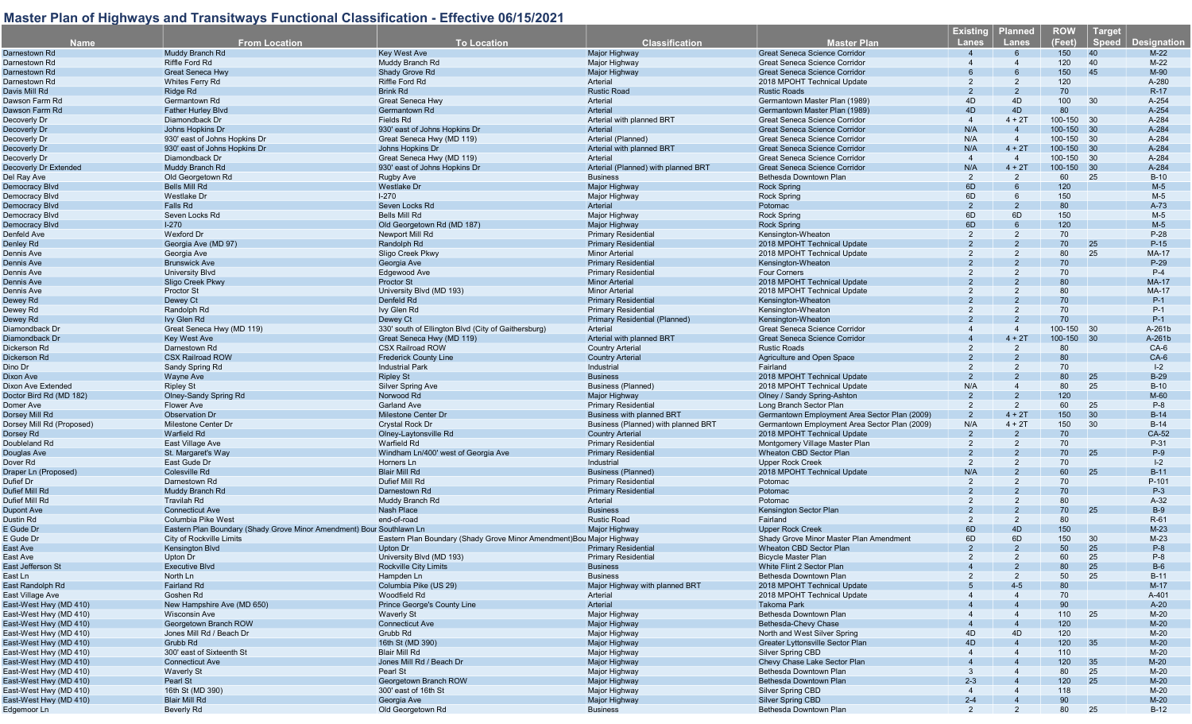## Master Plan of Highways and Transitways Functional Classification - Effective 06/15/2021

| Name | From Location | To Location | Classification | Master Plan | Existing Lanes | Planned Lanes | ROW (Feet) | Target Speed | Designation |
|---|---|---|---|---|---|---|---|---|---|
| Darnestown Rd | Muddy Branch Rd | Key West Ave | Major Highway | Great Seneca Science Corridor | 4 | 6 | 150 | 40 | M-22 |
| Darnestown Rd | Riffle Ford Rd | Muddy Branch Rd | Major Highway | Great Seneca Science Corridor | 4 | 4 | 120 | 40 | M-22 |
| Darnestown Rd | Great Seneca Hwy | Shady Grove Rd | Major Highway | Great Seneca Science Corridor | 6 | 6 | 150 | 45 | M-90 |
| Darnestown Rd | Whites Ferry Rd | Riffle Ford Rd | Arterial | 2018 MPOHT Technical Update | 2 | 2 | 120 | | A-280 |
| Davis Mill Rd | Ridge Rd | Brink Rd | Rustic Road | Rustic Roads | 2 | 2 | 70 | | R-17 |
| Dawson Farm Rd | Germantown Rd | Great Seneca Hwy | Arterial | Germantown Master Plan (1989) | 4D | 4D | 100 | 30 | A-254 |
| Dawson Farm Rd | Father Hurley Blvd | Germantown Rd | Arterial | Germantown Master Plan (1989) | 4D | 4D | 80 | | A-254 |
| Decoverly Dr | Diamondback Dr | Fields Rd | Arterial with planned BRT | Great Seneca Science Corridor | 4 | 4 + 2T | 100-150 | 30 | A-284 |
| Decoverly Dr | Johns Hopkins Dr | 930' east of Johns Hopkins Dr | Arterial | Great Seneca Science Corridor | N/A | 4 | 100-150 | 30 | A-284 |
| Decoverly Dr | 930' east of Johns Hopkins Dr | Great Seneca Hwy (MD 119) | Arterial (Planned) | Great Seneca Science Corridor | N/A | 4 | 100-150 | 30 | A-284 |
| Decoverly Dr | 930' east of Johns Hopkins Dr | Johns Hopkins Dr | Arterial with planned BRT | Great Seneca Science Corridor | N/A | 4 + 2T | 100-150 | 30 | A-284 |
| Decoverly Dr | Diamondback Dr | Great Seneca Hwy (MD 119) | Arterial | Great Seneca Science Corridor | 4 | 4 | 100-150 | 30 | A-284 |
| Decoverly Dr Extended | Muddy Branch Rd | 930' east of Johns Hopkins Dr | Arterial (Planned) with planned BRT | Great Seneca Science Corridor | N/A | 4 + 2T | 100-150 | 30 | A-284 |
| Del Ray Ave | Old Georgetown Rd | Rugby Ave | Business | Bethesda Downtown Plan | 2 | 2 | 60 | 25 | B-10 |
| Democracy Blvd | Bells Mill Rd | Westlake Dr | Major Highway | Rock Spring | 6D | 6 | 120 | | M-5 |
| Democracy Blvd | Westlake Dr | I-270 | Major Highway | Rock Spring | 6D | 6 | 150 | | M-5 |
| Democracy Blvd | Falls Rd | Seven Locks Rd | Arterial | Potomac | 2 | 2 | 80 | | A-73 |
| Democracy Blvd | Seven Locks Rd | Bells Mill Rd | Major Highway | Rock Spring | 6D | 6D | 150 | | M-5 |
| Democracy Blvd | I-270 | Old Georgetown Rd (MD 187) | Major Highway | Rock Spring | 6D | 6 | 120 | | M-5 |
| Denfeld Ave | Wexford Dr | Newport Mill Rd | Primary Residential | Kensington-Wheaton | 2 | 2 | 70 | | P-28 |
| Denley Rd | Georgia Ave (MD 97) | Randolph Rd | Primary Residential | 2018 MPOHT Technical Update | 2 | 2 | 70 | 25 | P-15 |
| Dennis Ave | Georgia Ave | Sligo Creek Pkwy | Minor Arterial | 2018 MPOHT Technical Update | 2 | 2 | 80 | 25 | MA-17 |
| Dennis Ave | Brunswick Ave | Georgia Ave | Primary Residential | Kensington-Wheaton | 2 | 2 | 70 | | P-29 |
| Dennis Ave | University Blvd | Edgewood Ave | Primary Residential | Four Corners | 2 | 2 | 70 | | P-4 |
| Dennis Ave | Sligo Creek Pkwy | Proctor St | Minor Arterial | 2018 MPOHT Technical Update | 2 | 2 | 80 | | MA-17 |
| Dennis Ave | Proctor St | University Blvd (MD 193) | Minor Arterial | 2018 MPOHT Technical Update | 2 | 2 | 80 | | MA-17 |
| Dewey Rd | Dewey Ct | Denfeld Rd | Primary Residential | Kensington-Wheaton | 2 | 2 | 70 | | P-1 |
| Dewey Rd | Randolph Rd | Ivy Glen Rd | Primary Residential | Kensington-Wheaton | 2 | 2 | 70 | | P-1 |
| Dewey Rd | Ivy Glen Rd | Dewey Ct | Primary Residential (Planned) | Kensington-Wheaton | 2 | 2 | 70 | | P-1 |
| Diamondback Dr | Great Seneca Hwy (MD 119) | 330' south of Ellington Blvd (City of Gaithersburg) | Arterial | Great Seneca Science Corridor | 4 | 4 | 100-150 | 30 | A-261b |
| Diamondback Dr | Key West Ave | Great Seneca Hwy (MD 119) | Arterial with planned BRT | Great Seneca Science Corridor | 4 | 4 + 2T | 100-150 | 30 | A-261b |
| Dickerson Rd | Darnestown Rd | CSX Railroad ROW | Country Arterial | Rustic Roads | 2 | 2 | 80 | | CA-6 |
| Dickerson Rd | CSX Railroad ROW | Frederick County Line | Country Arterial | Agriculture and Open Space | 2 | 2 | 80 | | CA-6 |
| Dino Dr | Sandy Spring Rd | Industrial Park | Industrial | Fairland | 2 | 2 | 70 | | I-2 |
| Dixon Ave | Wayne Ave | Ripley St | Business | 2018 MPOHT Technical Update | 2 | 2 | 80 | 25 | B-29 |
| Dixon Ave Extended | Ripley St | Silver Spring Ave | Business (Planned) | 2018 MPOHT Technical Update | N/A | 4 | 80 | 25 | B-10 |
| Doctor Bird Rd (MD 182) | Olney-Sandy Spring Rd | Norwood Rd | Major Highway | Olney / Sandy Spring-Ashton | 2 | 2 | 120 | | M-60 |
| Domer Ave | Flower Ave | Garland Ave | Primary Residential | Long Branch Sector Plan | 2 | 2 | 60 | 25 | P-8 |
| Dorsey Mill Rd | Observation Dr | Milestone Center Dr | Business with planned BRT | Germantown Employment Area Sector Plan (2009) | 2 | 4 + 2T | 150 | 30 | B-14 |
| Dorsey Mill Rd (Proposed) | Milestone Center Dr | Crystal Rock Dr | Business (Planned) with planned BRT | Germantown Employment Area Sector Plan (2009) | N/A | 4 + 2T | 150 | 30 | B-14 |
| Dorsey Rd | Warfield Rd | Olney-Laytonsville Rd | Country Arterial | 2018 MPOHT Technical Update | 2 | 2 | 70 | | CA-52 |
| Doubleland Rd | East Village Ave | Warfield Rd | Primary Residential | Montgomery Village Master Plan | 2 | 2 | 70 | | P-31 |
| Douglas Ave | St. Margaret's Way | Windham Ln/400' west of Georgia Ave | Primary Residential | Wheaton CBD Sector Plan | 2 | 2 | 70 | 25 | P-9 |
| Dover Rd | East Gude Dr | Horners Ln | Industrial | Upper Rock Creek | 2 | 2 | 70 | | I-2 |
| Draper Ln (Proposed) | Colesville Rd | Blair Mill Rd | Business (Planned) | 2018 MPOHT Technical Update | N/A | 2 | 60 | 25 | B-11 |
| Dufief Dr | Darnestown Rd | Dufief Mill Rd | Primary Residential | Potomac | 2 | 2 | 70 | | P-101 |
| Dufief Mill Rd | Muddy Branch Rd | Darnestown Rd | Primary Residential | Potomac | 2 | 2 | 70 | | P-3 |
| Dufief Mill Rd | Travilah Rd | Muddy Branch Rd | Arterial | Potomac | 2 | 2 | 80 | | A-32 |
| Dupont Ave | Connecticut Ave | Nash Place | Business | Kensington Sector Plan | 2 | 2 | 70 | 25 | B-9 |
| Dustin Rd | Columbia Pike West | end-of-road | Rustic Road | Fairland | 2 | 2 | 80 | | R-61 |
| E Gude Dr | Eastern Plan Boundary (Shady Grove Minor Amendment) Boun | Southlawn Ln | Major Highway | Upper Rock Creek | 6D | 4D | 150 | | M-23 |
| E Gude Dr | City of Rockville Limits | Eastern Plan Boundary (Shady Grove Minor Amendment)Bou | Major Highway | Shady Grove Minor Master Plan Amendment | 6D | 6D | 150 | 30 | M-23 |
| East Ave | Kensington Blvd | Upton Dr | Primary Residential | Wheaton CBD Sector Plan | 2 | 2 | 50 | 25 | P-8 |
| East Ave | Upton Dr | University Blvd (MD 193) | Primary Residential | Bicycle Master Plan | 2 | 2 | 60 | 25 | P-8 |
| East Jefferson St | Executive Blvd | Rockville City Limits | Business | White Flint 2 Sector Plan | 4 | 2 | 80 | 25 | B-6 |
| East Ln | North Ln | Hampden Ln | Business | Bethesda Downtown Plan | 2 | 2 | 50 | 25 | B-11 |
| East Randolph Rd | Fairland Rd | Columbia Pike (US 29) | Major Highway with planned BRT | 2018 MPOHT Technical Update | 5 | 4-5 | 80 | | M-17 |
| East Village Ave | Goshen Rd | Woodfield Rd | Arterial | 2018 MPOHT Technical Update | 4 | 4 | 70 | | A-401 |
| East-West Hwy (MD 410) | New Hampshire Ave (MD 650) | Prince George's County Line | Arterial | Takoma Park | 4 | 4 | 90 | | A-20 |
| East-West Hwy (MD 410) | Wisconsin Ave | Waverly St | Major Highway | Bethesda Downtown Plan | 4 | 4 | 110 | 25 | M-20 |
| East-West Hwy (MD 410) | Georgetown Branch ROW | Connecticut Ave | Major Highway | Bethesda-Chevy Chase | 4 | 4 | 120 | | M-20 |
| East-West Hwy (MD 410) | Jones Mill Rd / Beach Dr | Grubb Rd | Major Highway | North and West Silver Spring | 4D | 4D | 120 | | M-20 |
| East-West Hwy (MD 410) | Grubb Rd | 16th St (MD 390) | Major Highway | Greater Lyttonsville Sector Plan | 4D | 4 | 120 | 35 | M-20 |
| East-West Hwy (MD 410) | 300' east of Sixteenth St | Blair Mill Rd | Major Highway | Silver Spring CBD | 4 | 4 | 110 | | M-20 |
| East-West Hwy (MD 410) | Connecticut Ave | Jones Mill Rd / Beach Dr | Major Highway | Chevy Chase Lake Sector Plan | 4 | 4 | 120 | 35 | M-20 |
| East-West Hwy (MD 410) | Waverly St | Pearl St | Major Highway | Bethesda Downtown Plan | 3 | 4 | 80 | 25 | M-20 |
| East-West Hwy (MD 410) | Pearl St | Georgetown Branch ROW | Major Highway | Bethesda Downtown Plan | 2-3 | 4 | 120 | 25 | M-20 |
| East-West Hwy (MD 410) | 16th St (MD 390) | 300' east of 16th St | Major Highway | Silver Spring CBD | 4 | 4 | 118 | | M-20 |
| East-West Hwy (MD 410) | Blair Mill Rd | Georgia Ave | Major Highway | Silver Spring CBD | 2-4 | 4 | 90 | | M-20 |
| Edgemoor Ln | Beverly Rd | Old Georgetown Rd | Business | Bethesda Downtown Plan | 2 | 2 | 80 | 25 | B-12 |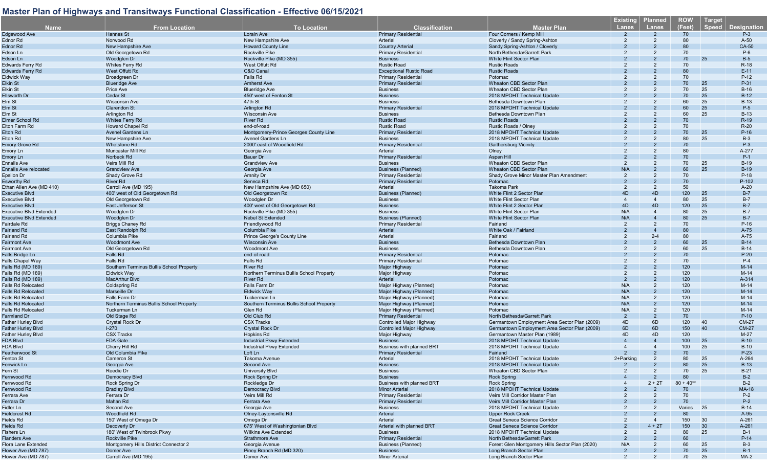# Master Plan of Highways and Transitways Functional Classification - Effective 06/15/2021

| Name | From Location | To Location | Classification | Master Plan | Existing Lanes | Planned Lanes | ROW (Feet) | Target Speed | Designation |
|---|---|---|---|---|---|---|---|---|---|
| Edgewood Ave | Hannes St | Lorain Ave | Primary Residential | Four Corners / Kemp Mill | 2 | 2 | 70 | | P-3 |
| Ednor Rd | Norwood Rd | New Hampshire Ave | Arterial | Cloverly / Sandy Spring-Ashton | 2 | 2 | 80 | | A-50 |
| Ednor Rd | New Hampshire Ave | Howard County Line | Country Arterial | Sandy Spring-Ashton / Cloverly | 2 | 2 | 80 | | CA-50 |
| Edson Ln | Old Georgetown Rd | Rockville Pike | Primary Residential | North Bethesda/Garrett Park | 2 | 2 | 70 | | P-6 |
| Edson Ln | Woodglen Dr | Rockville Pike (MD 355) | Business | White Flint Sector Plan | 2 | 2 | 70 | 25 | B-5 |
| Edwards Ferry Rd | Whites Ferry Rd | West Offutt Rd | Rustic Road | Rustic Roads | 2 | 2 | 70 | | R-18 |
| Edwards Ferry Rd | West Offutt Rd | C&O Canal | Exceptional Rustic Road | Rustic Roads | 2 | 2 | 80 | | E-11 |
| Eldwick Way | Broadgreen Dr | Falls Rd | Primary Residential | Potomac | 2 | 2 | 70 | | P-12 |
| Elkin St | Blueridge Ave | Amherst Ave | Primary Residential | Wheaton CBD Sector Plan | 2 | 2 | 70 | 25 | P-31 |
| Elkin St | Price Ave | Blueridge Ave | Business | Wheaton CBD Sector Plan | 2 | 2 | 70 | 25 | B-16 |
| Ellsworth Dr | Cedar St | 450' west of Fenton St | Business | 2018 MPOHT Technical Update | 2 | 2 | 70 | 25 | B-12 |
| Elm St | Wisconsin Ave | 47th St | Business | Bethesda Downtown Plan | 2 | 2 | 60 | 25 | B-13 |
| Elm St | Clarendon St | Arlington Rd | Primary Residential | 2018 MPOHT Technical Update | 2 | 2 | 60 | 25 | P-5 |
| Elm St | Arlington Rd | Wisconsin Ave | Business | Bethesda Downtown Plan | 2 | 2 | 60 | 25 | B-13 |
| Elmer School Rd | Whites Ferry Rd | River Rd | Rustic Road | Rustic Roads | 2 | 2 | 70 | | R-19 |
| Elton Farm Rd | Howard Chapel Rd | end-of-road | Rustic Road | Rustic Roads / Olney | 2 | 2 | 70 | | R-20 |
| Elton Rd | Avenel Gardens Ln | Montgomery-Prince Georges County Line | Primary Residential | 2018 MPOHT Technical Update | 2 | 2 | 70 | 25 | P-16 |
| Elton Rd | New Hampshire Ave | Avenel Gardens Ln | Business | 2018 MPOHT Technical Update | 2 | 2 | 80 | 25 | B-3 |
| Emory Grove Rd | Whetstone Rd | 2000' east of Woodfield Rd | Primary Residential | Gaithersburg Vicinity | 2 | 2 | 70 | | P-3 |
| Emory Ln | Muncaster Mill Rd | Georgia Ave | Arterial | Olney | 2 | 2 | 80 | | A-277 |
| Emory Ln | Norbeck Rd | Bauer Dr | Primary Residential | Aspen Hill | 2 | 2 | 70 | | P-1 |
| Ennalls Ave | Veirs Mill Rd | Grandview Ave | Business | Wheaton CBD Sector Plan | 2 | 2 | 70 | 25 | B-19 |
| Ennalls Ave relocated | Grandview Ave | Georgia Ave | Business (Planned) | Wheaton CBD Sector Plan | N/A | 2 | 60 | 25 | B-19 |
| Epsilon Dr | Shady Grove Rd | Amnity Dr | Primary Residential | Shady Grove Minor Master Plan Amendment | 2 | 2 | 70 | | P-18 |
| Esworthy Rd | River Rd | Seneca Rd | Primary Residential | Potomac | 2 | 2 | 70 | | P-102 |
| Ethan Allen Ave (MD 410) | Carroll Ave (MD 195) | New Hampshire Ave (MD 650) | Arterial | Takoma Park | 2 | 2 | 50 | | A-20 |
| Executive Blvd | 400' west of Old Georgetown Rd | Old Georgetown Rd | Business (Planned) | White Flint 2 Sector Plan | 4D | 4D | 120 | 25 | B-7 |
| Executive Blvd | Old Georgetown Rd | Woodglen Dr | Business | White Flint Sector Plan | 4 | 4 | 80 | 25 | B-7 |
| Executive Blvd | East Jefferson St | 400' west of Old Georgetown Rd | Business | White Flint 2 Sector Plan | 4D | 4D | 120 | 25 | B-7 |
| Executive Blvd Extended | Woodglen Dr | Rockville Pike (MD 355) | Business | White Flint Sector Plan | N/A | 4 | 80 | 25 | B-7 |
| Executive Blvd Extended | Woodglen Dr | Nebel St Extended | Business (Planned) | White Flint Sector Plan | N/A | 4 | 80 | 25 | B-7 |
| Fairdale Rd | Briggs Chaney Rd | Friendlywood Rd | Primary Residential | Fairland | 2 | 2 | 70 | | P-16 |
| Fairland Rd | East Randolph Rd | Columbia Pike | Arterial | White Oak / Fairland | 2 | 4 | 80 | | A-75 |
| Fairland Rd | Columbia Pike | Prince George's County Line | Arterial | Fairland | 2 | 2-4 | 80 | | A-75 |
| Fairmont Ave | Woodmont Ave | Wisconsin Ave | Business | Bethesda Downtown Plan | 2 | 2 | 60 | 25 | B-14 |
| Fairmont Ave | Old Georgetown Rd | Woodmont Ave | Business | Bethesda Downtown Plan | 2 | 2 | 60 | 25 | B-14 |
| Falls Bridge Ln | Falls Rd | end-of-road | Primary Residential | Potomac | 2 | 2 | 70 | | P-20 |
| Falls Chapel Way | Falls Rd | Falls Rd | Primary Residential | Potomac | 2 | 2 | 70 | | P-4 |
| Falls Rd (MD 189) | Southern Terminus Bullis School Property | River Rd | Major Highway | Potomac | 2 | 2 | 120 | | M-14 |
| Falls Rd (MD 189) | Eldwick Way | Northern Terminus Bullis School Property | Major Highway | Potomac | 2 | 2 | 120 | | M-14 |
| Falls Rd (MD 189) | MacArthur Blvd | River Rd | Arterial | Potomac | 2 | 2 | 120 | | A-314 |
| Falls Rd Relocated | Coldspring Rd | Falls Farm Dr | Major Highway (Planned) | Potomac | N/A | 2 | 120 | | M-14 |
| Falls Rd Relocated | Marseille Dr | Eldwick Way | Major Highway (Planned) | Potomac | N/A | 2 | 120 | | M-14 |
| Falls Rd Relocated | Falls Farm Dr | Tuckerman Ln | Major Highway (Planned) | Potomac | N/A | 2 | 120 | | M-14 |
| Falls Rd Relocated | Northern Terminus Bullis School Property | Southern Terminus Bullis School Property | Major Highway (Planned) | Potomac | N/A | 2 | 120 | | M-14 |
| Falls Rd Relocated | Tuckerman Ln | Glen Rd | Major Highway (Planned) | Potomac | N/A | 2 | 120 | | M-14 |
| Farmland Dr | Old Stage Rd | Old Club Rd | Primary Residential | North Bethesda/Garrett Park | 2 | 2 | 70 | | P-10 |
| Father Hurley Blvd | Crystal Rock Dr | CSX Tracks | Controlled Major Highway | Germantown Employment Area Sector Plan (2009) | 4D | 6D | 120 | 40 | CM-27 |
| Father Hurley Blvd | I-270 | Crystal Rock Dr | Controlled Major Highway | Germantown Employment Area Sector Plan (2009) | 6D | 6D | 150 | 40 | CM-27 |
| Father Hurley Blvd | CSX Tracks | Hopkins Rd | Major Highway | Germantown Master Plan (1989) | 4D | 4D | 120 | | M-27 |
| FDA Blvd | FDA Gate | Industrial Pkwy Extended | Business | 2018 MPOHT Technical Update | 4 | 4 | 100 | 25 | B-10 |
| FDA Blvd | Cherry Hill Rd | Industrial Pkwy Extended | Business with planned BRT | 2018 MPOHT Technical Update | 4 | 4 | 100 | 25 | B-10 |
| Featherwood St | Old Columbia Pike | Loft Ln | Primary Residential | Fairland | 2 | 2 | 70 | | P-23 |
| Fenton St | Cameron St | Takoma Avenue | Arterial | 2018 MPOHT Technical Update | 2+Parking | 2 | 80 | 25 | A-264 |
| Fenwick Ln | Georgia Ave | Second Ave | Business | 2018 MPOHT Technical Update | 2 | 2 | 80 | 25 | B-13 |
| Fern St | Reedie Dr | University Blvd | Business | Wheaton CBD Sector Plan | 2 | 2 | 70 | 25 | B-21 |
| Fernwood Rd | Democracy Blvd | Rock Spring Dr | Business | Rock Spring | 4 | 2 | 80 | | B-2 |
| Fernwood Rd | Rock Spring Dr | Rockledge Dr | Business with planned BRT | Rock Spring | 4 | 2 + 2T | 80 + 40** | | B-2 |
| Fernwood Rd | Bradley Blvd | Democracy Blvd | Minor Arterial | 2018 MPOHT Technical Update | 2 | 2 | 70 | | MA-18 |
| Ferrara Ave | Ferrara Dr | Veirs Mill Rd | Primary Residential | Veirs Mill Corridor Master Plan | 2 | 2 | 70 | | P-2 |
| Ferrara Dr | Mahan Rd | Ferrara Ave | Primary Residential | Veirs Mill Corridor Master Plan | 2 | 2 | 70 | | P-2 |
| Fidler Ln | Second Ave | Georgia Ave | Business | 2018 MPOHT Technical Update | 2 | 2 | Varies | 25 | B-14 |
| Fieldcrest Rd | Woodfield Rd | Olney-Laytonsville Rd | Arterial | Upper Rock Creek | 2 | 2 | 80 | | A-95 |
| Fields Rd | 150' West of Omega Dr | Omega Dr | Arterial | Great Seneca Science Corridor | 2 | 4 | 150 | 30 | A-261 |
| Fields Rd | Decoverly Dr | 675' West of Washingtonian Blvd | Arterial with planned BRT | Great Seneca Science Corridor | 2 | 4 + 2T | 150 | 30 | A-261 |
| Fishers Ln | 180' West of Twinbrook Pkwy | Wilkins Ave Extended | Business | 2018 MPOHT Technical Update | 2 | 2 | 80 | 25 | B-1 |
| Flanders Ave | Rockville Pike | Strathmore Ave | Primary Residential | North Bethesda/Garrett Park | 2 | 2 | 60 | | P-14 |
| Flora Lane Extended | Montgomery Hills District Connector 2 | Georgia Avenue | Business (Planned) | Forest Glen Montgomery Hills Sector Plan (2020) | N/A | 2 | 60 | 25 | B-3 |
| Flower Ave (MD 787) | Domer Ave | Piney Branch Rd (MD 320) | Business | Long Branch Sector Plan | 2 | 2 | 70 | 25 | B-1 |
| Flower Ave (MD 787) | Carroll Ave (MD 195) | Domer Ave | Minor Arterial | Long Branch Sector Plan | 2 | 2 | 70 | 25 | MA-2 |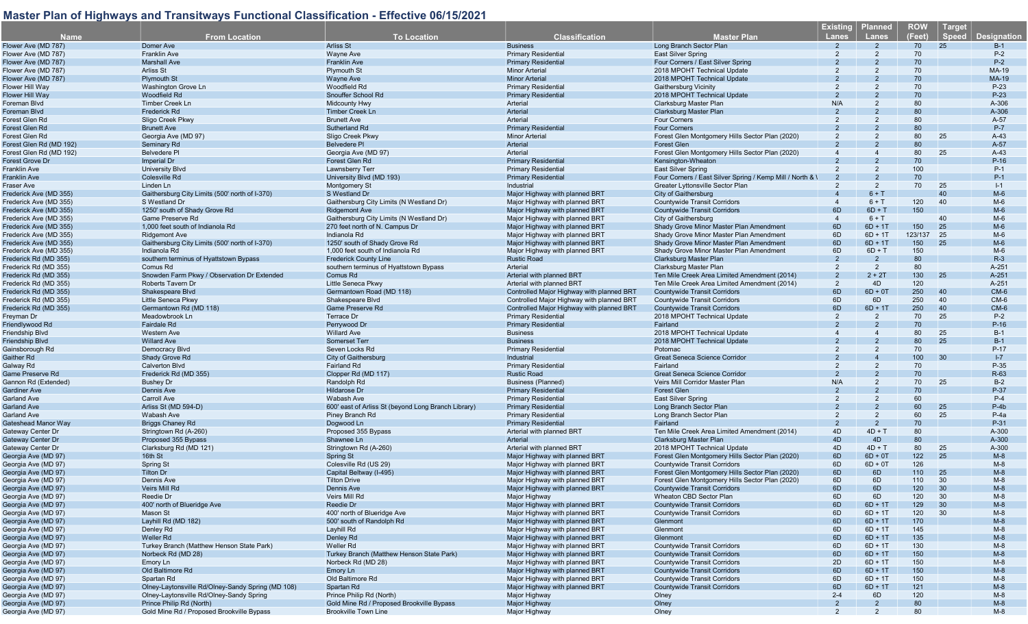# Master Plan of Highways and Transitways Functional Classification - Effective 06/15/2021

| Name | From Location | To Location | Classification | Master Plan | Existing Lanes | Planned Lanes | ROW (Feet) | Target Speed | Designation |
|---|---|---|---|---|---|---|---|---|---|
| Flower Ave (MD 787) | Domer Ave | Arliss St | Business | Long Branch Sector Plan | 2 | 2 | 70 | 25 | B-1 |
| Flower Ave (MD 787) | Franklin Ave | Wayne Ave | Primary Residential | East Silver Spring | 2 | 2 | 70 | | P-2 |
| Flower Ave (MD 787) | Marshall Ave | Franklin Ave | Primary Residential | Four Corners / East Silver Spring | 2 | 2 | 70 | | P-2 |
| Flower Ave (MD 787) | Arliss St | Plymouth St | Minor Arterial | 2018 MPOHT Technical Update | 2 | 2 | 70 | | MA-19 |
| Flower Ave (MD 787) | Plymouth St | Wayne Ave | Minor Arterial | 2018 MPOHT Technical Update | 2 | 2 | 70 | | MA-19 |
| Flower Hill Way | Washington Grove Ln | Woodfield Rd | Primary Residential | Gaithersburg Vicinity | 2 | 2 | 70 | | P-23 |
| Flower Hill Way | Woodfield Rd | Snouffer School Rd | Primary Residential | 2018 MPOHT Technical Update | 2 | 2 | 70 | | P-23 |
| Foreman Blvd | Timber Creek Ln | Midcounty Hwy | Arterial | Clarksburg Master Plan | N/A | 2 | 80 | | A-306 |
| Foreman Blvd | Frederick Rd | Timber Creek Ln | Arterial | Clarksburg Master Plan | 2 | 2 | 80 | | A-306 |
| Forest Glen Rd | Sligo Creek Pkwy | Brunett Ave | Arterial | Four Corners | 2 | 2 | 80 | | A-57 |
| Forest Glen Rd | Brunett Ave | Sutherland Rd | Primary Residential | Four Corners | 2 | 2 | 80 | | P-7 |
| Forest Glen Rd | Georgia Ave (MD 97) | Sligo Creek Pkwy | Minor Arterial | Forest Glen Montgomery Hills Sector Plan (2020) | 2 | 2 | 80 | 25 | A-43 |
| Forest Glen Rd (MD 192) | Seminary Rd | Belvedere Pl | Arterial | Forest Glen | 2 | 2 | 80 | | A-57 |
| Forest Glen Rd (MD 192) | Belvedere Pl | Georgia Ave (MD 97) | Arterial | Forest Glen Montgomery Hills Sector Plan (2020) | 4 | 4 | 80 | 25 | A-43 |
| Forest Grove Dr | Imperial Dr | Forest Glen Rd | Primary Residential | Kensington-Wheaton | 2 | 2 | 70 | | P-16 |
| Franklin Ave | University Blvd | Lawnsberry Terr | Primary Residential | East Silver Spring | 2 | 2 | 100 | | P-1 |
| Franklin Ave | Colesville Rd | University Blvd (MD 193) | Primary Residential | Four Corners / East Silver Spring / Kemp Mill / North & \ | 2 | 2 | 70 | | P-1 |
| Fraser Ave | Linden Ln | Montgomery St | Industrial | Greater Lyttonsville Sector Plan | 2 | 2 | 70 | 25 | I-1 |
| Frederick Ave (MD 355) | Gaithersburg City Limits (500' north of I-370) | S Westland Dr | Major Highway with planned BRT | City of Gaithersburg | 4 | 6 + T | | 40 | M-6 |
| Frederick Ave (MD 355) | S Westland Dr | Gaithersburg City Limits (N Westland Dr) | Major Highway with planned BRT | Countywide Transit Corridors | 4 | 6 + T | 120 | 40 | M-6 |
| Frederick Ave (MD 355) | 1250' south of Shady Grove Rd | Ridgemont Ave | Major Highway with planned BRT | Countywide Transit Corridors | 6D | 6D + T | 150 | | M-6 |
| Frederick Ave (MD 355) | Game Preserve Rd | Gaithersburg City Limits (N Westland Dr) | Major Highway with planned BRT | City of Gaithersburg | 4 | 6 + T | | 40 | M-6 |
| Frederick Ave (MD 355) | 1,000 feet south of Indianola Rd | 270 feet north of N. Campus Dr | Major Highway with planned BRT | Shady Grove Minor Master Plan Amendment | 6D | 6D + 1T | 150 | 25 | M-6 |
| Frederick Ave (MD 355) | Ridgemont Ave | Indianola Rd | Major Highway with planned BRT | Shady Grove Minor Master Plan Amendment | 6D | 6D + 1T | 123/137 | 25 | M-6 |
| Frederick Ave (MD 355) | Gaithersburg City Limits (500' north of I-370) | 1250' south of Shady Grove Rd | Major Highway with planned BRT | Shady Grove Minor Master Plan Amendment | 6D | 6D + 1T | 150 | 25 | M-6 |
| Frederick Ave (MD 355) | Indianola Rd | 1,000 feet south of Indianola Rd | Major Highway with planned BRT | Shady Grove Minor Master Plan Amendment | 6D | 6D + T | 150 | | M-6 |
| Frederick Rd (MD 355) | southern terminus of Hyattstown Bypass | Frederick County Line | Rustic Road | Clarksburg Master Plan | 2 | 2 | 80 | | R-3 |
| Frederick Rd (MD 355) | Comus Rd | southern terminus of Hyattstown Bypass | Arterial | Clarksburg Master Plan | 2 | 2 | 80 | | A-251 |
| Frederick Rd (MD 355) | Snowden Farm Pkwy / Observation Dr Extended | Comus Rd | Arterial with planned BRT | Ten Mile Creek Area Limited Amendment (2014) | 2 | 2 + 2T | 130 | 25 | A-251 |
| Frederick Rd (MD 355) | Roberts Tavern Dr | Little Seneca Pkwy | Arterial with planned BRT | Ten Mile Creek Area Limited Amendment (2014) | 2 | 4D | 120 | | A-251 |
| Frederick Rd (MD 355) | Shakespeare Blvd | Germantown Road (MD 118) | Controlled Major Highway with planned BRT | Countywide Transit Corridors | 6D | 6D + 0T | 250 | 40 | CM-6 |
| Frederick Rd (MD 355) | Little Seneca Pkwy | Shakespeare Blvd | Controlled Major Highway with planned BRT | Countywide Transit Corridors | 6D | 6D | 250 | 40 | CM-6 |
| Frederick Rd (MD 355) | Germantown Rd (MD 118) | Game Preserve Rd | Controlled Major Highway with planned BRT | Countywide Transit Corridors | 6D | 6D + 1T | 250 | 40 | CM-6 |
| Freyman Dr | Meadowbrook Ln | Terrace Dr | Primary Residential | 2018 MPOHT Technical Update | 2 | 2 | 70 | 25 | P-2 |
| Friendlywood Rd | Fairdale Rd | Perrywood Dr | Primary Residential | Fairland | 2 | 2 | 70 | | P-16 |
| Friendship Blvd | Western Ave | Willard Ave | Business | 2018 MPOHT Technical Update | 4 | 4 | 80 | 25 | B-1 |
| Friendship Blvd | Willard Ave | Somerset Terr | Business | 2018 MPOHT Technical Update | 2 | 2 | 80 | 25 | B-1 |
| Gainsborough Rd | Democracy Blvd | Seven Locks Rd | Primary Residential | Potomac | 2 | 2 | 70 | | P-17 |
| Gaither Rd | Shady Grove Rd | City of Gaithersburg | Industrial | Great Seneca Science Corridor | 2 | 4 | 100 | 30 | I-7 |
| Galway Rd | Calverton Blvd | Fairland Rd | Primary Residential | Fairland | 2 | 2 | 70 | | P-35 |
| Game Preserve Rd | Frederick Rd (MD 355) | Clopper Rd (MD 117) | Rustic Road | Great Seneca Science Corridor | 2 | 2 | 70 | | R-63 |
| Gannon Rd (Extended) | Bushey Dr | Randolph Rd | Business (Planned) | Veirs Mill Corridor Master Plan | N/A | 2 | 70 | 25 | B-2 |
| Gardiner Ave | Dennis Ave | Hildarose Dr | Primary Residential | Forest Glen | 2 | 2 | 70 | | P-37 |
| Garland Ave | Carroll Ave | Wabash Ave | Primary Residential | East Silver Spring | 2 | 2 | 60 | | P-4 |
| Garland Ave | Arliss St (MD 594-D) | 600' east of Arliss St (beyond Long Branch Library) | Primary Residential | Long Branch Sector Plan | 2 | 2 | 60 | 25 | P-4b |
| Garland Ave | Wabash Ave | Piney Branch Rd | Primary Residential | Long Branch Sector Plan | 2 | 2 | 60 | 25 | P-4a |
| Gateshead Manor Way | Briggs Chaney Rd | Dogwood Ln | Primary Residential | Fairland | 2 | 2 | 70 | | P-31 |
| Gateway Center Dr | Stringtown Rd (A-260) | Proposed 355 Bypass | Arterial with planned BRT | Ten Mile Creek Area Limited Amendment (2014) | 4D | 4D + T | 80 | | A-300 |
| Gateway Center Dr | Proposed 355 Bypass | Shawnee Ln | Arterial | Clarksburg Master Plan | 4D | 4D | 80 | | A-300 |
| Gateway Center Dr | Clarksburg Rd (MD 121) | Stringtown Rd (A-260) | Arterial with planned BRT | 2018 MPOHT Technical Update | 4D | 4D + T | 80 | 25 | A-300 |
| Georgia Ave (MD 97) | 16th St | Spring St | Major Highway with planned BRT | Forest Glen Montgomery Hills Sector Plan (2020) | 6D | 6D + 0T | 122 | 25 | M-8 |
| Georgia Ave (MD 97) | Spring St | Colesville Rd (US 29) | Major Highway with planned BRT | Countywide Transit Corridors | 6D | 6D + 0T | 126 | | M-8 |
| Georgia Ave (MD 97) | Tilton Dr | Capital Beltway (I-495) | Major Highway with planned BRT | Forest Glen Montgomery Hills Sector Plan (2020) | 6D | 6D | 110 | 25 | M-8 |
| Georgia Ave (MD 97) | Dennis Ave | Tilton Drive | Major Highway with planned BRT | Forest Glen Montgomery Hills Sector Plan (2020) | 6D | 6D | 110 | 30 | M-8 |
| Georgia Ave (MD 97) | Veirs Mill Rd | Dennis Ave | Major Highway with planned BRT | Countywide Transit Corridors | 6D | 6D | 120 | 30 | M-8 |
| Georgia Ave (MD 97) | Reedie Dr | Veirs Mill Rd | Major Highway | Wheaton CBD Sector Plan | 6D | 6D | 120 | 30 | M-8 |
| Georgia Ave (MD 97) | 400' north of Blueridge Ave | Reedie Dr | Major Highway with planned BRT | Countywide Transit Corridors | 6D | 6D + 1T | 129 | 30 | M-8 |
| Georgia Ave (MD 97) | Mason St | 400' north of Blueridge Ave | Major Highway with planned BRT | Countywide Transit Corridors | 6D | 6D + 1T | 120 | 30 | M-8 |
| Georgia Ave (MD 97) | Layhill Rd (MD 182) | 500' south of Randolph Rd | Major Highway with planned BRT | Glenmont | 6D | 6D + 1T | 170 | | M-8 |
| Georgia Ave (MD 97) | Denley Rd | Layhill Rd | Major Highway with planned BRT | Glenmont | 6D | 6D + 1T | 145 | | M-8 |
| Georgia Ave (MD 97) | Weller Rd | Denley Rd | Major Highway with planned BRT | Glenmont | 6D | 6D + 1T | 135 | | M-8 |
| Georgia Ave (MD 97) | Turkey Branch (Matthew Henson State Park) | Weller Rd | Major Highway with planned BRT | Countywide Transit Corridors | 6D | 6D + 1T | 130 | | M-8 |
| Georgia Ave (MD 97) | Norbeck Rd (MD 28) | Turkey Branch (Matthew Henson State Park) | Major Highway with planned BRT | Countywide Transit Corridors | 6D | 6D + 1T | 150 | | M-8 |
| Georgia Ave (MD 97) | Emory Ln | Norbeck Rd (MD 28) | Major Highway with planned BRT | Countywide Transit Corridors | 2D | 6D + 1T | 150 | | M-8 |
| Georgia Ave (MD 97) | Old Baltimore Rd | Emory Ln | Major Highway with planned BRT | Countywide Transit Corridors | 6D | 6D + 1T | 150 | | M-8 |
| Georgia Ave (MD 97) | Spartan Rd | Old Baltimore Rd | Major Highway with planned BRT | Countywide Transit Corridors | 6D | 6D + 1T | 150 | | M-8 |
| Georgia Ave (MD 97) | Olney-Laytonsville Rd/Olney-Sandy Spring (MD 108) | Spartan Rd | Major Highway with planned BRT | Countywide Transit Corridors | 6D | 6D + 1T | 121 | | M-8 |
| Georgia Ave (MD 97) | Olney-Laytonsville Rd/Olney-Sandy Spring | Prince Philip Rd (North) | Major Highway | Olney | 2-4 | 6D | 120 | | M-8 |
| Georgia Ave (MD 97) | Prince Philip Rd (North) | Gold Mine Rd / Proposed Brookville Bypass | Major Highway | Olney | 2 | 2 | 80 | | M-8 |
| Georgia Ave (MD 97) | Gold Mine Rd / Proposed Brookville Bypass | Brookville Town Line | Major Highway | Olney | 2 | 2 | 80 | | M-8 |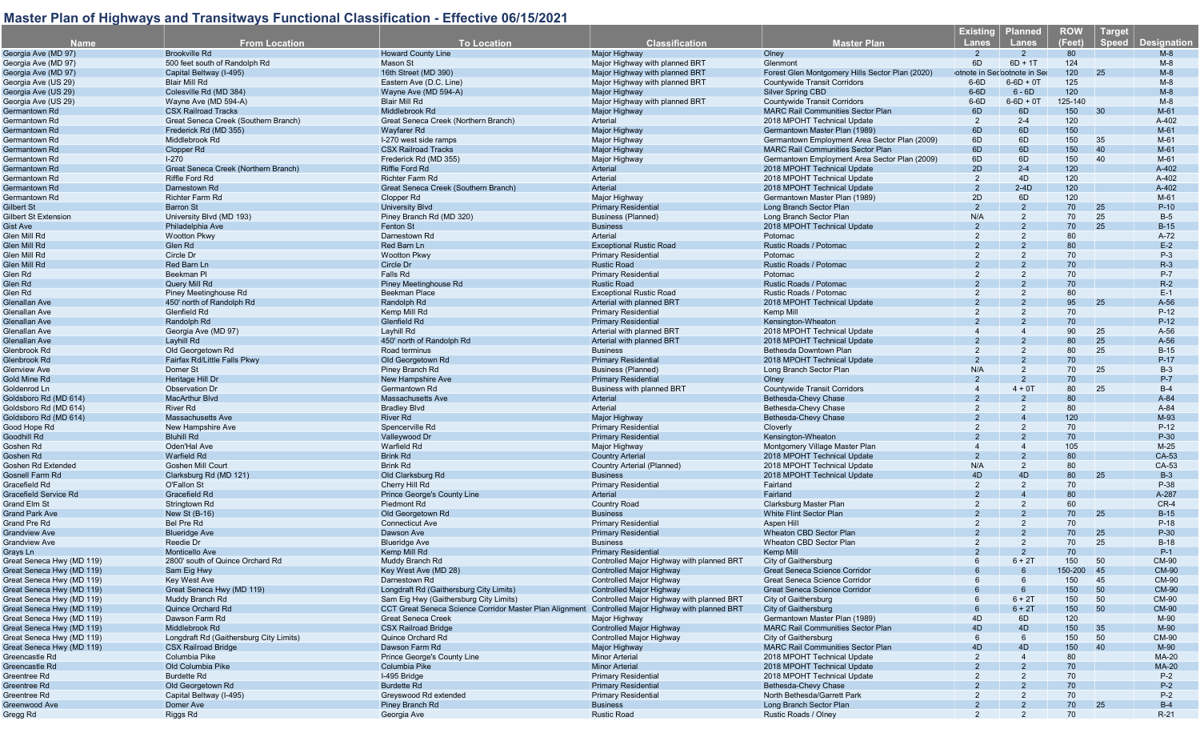# Master Plan of Highways and Transitways Functional Classification - Effective 06/15/2021

| Name | From Location | To Location | Classification | Master Plan | Existing Lanes | Planned Lanes | ROW (Feet) | Target Speed | Designation |
|---|---|---|---|---|---|---|---|---|---|
| Georgia Ave (MD 97) | Brookville Rd | Howard County Line | Major Highway | Olney | 2 | 2 | 80 | | M-8 |
| Georgia Ave (MD 97) | 500 feet south of Randolph Rd | Mason St | Major Highway with planned BRT | Glenmont | 6D | 6D + 1T | 124 | | M-8 |
| Georgia Ave (MD 97) | Capital Beltway (I-495) | 16th Street (MD 390) | Major Highway with planned BRT | Forest Glen Montgomery Hills Sector Plan (2020) | ootnote in Sec | ootnote in Sec | 120 | 25 | M-8 |
| Georgia Ave (US 29) | Blair Mill Rd | Eastern Ave (D.C. Line) | Major Highway with planned BRT | Countywide Transit Corridors | 6-6D | 6-6D + 0T | 125 | | M-8 |
| Georgia Ave (US 29) | Colesville Rd (MD 384) | Wayne Ave (MD 594-A) | Major Highway | Silver Spring CBD | 6-6D | 6 - 6D | 120 | | M-8 |
| Georgia Ave (US 29) | Wayne Ave (MD 594-A) | Blair Mill Rd | Major Highway with planned BRT | Countywide Transit Corridors | 6-6D | 6-6D + 0T | 125-140 | | M-8 |
| Germantown Rd | CSX Railroad Tracks | Middlebrook Rd | Major Highway | MARC Rail Communities Sector Plan | 6D | 6D | 150 | 30 | M-61 |
| Germantown Rd | Great Seneca Creek (Southern Branch) | Great Seneca Creek (Northern Branch) | Arterial | 2018 MPOHT Technical Update | 2 | 2-4 | 120 | | A-402 |
| Germantown Rd | Frederick Rd (MD 355) | Wayfarer Rd | Major Highway | Germantown Master Plan (1989) | 6D | 6D | 150 | | M-61 |
| Germantown Rd | Middlebrook Rd | I-270 west side ramps | Major Highway | Germantown Employment Area Sector Plan (2009) | 6D | 6D | 150 | 35 | M-61 |
| Germantown Rd | Clopper Rd | CSX Railroad Tracks | Major Highway | MARC Rail Communities Sector Plan | 6D | 6D | 150 | 40 | M-61 |
| Germantown Rd | I-270 | Frederick Rd (MD 355) | Major Highway | Germantown Employment Area Sector Plan (2009) | 6D | 6D | 150 | 40 | M-61 |
| Germantown Rd | Great Seneca Creek (Northern Branch) | Riffle Ford Rd | Arterial | 2018 MPOHT Technical Update | 2D | 2-4 | 120 | | A-402 |
| Germantown Rd | Riffle Ford Rd | Richter Farm Rd | Arterial | 2018 MPOHT Technical Update | 2 | 4D | 120 | | A-402 |
| Germantown Rd | Darnestown Rd | Great Seneca Creek (Southern Branch) | Arterial | 2018 MPOHT Technical Update | 2 | 2-4D | 120 | | A-402 |
| Germantown Rd | Richter Farm Rd | Clopper Rd | Major Highway | Germantown Master Plan (1989) | 2D | 6D | 120 | | M-61 |
| Gilbert St | Barron St | University Blvd | Primary Residential | Long Branch Sector Plan | 2 | 2 | 70 | 25 | P-10 |
| Gilbert St Extension | University Blvd (MD 193) | Piney Branch Rd (MD 320) | Business (Planned) | Long Branch Sector Plan | N/A | 2 | 70 | 25 | B-5 |
| Gist Ave | Philadelphia Ave | Fenton St | Business | 2018 MPOHT Technical Update | 2 | 2 | 70 | 25 | B-15 |
| Glen Mill Rd | Wootton Pkwy | Darnestown Rd | Arterial | Potomac | 2 | 2 | 80 | | A-72 |
| Glen Mill Rd | Glen Rd | Red Barn Ln | Exceptional Rustic Road | Rustic Roads / Potomac | 2 | 2 | 80 | | E-2 |
| Glen Mill Rd | Circle Dr | Wootton Pkwy | Primary Residential | Potomac | 2 | 2 | 70 | | P-3 |
| Glen Mill Rd | Red Barn Ln | Circle Dr | Rustic Road | Rustic Roads / Potomac | 2 | 2 | 70 | | R-3 |
| Glen Rd | Beekman Pl | Falls Rd | Primary Residential | Potomac | 2 | 2 | 70 | | P-7 |
| Glen Rd | Query Mill Rd | Piney Meetinghouse Rd | Rustic Road | Rustic Roads / Potomac | 2 | 2 | 70 | | R-2 |
| Glen Rd | Piney Meetinghouse Rd | Beekman Place | Exceptional Rustic Road | Rustic Roads / Potomac | 2 | 2 | 80 | | E-1 |
| Glenallan Ave | 450' north of Randolph Rd | Randolph Rd | Arterial with planned BRT | 2018 MPOHT Technical Update | 2 | 2 | 95 | 25 | A-56 |
| Glenallan Ave | Glenfield Rd | Kemp Mill Rd | Primary Residential | Kemp Mill | 2 | 2 | 70 | | P-12 |
| Glenallan Ave | Randolph Rd | Glenfield Rd | Primary Residential | Kensington-Wheaton | 2 | 2 | 70 | | P-12 |
| Glenallan Ave | Georgia Ave (MD 97) | Layhill Rd | Arterial with planned BRT | 2018 MPOHT Technical Update | 4 | 4 | 90 | 25 | A-56 |
| Glenallan Ave | Layhill Rd | 450' north of Randolph Rd | Arterial with planned BRT | 2018 MPOHT Technical Update | 2 | 2 | 80 | 25 | A-56 |
| Glenbrook Rd | Old Georgetown Rd | Road terminus | Business | Bethesda Downtown Plan | 2 | 2 | 80 | 25 | B-15 |
| Glenbrook Rd | Fairfax Rd/Little Falls Pkwy | Old Georgetown Rd | Primary Residential | 2018 MPOHT Technical Update | 2 | 2 | 70 | | P-17 |
| Glenview Ave | Domer St | Piney Branch Rd | Business (Planned) | Long Branch Sector Plan | N/A | 2 | 70 | 25 | B-3 |
| Gold Mine Rd | Heritage Hill Dr | New Hampshire Ave | Primary Residential | Olney | 2 | 2 | 70 | | P-7 |
| Goldenrod Ln | Observation Dr | Germantown Rd | Business with planned BRT | Countywide Transit Corridors | 4 | 4 + 0T | 80 | 25 | B-4 |
| Goldsboro Rd (MD 614) | MacArthur Blvd | Massachusetts Ave | Arterial | Bethesda-Chevy Chase | 2 | 2 | 80 | | A-84 |
| Goldsboro Rd (MD 614) | River Rd | Bradley Blvd | Arterial | Bethesda-Chevy Chase | 2 | 2 | 80 | | A-84 |
| Goldsboro Rd (MD 614) | Massachusetts Ave | River Rd | Major Highway | Bethesda-Chevy Chase | 2 | 4 | 120 | | M-93 |
| Good Hope Rd | New Hampshire Ave | Spencerville Rd | Primary Residential | Cloverly | 2 | 2 | 70 | | P-12 |
| Goodhill Rd | Bluhill Rd | Valleywood Dr | Primary Residential | Kensington-Wheaton | 2 | 2 | 70 | | P-30 |
| Goshen Rd | Oden'Hal Ave | Warfield Rd | Major Highway | Montgomery Village Master Plan | 4 | 4 | 105 | | M-25 |
| Goshen Rd | Warfield Rd | Brink Rd | Country Arterial | 2018 MPOHT Technical Update | 2 | 2 | 80 | | CA-53 |
| Goshen Rd Extended | Goshen Mill Court | Brink Rd | Country Arterial (Planned) | 2018 MPOHT Technical Update | N/A | 2 | 80 | | CA-53 |
| Gosnell Farm Rd | Clarksburg Rd (MD 121) | Old Clarksburg Rd | Business | 2018 MPOHT Technical Update | 4D | 4D | 80 | 25 | B-3 |
| Gracefield Rd | O'Fallon St | Cherry Hill Rd | Primary Residential | Fairland | 2 | 2 | 70 | | P-38 |
| Gracefield Service Rd | Gracefield Rd | Prince George's County Line | Arterial | Fairland | 2 | 4 | 80 | | A-287 |
| Grand Elm St | Stringtown Rd | Piedmont Rd | Country Road | Clarksburg Master Plan | 2 | 2 | 60 | | CR-4 |
| Grand Park Ave | New St (B-16) | Old Georgetown Rd | Business | White Flint Sector Plan | 2 | 2 | 70 | 25 | B-15 |
| Grand Pre Rd | Bel Pre Rd | Connecticut Ave | Primary Residential | Aspen Hill | 2 | 2 | 70 | | P-18 |
| Grandview Ave | Blueridge Ave | Dawson Ave | Primary Residential | Wheaton CBD Sector Plan | 2 | 2 | 70 | 25 | P-30 |
| Grandview Ave | Reedie Dr | Blueridge Ave | Business | Wheaton CBD Sector Plan | 2 | 2 | 70 | 25 | B-18 |
| Grays Ln | Monticello Ave | Kemp Mill Rd | Primary Residential | Kemp Mill | 2 | 2 | 70 | | P-1 |
| Great Seneca Hwy (MD 119) | 2800' south of Quince Orchard Rd | Muddy Branch Rd | Controlled Major Highway with planned BRT | City of Gaithersburg | 6 | 6 + 2T | 150 | 50 | CM-90 |
| Great Seneca Hwy (MD 119) | Sam Eig Hwy | Key West Ave (MD 28) | Controlled Major Highway | Great Seneca Science Corridor | 6 | 6 | 150-200 | 45 | CM-90 |
| Great Seneca Hwy (MD 119) | Key West Ave | Darnestown Rd | Controlled Major Highway | Great Seneca Science Corridor | 6 | 6 | 150 | 45 | CM-90 |
| Great Seneca Hwy (MD 119) | Great Seneca Hwy (MD 119) | Longdraft Rd (Gaithersburg City Limits) | Controlled Major Highway | Great Seneca Science Corridor | 6 | 6 | 150 | 50 | CM-90 |
| Great Seneca Hwy (MD 119) | Muddy Branch Rd | Sam Eig Hwy (Gaithersburg City Limits) | Controlled Major Highway with planned BRT | City of Gaithersburg | 6 | 6 + 2T | 150 | 50 | CM-90 |
| Great Seneca Hwy (MD 119) | Quince Orchard Rd | CCT Great Seneca Science Corridor Master Plan Alignment | Controlled Major Highway with planned BRT | City of Gaithersburg | 6 | 6 + 2T | 150 | 50 | CM-90 |
| Great Seneca Hwy (MD 119) | Dawson Farm Rd | Great Seneca Creek | Major Highway | Germantown Master Plan (1989) | 4D | 6D | 120 | | M-90 |
| Great Seneca Hwy (MD 119) | Middlebrook Rd | CSX Railroad Bridge | Controlled Major Highway | MARC Rail Communities Sector Plan | 4D | 4D | 150 | 35 | M-90 |
| Great Seneca Hwy (MD 119) | Longdraft Rd (Gaithersburg City Limits) | Quince Orchard Rd | Controlled Major Highway | City of Gaithersburg | 6 | 6 | 150 | 50 | CM-90 |
| Great Seneca Hwy (MD 119) | CSX Railroad Bridge | Dawson Farm Rd | Major Highway | MARC Rail Communities Sector Plan | 4D | 4D | 150 | 40 | M-90 |
| Greencastle Rd | Columbia Pike | Prince George's County Line | Minor Arterial | 2018 MPOHT Technical Update | 2 | 4 | 80 | | MA-20 |
| Greencastle Rd | Old Columbia Pike | Columbia Pike | Minor Arterial | 2018 MPOHT Technical Update | 2 | 2 | 70 | | MA-20 |
| Greentree Rd | Burdette Rd | I-495 Bridge | Primary Residential | 2018 MPOHT Technical Update | 2 | 2 | 70 | | P-2 |
| Greentree Rd | Old Georgetown Rd | Burdette Rd | Primary Residential | Bethesda-Chevy Chase | 2 | 2 | 70 | | P-2 |
| Greentree Rd | Capital Beltway (I-495) | Greyswood Rd extended | Primary Residential | North Bethesda/Garrett Park | 2 | 2 | 70 | | P-2 |
| Greenwood Ave | Domer Ave | Piney Branch Rd | Business | Long Branch Sector Plan | 2 | 2 | 70 | 25 | B-4 |
| Gregg Rd | Riggs Rd | Georgia Ave | Rustic Road | Rustic Roads / Olney | 2 | 2 | 70 | | R-21 |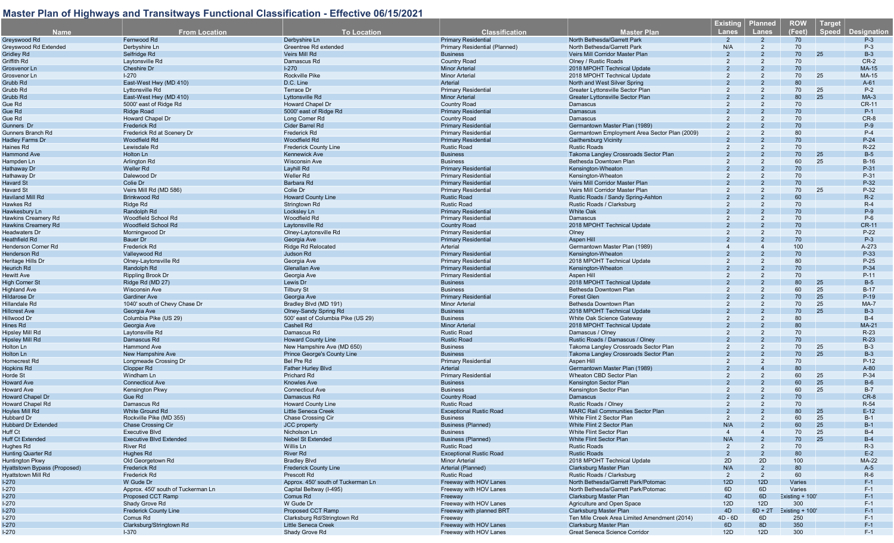## Master Plan of Highways and Transitways Functional Classification - Effective 06/15/2021

| Name | From Location | To Location | Classification | Master Plan | Existing Lanes | Planned Lanes | ROW (Feet) | Target Speed | Designation |
|---|---|---|---|---|---|---|---|---|---|
| Greyswood Rd | Fernwood Rd | Derbyshire Ln | Primary Residential | North Bethesda/Garrett Park | 2 | 2 | 70 | | P-3 |
| Greyswood Rd Extended | Derbyshire Ln | Greentree Rd extended | Primary Residential (Planned) | North Bethesda/Garrett Park | N/A | 2 | 70 | | P-3 |
| Gridley Rd | Selfridge Rd | Veirs Mill Rd | Business | Veirs Mill Corridor Master Plan | 2 | 2 | 70 | 25 | B-3 |
| Griffith Rd | Laytonsville Rd | Damascus Rd | Country Road | Olney / Rustic Roads | 2 | 2 | 70 | | CR-2 |
| Grosvenor Ln | Cheshire Dr | I-270 | Minor Arterial | 2018 MPOHT Technical Update | 2 | 2 | 70 | | MA-15 |
| Grosvenor Ln | I-270 | Rockville Pike | Minor Arterial | 2018 MPOHT Technical Update | 2 | 2 | 70 | 25 | MA-15 |
| Grubb Rd | East-West Hwy (MD 410) | D.C. Line | Arterial | North and West Silver Spring | 2 | 2 | 80 | | A-61 |
| Grubb Rd | Lyttonsville Rd | Terrace Dr | Primary Residential | Greater Lyttonsville Sector Plan | 2 | 2 | 70 | 25 | P-2 |
| Grubb Rd | East-West Hwy (MD 410) | Lyttonsville Rd | Minor Arterial | Greater Lyttonsville Sector Plan | 2 | 2 | 80 | 25 | MA-3 |
| Gue Rd | 5000' east of Ridge Rd | Howard Chapel Dr | Country Road | Damascus | 2 | 2 | 70 | | CR-11 |
| Gue Rd | Ridge Road | 5000' east of Ridge Rd | Primary Residential | Damascus | 2 | 2 | 70 | | P-1 |
| Gue Rd | Howard Chapel Dr | Long Corner Rd | Country Road | Damascus | 2 | 2 | 70 | | CR-8 |
| Gunners Dr | Frederick Rd | Cider Barrel Rd | Primary Residential | Germantown Master Plan (1989) | 2 | 2 | 70 | | P-9 |
| Gunners Branch Rd | Frederick Rd at Scenery Dr | Frederick Rd | Primary Residential | Germantown Employment Area Sector Plan (2009) | 2 | 2 | 80 | | P-4 |
| Hadley Farms Dr | Woodfield Rd | Woodfield Rd | Primary Residential | Gaithersburg Vicinity | 2 | 2 | 70 | | P-24 |
| Haines Rd | Lewisdale Rd | Frederick County Line | Rustic Road | Rustic Roads | 2 | 2 | 70 | | R-22 |
| Hammond Ave | Holton Ln | Kennewick Ave | Business | Takoma Langley Crossroads Sector Plan | 2 | 2 | 70 | 25 | B-5 |
| Hampden Ln | Arlington Rd | Wisconsin Ave | Business | Bethesda Downtown Plan | 2 | 2 | 60 | 25 | B-16 |
| Hathaway Dr | Weller Rd | Layhill Rd | Primary Residential | Kensington-Wheaton | 2 | 2 | 70 | | P-31 |
| Hathaway Dr | Dalewood Dr | Weller Rd | Primary Residential | Kensington-Wheaton | 2 | 2 | 70 | | P-31 |
| Havard St | Colie Dr | Barbara Rd | Primary Residential | Veirs Mill Corridor Master Plan | 2 | 2 | 70 | | P-32 |
| Havard St | Veirs Mill Rd (MD 586) | Colie Dr | Primary Residential | Veirs Mill Corridor Master Plan | 2 | 2 | 70 | 25 | P-32 |
| Haviland Mill Rd | Brinkwood Rd | Howard County Line | Rustic Road | Rustic Roads / Sandy Spring-Ashton | 2 | 2 | 60 | | R-2 |
| Hawkes Rd | Ridge Rd | Stringtown Rd | Rustic Road | Rustic Roads / Clarksburg | 2 | 2 | 70 | | R-4 |
| Hawkesbury Ln | Randolph Rd | Locksley Ln | Primary Residential | White Oak | 2 | 2 | 70 | | P-9 |
| Hawkins Creamery Rd | Woodfield School Rd | Woodfield Rd | Primary Residential | Damascus | 2 | 2 | 70 | | P-6 |
| Hawkins Creamery Rd | Woodfield School Rd | Laytonsville Rd | Country Road | 2018 MPOHT Technical Update | 2 | 2 | 70 | | CR-11 |
| Headwaters Dr | Morningwood Dr | Olney-Laytonsville Rd | Primary Residential | Olney | 2 | 2 | 70 | | P-22 |
| Heathfield Rd | Bauer Dr | Georgia Ave | Primary Residential | Aspen Hill | 2 | 2 | 70 | | P-3 |
| Henderson Corner Rd | Frederick Rd | Ridge Rd Relocated | Arterial | Germantown Master Plan (1989) | 4 | 4 | 100 | | A-273 |
| Henderson Rd | Valleywood Rd | Judson Rd | Primary Residential | Kensington-Wheaton | 2 | 2 | 70 | | P-33 |
| Heritage Hills Dr | Olney-Laytonsville Rd | Georgia Ave | Primary Residential | 2018 MPOHT Technical Update | 2 | 2 | 80 | | P-25 |
| Heurich Rd | Randolph Rd | Glenallan Ave | Primary Residential | Kensington-Wheaton | 2 | 2 | 70 | | P-34 |
| Hewitt Ave | Rippling Brook Dr | Georgia Ave | Primary Residential | Aspen Hill | 2 | 2 | 70 | | P-11 |
| High Corner St | Ridge Rd (MD 27) | Lewis Dr | Business | 2018 MPOHT Technical Update | 2 | 2 | 80 | 25 | B-5 |
| Highland Ave | Wisconsin Ave | Tilbury St | Business | Bethesda Downtown Plan | 2 | 2 | 60 | 25 | B-17 |
| Hildarose Dr | Gardiner Ave | Georgia Ave | Primary Residential | Forest Glen | 2 | 2 | 70 | 25 | P-19 |
| Hillandale Rd | 1040' south of Chevy Chase Dr | Bradley Blvd (MD 191) | Minor Arterial | Bethesda Downtown Plan | 2 | 2 | 70 | 25 | MA-7 |
| Hillcrest Ave | Georgia Ave | Olney-Sandy Spring Rd | Business | 2018 MPOHT Technical Update | 2 | 2 | 70 | 25 | B-3 |
| Hillwood Dr | Columbia Pike (US 29) | 500' east of Columbia Pike (US 29) | Business | White Oak Science Gateway | 2 | 2 | 80 | | B-4 |
| Hines Rd | Georgia Ave | Cashell Rd | Minor Arterial | 2018 MPOHT Technical Update | 2 | 2 | 80 | | MA-21 |
| Hipsley Mill Rd | Laytonsville Rd | Damascus Rd | Rustic Road | Damascus / Olney | 2 | 2 | 70 | | R-23 |
| Hipsley Mill Rd | Damascus Rd | Howard County Line | Rustic Road | Rustic Roads / Damascus / Olney | 2 | 2 | 70 | | R-23 |
| Holton Ln | Hammond Ave | New Hampshire Ave (MD 650) | Business | Takoma Langley Crossroads Sector Plan | 2 | 2 | 70 | 25 | B-3 |
| Holton Ln | New Hampshire Ave | Prince George's County Line | Business | Takoma Langley Crossroads Sector Plan | 2 | 2 | 70 | 25 | B-3 |
| Homecrest Rd | Longmeade Crossing Dr | Bel Pre Rd | Primary Residential | Aspen Hill | 2 | 2 | 70 | | P-12 |
| Hopkins Rd | Clopper Rd | Father Hurley Blvd | Arterial | Germantown Master Plan (1989) | 2 | 4 | 80 | | A-80 |
| Horde St | Windham Ln | Prichard Rd | Primary Residential | Wheaton CBD Sector Plan | 2 | 2 | 60 | 25 | P-34 |
| Howard Ave | Connecticut Ave | Knowles Ave | Business | Kensington Sector Plan | 2 | 2 | 60 | 25 | B-6 |
| Howard Ave | Kensington Pkwy | Connecticut Ave | Business | Kensington Sector Plan | 2 | 2 | 60 | 25 | B-7 |
| Howard Chapel Dr | Gue Rd | Damascus Rd | Country Road | Damascus | 2 | 2 | 70 | | CR-8 |
| Howard Chapel Rd | Damascus Rd | Howard County Line | Rustic Road | Rustic Roads / Olney | 2 | 2 | 70 | | R-54 |
| Hoyles Mill Rd | White Ground Rd | Little Seneca Creek | Exceptional Rustic Road | MARC Rail Communities Sector Plan | 2 | 2 | 80 | 25 | E-12 |
| Hubbard Dr | Rockville Pike (MD 355) | Chase Crossing Cir | Business | White Flint 2 Sector Plan | 2 | 2 | 60 | 25 | B-1 |
| Hubbard Dr Extended | Chase Crossing Cir | JCC property | Business (Planned) | White Flint 2 Sector Plan | N/A | 2 | 60 | 25 | B-1 |
| Huff Ct | Executive Blvd | Nicholson Ln | Business | White Flint Sector Plan | 4 | 4 | 70 | 25 | B-4 |
| Huff Ct Extended | Executive Blvd Extended | Nebel St Extended | Business (Planned) | White Flint Sector Plan | N/A | 2 | 70 | 25 | B-4 |
| Hughes Rd | River Rd | Willis Ln | Rustic Road | Rustic Roads | 2 | 2 | 70 | | R-3 |
| Hunting Quarter Rd | Hughes Rd | River Rd | Exceptional Rustic Road | Rustic Roads | 2 | 2 | 80 | | E-2 |
| Huntington Pkwy | Old Georgetown Rd | Bradley Blvd | Minor Arterial | 2018 MPOHT Technical Update | 2D | 2D | 100 | | MA-22 |
| Hyattstown Bypass (Proposed) | Frederick Rd | Frederick County Line | Arterial (Planned) | Clarksburg Master Plan | N/A | 2 | 80 | | A-5 |
| Hyattstown Mill Rd | Frederick Rd | Prescott Rd | Rustic Road | Rustic Roads / Clarksburg | 2 | 2 | 60 | | R-6 |
| I-270 | W Gude Dr | Approx. 450' south of Tuckerman Ln | Freeway with HOV Lanes | North Bethesda/Garrett Park/Potomac | 12D | 12D | Varies | | F-1 |
| I-270 | Approx. 450' south of Tuckerman Ln | Capital Beltway (I-495) | Freeway with HOV Lanes | North Bethesda/Garrett Park/Potomac | 6D | 6D | Varies | | F-1 |
| I-270 | Proposed CCT Ramp | Comus Rd | Freeway | Clarksburg Master Plan | 4D | 6D | Existing + 100' | | F-1 |
| I-270 | Shady Grove Rd | W Gude Dr | Freeway with HOV Lanes | Agriculture and Open Space | 12D | 12D | 300 | | F-1 |
| I-270 | Frederick County Line | Proposed CCT Ramp | Freeway with planned BRT | Clarksburg Master Plan | 4D | 6D + 2T | Existing + 100' | | F-1 |
| I-270 | Comus Rd | Clarksburg Rd/Stringtown Rd | Freeway | Ten Mile Creek Area Limited Amendment (2014) | 4D - 6D | 6D | 250 | | F-1 |
| I-270 | Clarksburg/Stringtown Rd | Little Seneca Creek | Freeway with HOV Lanes | Clarksburg Master Plan | 6D | 8D | 350 | | F-1 |
| I-270 | I-370 | Shady Grove Rd | Freeway with HOV Lanes | Great Seneca Science Corridor | 12D | 12D | 300 | | F-1 |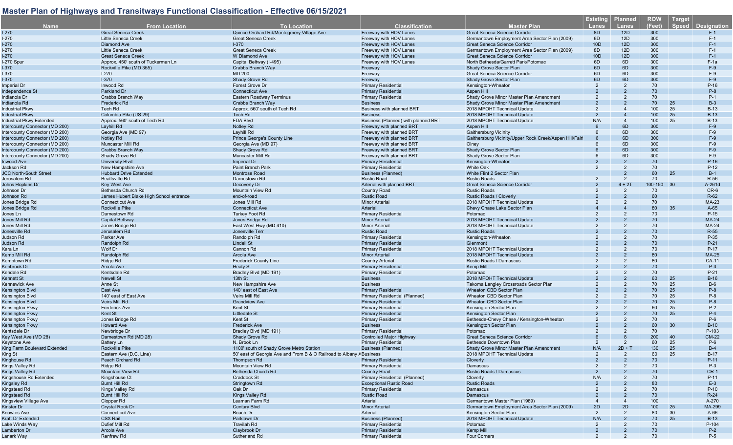## Master Plan of Highways and Transitways Functional Classification - Effective 06/15/2021

| Name | From Location | To Location | Classification | Master Plan | Existing Lanes | Planned Lanes | ROW (Feet) | Target Speed | Designation |
|---|---|---|---|---|---|---|---|---|---|
| I-270 | Great Seneca Creek | Quince Orchard Rd/Montgomery Village Ave | Freeway with HOV Lanes | Great Seneca Science Corridor | 8D | 12D | 300 | | F-1 |
| I-270 | Little Seneca Creek | Great Seneca Creek | Freeway with HOV Lanes | Germantown Employment Area Sector Plan (2009) | 6D | 12D | 300 | | F-1 |
| I-270 | Diamond Ave | I-370 | Freeway with HOV Lanes | Great Seneca Science Corridor | 10D | 12D | 300 | | F-1 |
| I-270 | Little Seneca Creek | Great Seneca Creek | Freeway with HOV Lanes | Germantown Employment Area Sector Plan (2009) | 8D | 12D | 300 | | F-1 |
| I-270 | Great Seneca Creek | W Diamond Ave | Freeway with HOV Lanes | Great Seneca Science Corridor | 10D | 12D | 300 | | F-1 |
| I-270 Spur | Approx. 450' south of Tuckerman Ln | Capital Beltway (I-495) | Freeway with HOV Lanes | North Bethesda/Garrett Park/Potomac | 6D | 6D | 300 | | F-1a |
| I-370 | Rockville Pike (MD 355) | Crabbs Branch Way | Freeway | Shady Grove Sector Plan | 6D | 6D | 300 | | F-9 |
| I-370 | I-270 | MD 200 | Freeway | Great Seneca Science Corridor | 6D | 6D | 300 | | F-9 |
| I-370 | I-370 | Shady Grove Rd | Freeway | Shady Grove Sector Plan | 6D | 6D | 300 | | F-9 |
| Imperial Dr | Inwood Rd | Forest Grove Dr | Primary Residential | Kensington-Wheaton | 2 | 2 | 70 | | P-16 |
| Independence St | Parkland Dr | Connecticut Ave | Primary Residential | Aspen Hill | 2 | 2 | 70 | | P-8 |
| Indianola Dr | Crabbs Branch Way | Eastern Roadway Terminus | Primary Residential | Shady Grove Minor Master Plan Amendment | 2 | 2 | 70 | | P-1 |
| Indianola Rd | Frederick Rd | Crabbs Branch Way | Business | Shady Grove Minor Master Plan Amendment | 2 | 2 | 70 | 25 | B-3 |
| Industrial Pkwy | Tech Rd | Approx. 560' south of Tech Rd | Business with planned BRT | 2018 MPOHT Technical Update | 2 | 4 | 100 | 25 | B-13 |
| Industrial Pkwy | Columbia Pike (US 29) | Tech Rd | Business | 2018 MPOHT Technical Update | 2 | 4 | 100 | 25 | B-13 |
| Industrial Pkwy Extended | Approx. 560' south of Tech Rd | FDA Blvd | Business (Planned) with planned BRT | 2018 MPOHT Technical Update | N/A | 4 | 100 | 25 | B-13 |
| Intercounty Connector (MD 200) | Layhill Rd | Notley Rd | Freeway with planned BRT | Aspen Hill | 6 | 6D | 300 | | F-9 |
| Intercounty Connector (MD 200) | Georgia Ave (MD 97) | Layhill Rd | Freeway with planned BRT | Gaithersburg Vicinity | 6 | 6D | 300 | | F-9 |
| Intercounty Connector (MD 200) | Notley Rd | Prince George's County Line | Freeway with planned BRT | Gaithersburg Vicinity/Upper Rock Creek/Aspen Hill/Fairl | 6 | 6D | 300 | | F-9 |
| Intercounty Connector (MD 200) | Muncaster Mill Rd | Georgia Ave (MD 97) | Freeway with planned BRT | Olney | 6 | 6D | 300 | | F-9 |
| Intercounty Connector (MD 200) | Crabbs Branch Way | Shady Grove Rd | Freeway with planned BRT | Shady Grove Sector Plan | 6 | 6D | 300 | | F-9 |
| Intercounty Connector (MD 200) | Shady Grove Rd | Muncaster Mill Rd | Freeway with planned BRT | Shady Grove Sector Plan | 6 | 6D | 300 | | F-9 |
| Inwood Ave | University Blvd | Imperial Dr | Primary Residential | Kensington-Wheaton | 2 | 2 | 70 | | P-16 |
| Jackson Rd | New Hampshire Ave | Paint Branch Park | Primary Residential | White Oak | 2 | 2 | 70 | | P-12 |
| JCC North-South Street | Hubbard Drive Extended | Montrose Road | Business (Planned) | White Flint 2 Sector Plan | | 2 | 60 | 25 | B-1 |
| Jerusalem Rd | Beallsville Rd | Darnestown Rd | Rustic Road | Rustic Roads | 2 | 2 | 70 | | R-56 |
| Johns Hopkins Dr | Key West Ave | Decoverly Dr | Arterial with planned BRT | Great Seneca Science Corridor | 2 | 4 + 2T | 100-150 | 30 | A-261d |
| Johnson Dr | Bethesda Church Rd | Mountain View Rd | Country Road | Rustic Roads | 2 | 2 | 70 | | CR-6 |
| Johnson Rd | James Hubert Blake High School entrance | end-of-road | Rustic Road | Rustic Roads / Cloverly | 2 | 2 | 60 | | R-62 |
| Jones Bridge Rd | Connecticut Ave | Jones Mill Rd | Minor Arterial | 2018 MPOHT Technical Update | 2 | 2 | 70 | | MA-23 |
| Jones Bridge Rd | Rockville Pike | Connecticut Ave | Arterial | Chevy Chase Lake Sector Plan | 4 | 4 | 80 | 35 | A-65 |
| Jones Ln | Darnestown Rd | Turkey Foot Rd | Primary Residential | Potomac | 2 | 2 | 70 | | P-15 |
| Jones Mill Rd | Capital Beltway | Jones Bridge Rd | Minor Arterial | 2018 MPOHT Technical Update | 2 | 2 | 70 | | MA-24 |
| Jones Mill Rd | Jones Bridge Rd | East West Hwy (MD 410) | Minor Arterial | 2018 MPOHT Technical Update | 2 | 2 | 70 | | MA-24 |
| Jonesville Rd | Jerusalem Rd | Jonesville Terr | Rustic Road | Rustic Roads | 2 | 2 | 70 | | R-55 |
| Judson Rd | Parker Ave | Randolph Rd | Primary Residential | Kensington-Wheaton | 2 | 2 | 70 | | P-35 |
| Judson Rd | Randolph Rd | Lindell St | Primary Residential | Glenmont | 2 | 2 | 70 | | P-21 |
| Kara Ln | Wolf Dr | Cannon Rd | Primary Residential | 2018 MPOHT Technical Update | 2 | 2 | 70 | | P-17 |
| Kemp Mill Rd | Randolph Rd | Arcola Ave | Minor Arterial | 2018 MPOHT Technical Update | 2 | 2 | 80 | | MA-25 |
| Kemptown Rd | Ridge Rd | Frederick County Line | Country Arterial | Rustic Roads / Damascus | 2 | 2 | 80 | | CA-11 |
| Kenbrook Dr | Arcola Ave | Healy St | Primary Residential | Kemp Mill | 2 | 2 | 70 | | P-3 |
| Kendale Rd | Kentsdale Rd | Bradley Blvd (MD 191) | Primary Residential | Potomac | 2 | 2 | 70 | | P-21 |
| Kennett St | Newell St | 13th St | Business | 2018 MPOHT Technical Update | 2 | 2 | 60 | 25 | B-16 |
| Kennewick Ave | Anne St | New Hampshire Ave | Business | Takoma Langley Crossroads Sector Plan | 2 | 2 | 70 | 25 | B-6 |
| Kensington Blvd | East Ave | 140' east of East Ave | Primary Residential | Wheaton CBD Sector Plan | 2 | 2 | 70 | 25 | P-8 |
| Kensington Blvd | 140' east of East Ave | Veirs Mill Rd | Primary Residential (Planned) | Wheaton CBD Sector Plan | 2 | 2 | 70 | 25 | P-8 |
| Kensington Blvd | Veirs Mill Rd | Grandview Ave | Primary Residential | Wheaton CBD Sector Plan | 2 | 2 | 70 | 25 | P-8 |
| Kensington Pkwy | Frederick Ave | Kent St | Primary Residential | Kensington Sector Plan | 2 | 2 | 60 | 25 | P-2 |
| Kensington Pkwy | Kent St | Littledale St | Primary Residential | Kensington Sector Plan | 2 | 2 | 70 | 25 | P-4 |
| Kensington Pkwy | Jones Bridge Rd | Kent St | Primary Residential | Bethesda-Chevy Chase / Kensington-Wheaton | 2 | 2 | 70 | | P-6 |
| Kensington Pkwy | Howard Ave | Frederick Ave | Business | Kensington Sector Plan | 2 | 2 | 60 | 30 | B-10 |
| Kentsdale Dr | Newbridge Dr | Bradley Blvd (MD 191) | Primary Residential | Potomac | 2 | 2 | 70 | | P-103 |
| Key West Ave (MD 28) | Darnestown Rd (MD 28) | Shady Grove Rd | Controlled Major Highway | Great Seneca Science Corridor | 6 | 8 | 200 | 40 | CM-22 |
| Keystone Ave | Battery Ln | N. Brook Ln | Primary Residential | Bethesda Downtown Plan | 2 | 2 | 60 | 25 | P-6 |
| King Farm Boulevard Extended | Rockville Pike | 1100' south of Shady Grove Metro Station | Business (Planned) | Shady Grove Minor Master Plan Amendment | N/A | 2D + T | 130 | 25 | B-4 |
| King St | Eastern Ave (D.C. Line) | 50' east of Georgia Ave and From B & O Railroad to Albany A | Business | 2018 MPOHT Technical Update | 2 | 2 | 60 | 25 | B-17 |
| Kinghouse Rd | Peach Orchard Rd | Thompson Rd | Primary Residential | Cloverly | 2 | 2 | 70 | | P-11 |
| Kings Valley Rd | Ridge Rd | Mountain View Rd | Primary Residential | Damascus | 2 | 2 | 70 | | P-3 |
| Kings Valley Rd | Mountain View Rd | Bethesda Church Rd | Country Road | Rustic Roads / Damascus | 2 | 2 | 70 | | CR-1 |
| Kingshouse Rd Extended | Kingshouse Ct | Craddock St | Primary Residential (Planned) | Cloverly | N/A | 2 | 70 | | P-11 |
| Kingsley Rd | Burnt Hill Rd | Stringtown Rd | Exceptional Rustic Road | Rustic Roads | 2 | 2 | 80 | | E-3 |
| Kingstead Rd | Kings Valley Rd | Oak Dr | Primary Residential | Damascus | 2 | 2 | 70 | | P-10 |
| Kingstead Rd | Burnt Hill Rd | Kings Valley Rd | Rustic Road | Damascus | 2 | 2 | 70 | | R-24 |
| Kingsview Village Ave | Clopper Rd | Leaman Farm Rd | Arterial | Germantown Master Plan (1989) | 4 | 4 | 100 | | A-270 |
| Kinster Dr | Crystal Rock Dr | Century Blvd | Minor Arterial | Germantown Employment Area Sector Plan (2009) | 2D | 2D | 100 | 25 | MA-299 |
| Knowles Ave | Connecticut Ave | Beach Dr | Arterial | Kensington Sector Plan | 2 | 2 | 80 | 30 | A-66 |
| Kraft Dr Extended | CSX Rail | Parklawn Dr | Business (Planned) | 2018 MPOHT Technical Update | N/A | 2 | 70 | 25 | B-13 |
| Lake Winds Way | Dufief Mill Rd | Travilah Rd | Primary Residential | Potomac | 2 | 2 | 70 | | P-104 |
| Lamberton Dr | Arcola Ave | Claybrook Dr | Primary Residential | Kemp Mill | 2 | 2 | 70 | | P-2 |
| Lanark Way | Renfrew Rd | Sutherland Rd | Primary Residential | Four Corners | 2 | 2 | 70 | | P-5 |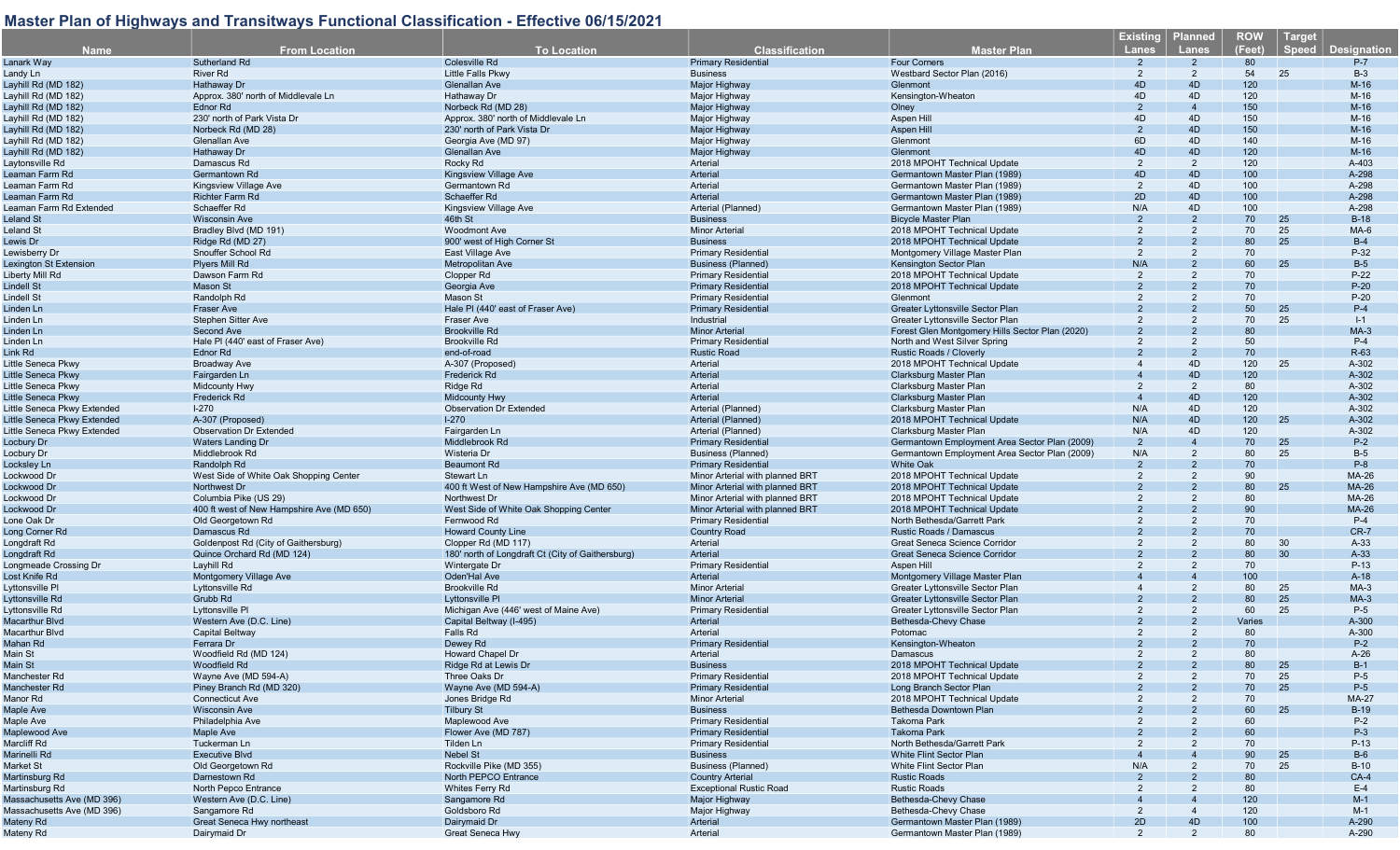## Master Plan of Highways and Transitways Functional Classification - Effective 06/15/2021

| Name | From Location | To Location | Classification | Master Plan | Existing Lanes | Planned Lanes | ROW (Feet) | Target Speed | Designation |
|---|---|---|---|---|---|---|---|---|---|
| Lanark Way | Sutherland Rd | Colesville Rd | Primary Residential | Four Corners | 2 | 2 | 80 | | P-7 |
| Landy Ln | River Rd | Little Falls Pkwy | Business | Westbard Sector Plan (2016) | 2 | 2 | 54 | 25 | B-3 |
| Layhill Rd (MD 182) | Hathaway Dr | Glenallan Ave | Major Highway | Glenmont | 4D | 4D | 120 | | M-16 |
| Layhill Rd (MD 182) | Approx. 380' north of Middlevale Ln | Hathaway Dr | Major Highway | Kensington-Wheaton | 4D | 4D | 120 | | M-16 |
| Layhill Rd (MD 182) | Ednor Rd | Norbeck Rd (MD 28) | Major Highway | Olney | 2 | 4 | 150 | | M-16 |
| Layhill Rd (MD 182) | 230' north of Park Vista Dr | Approx. 380' north of Middlevale Ln | Major Highway | Aspen Hill | 4D | 4D | 150 | | M-16 |
| Layhill Rd (MD 182) | Norbeck Rd (MD 28) | 230' north of Park Vista Dr | Major Highway | Aspen Hill | 2 | 4D | 150 | | M-16 |
| Layhill Rd (MD 182) | Glenallan Ave | Georgia Ave (MD 97) | Major Highway | Glenmont | 6D | 4D | 140 | | M-16 |
| Layhill Rd (MD 182) | Hathaway Dr | Glenallan Ave | Major Highway | Glenmont | 4D | 4D | 120 | | M-16 |
| Laytonsville Rd | Damascus Rd | Rocky Rd | Arterial | 2018 MPOHT Technical Update | 2 | 2 | 120 | | A-403 |
| Leaman Farm Rd | Germantown Rd | Kingsview Village Ave | Arterial | Germantown Master Plan (1989) | 4D | 4D | 100 | | A-298 |
| Leaman Farm Rd | Kingsview Village Ave | Germantown Rd | Arterial | Germantown Master Plan (1989) | 2 | 4D | 100 | | A-298 |
| Leaman Farm Rd | Richter Farm Rd | Schaeffer Rd | Arterial | Germantown Master Plan (1989) | 2D | 4D | 100 | | A-298 |
| Leaman Farm Rd Extended | Schaeffer Rd | Kingsview Village Ave | Arterial (Planned) | Germantown Master Plan (1989) | N/A | 4D | 100 | | A-298 |
| Leland St | Wisconsin Ave | 46th St | Business | Bicycle Master Plan | 2 | 2 | 70 | 25 | B-18 |
| Leland St | Bradley Blvd (MD 191) | Woodmont Ave | Minor Arterial | 2018 MPOHT Technical Update | 2 | 2 | 70 | 25 | MA-6 |
| Lewis Dr | Ridge Rd (MD 27) | 900' west of High Corner St | Business | 2018 MPOHT Technical Update | 2 | 2 | 80 | 25 | B-4 |
| Lewisberry Dr | Snouffer School Rd | East Village Ave | Primary Residential | Montgomery Village Master Plan | 2 | 2 | 70 | | P-32 |
| Lexington St Extension | Plyers Mill Rd | Metropolitan Ave | Business (Planned) | Kensington Sector Plan | N/A | 2 | 60 | 25 | B-5 |
| Liberty Mill Rd | Dawson Farm Rd | Clopper Rd | Primary Residential | 2018 MPOHT Technical Update | 2 | 2 | 70 | | P-22 |
| Lindell St | Mason St | Georgia Ave | Primary Residential | 2018 MPOHT Technical Update | 2 | 2 | 70 | | P-20 |
| Lindell St | Randolph Rd | Mason St | Primary Residential | Glenmont | 2 | 2 | 70 | | P-20 |
| Linden Ln | Fraser Ave | Hale Pl (440' east of Fraser Ave) | Primary Residential | Greater Lyttonsville Sector Plan | 2 | 2 | 50 | 25 | P-4 |
| Linden Ln | Stephen Sitter Ave | Fraser Ave | Industrial | Greater Lyttonsville Sector Plan | 2 | 2 | 70 | 25 | I-1 |
| Linden Ln | Second Ave | Brookville Rd | Minor Arterial | Forest Glen Montgomery Hills Sector Plan (2020) | 2 | 2 | 80 | | MA-3 |
| Linden Ln | Hale Pl (440' east of Fraser Ave) | Brookville Rd | Primary Residential | North and West Silver Spring | 2 | 2 | 50 | | P-4 |
| Link Rd | Ednor Rd | end-of-road | Rustic Road | Rustic Roads / Cloverly | 2 | 2 | 70 | | R-63 |
| Little Seneca Pkwy | Broadway Ave | A-307 (Proposed) | Arterial | 2018 MPOHT Technical Update | 4 | 4D | 120 | 25 | A-302 |
| Little Seneca Pkwy | Fairgarden Ln | Frederick Rd | Arterial | Clarksburg Master Plan | 4 | 4D | 120 | | A-302 |
| Little Seneca Pkwy | Midcounty Hwy | Ridge Rd | Arterial | Clarksburg Master Plan | 2 | 2 | 80 | | A-302 |
| Little Seneca Pkwy | Frederick Rd | Midcounty Hwy | Arterial | Clarksburg Master Plan | 4 | 4D | 120 | | A-302 |
| Little Seneca Pkwy Extended | I-270 | Observation Dr Extended | Arterial (Planned) | Clarksburg Master Plan | N/A | 4D | 120 | | A-302 |
| Little Seneca Pkwy Extended | A-307 (Proposed) | I-270 | Arterial (Planned) | 2018 MPOHT Technical Update | N/A | 4D | 120 | 25 | A-302 |
| Little Seneca Pkwy Extended | Observation Dr Extended | Fairgarden Ln | Arterial (Planned) | Clarksburg Master Plan | N/A | 4D | 120 | | A-302 |
| Locbury Dr | Waters Landing Dr | Middlebrook Rd | Primary Residential | Germantown Employment Area Sector Plan (2009) | 2 | 4 | 70 | 25 | P-2 |
| Locbury Dr | Middlebrook Rd | Wisteria Dr | Business (Planned) | Germantown Employment Area Sector Plan (2009) | N/A | 2 | 80 | 25 | B-5 |
| Locksley Ln | Randolph Rd | Beaumont Rd | Primary Residential | White Oak | 2 | 2 | 70 | | P-8 |
| Lockwood Dr | West Side of White Oak Shopping Center | Stewart Ln | Minor Arterial with planned BRT | 2018 MPOHT Technical Update | 2 | 2 | 90 | | MA-26 |
| Lockwood Dr | Northwest Dr | 400 ft West of New Hampshire Ave (MD 650) | Minor Arterial with planned BRT | 2018 MPOHT Technical Update | 2 | 2 | 80 | 25 | MA-26 |
| Lockwood Dr | Columbia Pike (US 29) | Northwest Dr | Minor Arterial with planned BRT | 2018 MPOHT Technical Update | 2 | 2 | 80 | | MA-26 |
| Lockwood Dr | 400 ft west of New Hampshire Ave (MD 650) | West Side of White Oak Shopping Center | Minor Arterial with planned BRT | 2018 MPOHT Technical Update | 2 | 2 | 90 | | MA-26 |
| Lone Oak Dr | Old Georgetown Rd | Fernwood Rd | Primary Residential | North Bethesda/Garrett Park | 2 | 2 | 70 | | P-4 |
| Long Corner Rd | Damascus Rd | Howard County Line | Country Road | Rustic Roads / Damascus | 2 | 2 | 70 | | CR-7 |
| Longdraft Rd | Goldenpost Rd (City of Gaithersburg) | Clopper Rd (MD 117) | Arterial | Great Seneca Science Corridor | 2 | 2 | 80 | 30 | A-33 |
| Longdraft Rd | Quince Orchard Rd (MD 124) | 180' north of Longdraft Ct (City of Gaithersburg) | Arterial | Great Seneca Science Corridor | 2 | 2 | 80 | 30 | A-33 |
| Longmeade Crossing Dr | Layhill Rd | Wintergate Dr | Primary Residential | Aspen Hill | 2 | 2 | 70 | | P-13 |
| Lost Knife Rd | Montgomery Village Ave | Oden'Hal Ave | Arterial | Montgomery Village Master Plan | 4 | 4 | 100 | | A-18 |
| Lyttonsville Pl | Lyttonsville Rd | Brookville Rd | Minor Arterial | Greater Lyttonsville Sector Plan | 4 | 2 | 80 | 25 | MA-3 |
| Lyttonsville Rd | Grubb Rd | Lyttonsville Pl | Minor Arterial | Greater Lyttonsville Sector Plan | 2 | 2 | 80 | 25 | MA-3 |
| Lyttonsville Rd | Lyttonsville Pl | Michigan Ave (446' west of Maine Ave) | Primary Residential | Greater Lyttonsville Sector Plan | 2 | 2 | 60 | 25 | P-5 |
| Macarthur Blvd | Western Ave (D.C. Line) | Capital Beltway (I-495) | Arterial | Bethesda-Chevy Chase | 2 | 2 | Varies | | A-300 |
| Macarthur Blvd | Capital Beltway | Falls Rd | Arterial | Potomac | 2 | 2 | 80 | | A-300 |
| Mahan Rd | Ferrara Dr | Dewey Rd | Primary Residential | Kensington-Wheaton | 2 | 2 | 70 | | P-2 |
| Main St | Woodfield Rd (MD 124) | Howard Chapel Dr | Arterial | Damascus | 2 | 2 | 80 | | A-26 |
| Main St | Woodfield Rd | Ridge Rd at Lewis Dr | Business | 2018 MPOHT Technical Update | 2 | 2 | 80 | 25 | B-1 |
| Manchester Rd | Wayne Ave (MD 594-A) | Three Oaks Dr | Primary Residential | 2018 MPOHT Technical Update | 2 | 2 | 70 | 25 | P-5 |
| Manchester Rd | Piney Branch Rd (MD 320) | Wayne Ave (MD 594-A) | Primary Residential | Long Branch Sector Plan | 2 | 2 | 70 | 25 | P-5 |
| Manor Rd | Connecticut Ave | Jones Bridge Rd | Minor Arterial | 2018 MPOHT Technical Update | 2 | 2 | 70 | | MA-27 |
| Maple Ave | Wisconsin Ave | Tilbury St | Business | Bethesda Downtown Plan | 2 | 2 | 60 | 25 | B-19 |
| Maple Ave | Philadelphia Ave | Maplewood Ave | Primary Residential | Takoma Park | 2 | 2 | 60 | | P-2 |
| Maplewood Ave | Maple Ave | Flower Ave (MD 787) | Primary Residential | Takoma Park | 2 | 2 | 60 | | P-3 |
| Marcliff Rd | Tuckerman Ln | Tilden Ln | Primary Residential | North Bethesda/Garrett Park | 2 | 2 | 70 | | P-13 |
| Marinelli Rd | Executive Blvd | Nebel St | Business | White Flint Sector Plan | 4 | 4 | 90 | 25 | B-6 |
| Market St | Old Georgetown Rd | Rockville Pike (MD 355) | Business (Planned) | White Flint Sector Plan | N/A | 2 | 70 | 25 | B-10 |
| Martinsburg Rd | Darnestown Rd | North PEPCO Entrance | Country Arterial | Rustic Roads | 2 | 2 | 80 | | CA-4 |
| Martinsburg Rd | North Pepco Entrance | Whites Ferry Rd | Exceptional Rustic Road | Rustic Roads | 2 | 2 | 80 | | E-4 |
| Massachusetts Ave (MD 396) | Western Ave (D.C. Line) | Sangamore Rd | Major Highway | Bethesda-Chevy Chase | 4 | 4 | 120 | | M-1 |
| Massachusetts Ave (MD 396) | Sangamore Rd | Goldsboro Rd | Major Highway | Bethesda-Chevy Chase | 2 | 4 | 120 | | M-1 |
| Mateny Rd | Great Seneca Hwy northeast | Dairymaid Dr | Arterial | Germantown Master Plan (1989) | 2D | 4D | 100 | | A-290 |
| Mateny Rd | Dairymaid Dr | Great Seneca Hwy | Arterial | Germantown Master Plan (1989) | 2 | 2 | 80 | | A-290 |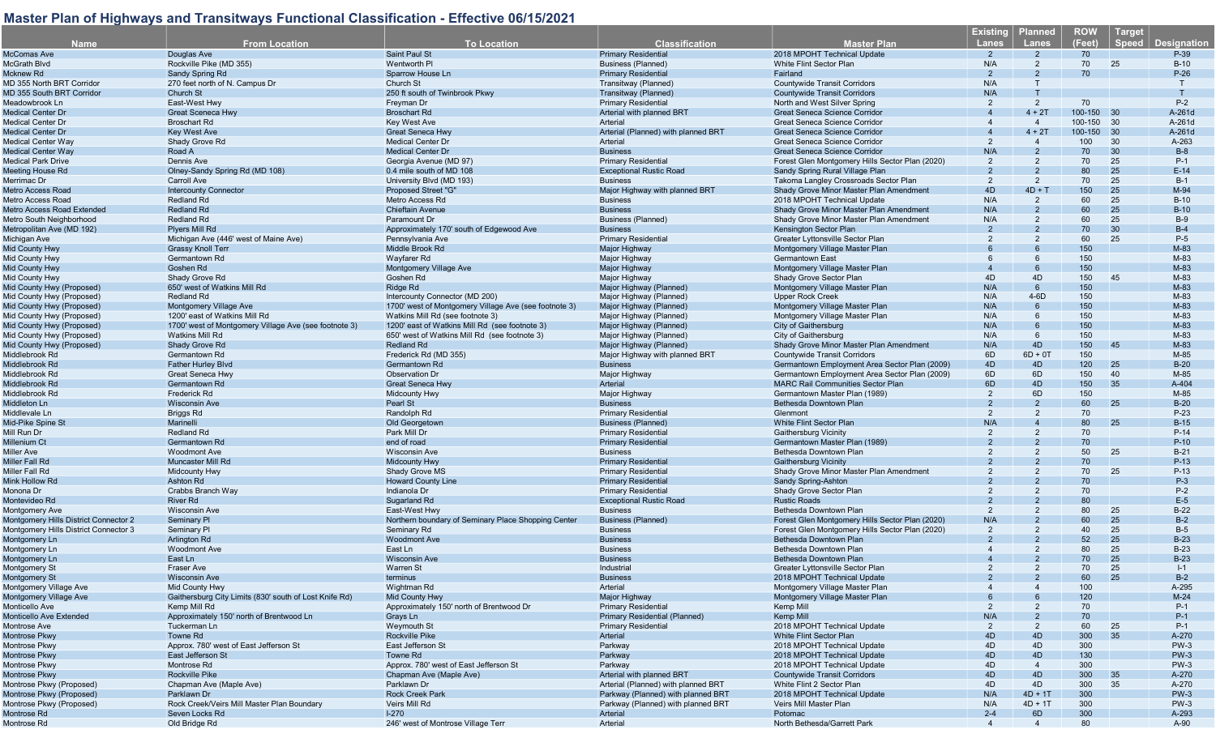# Master Plan of Highways and Transitways Functional Classification - Effective 06/15/2021

| Name | From Location | To Location | Classification | Master Plan | Existing Lanes | Planned Lanes | ROW (Feet) | Target Speed | Designation |
|---|---|---|---|---|---|---|---|---|---|
| McComas Ave | Douglas Ave | Saint Paul St | Primary Residential | 2018 MPOHT Technical Update | 2 | 2 | 70 | | P-39 |
| McGrath Blvd | Rockville Pike (MD 355) | Wentworth Pl | Business (Planned) | White Flint Sector Plan | N/A | 2 | 70 | 25 | B-10 |
| Mcknew Rd | Sandy Spring Rd | Sparrow House Ln | Primary Residential | Fairland | 2 | 2 | 70 | | P-26 |
| MD 355 North BRT Corridor | 270 feet north of N. Campus Dr | Church St | Transitway (Planned) | Countywide Transit Corridors | N/A | T | | | T |
| MD 355 South BRT Corridor | Church St | 250 ft south of Twinbrook Pkwy | Transitway (Planned) | Countywide Transit Corridors | N/A | T | | | T |
| Meadowbrook Ln | East-West Hwy | Freyman Dr | Primary Residential | North and West Silver Spring | 2 | 2 | 70 | | P-2 |
| Medical Center Dr | Great Seneca Hwy | Broschart Rd | Arterial with planned BRT | Great Seneca Science Corridor | 4 | 4 + 2T | 100-150 | 30 | A-261d |
| Medical Center Dr | Broschart Rd | Key West Ave | Arterial | Great Seneca Science Corridor | 4 | 4 | 100-150 | 30 | A-261d |
| Medical Center Dr | Key West Ave | Great Seneca Hwy | Arterial (Planned) with planned BRT | Great Seneca Science Corridor | 4 | 4 + 2T | 100-150 | 30 | A-261d |
| Medical Center Way | Shady Grove Rd | Medical Center Dr | Arterial | Great Seneca Science Corridor | 2 | 4 | 100 | 30 | A-263 |
| Medical Center Way | Road A | Medical Center Dr | Business | Great Seneca Science Corridor | N/A | 2 | 70 | 30 | B-8 |
| Medical Park Drive | Dennis Ave | Georgia Avenue (MD 97) | Primary Residential | Forest Glen Montgomery Hills Sector Plan (2020) | 2 | 2 | 70 | 25 | P-1 |
| Meeting House Rd | Olney-Sandy Spring Rd (MD 108) | 0.4 mile south of MD 108 | Exceptional Rustic Road | Sandy Spring Rural Village Plan | 2 | 2 | 80 | 25 | E-14 |
| Merrimac Dr | Carroll Ave | University Blvd (MD 193) | Business | Takoma Langley Crossroads Sector Plan | 2 | 2 | 70 | 25 | B-1 |
| Metro Access Road | Intercounty Connector | Proposed Street "G" | Major Highway with planned BRT | Shady Grove Minor Master Plan Amendment | 4D | 4D + T | 150 | 25 | M-94 |
| Metro Access Road | Redland Rd | Metro Access Rd | Business | 2018 MPOHT Technical Update | N/A | 2 | 60 | 25 | B-10 |
| Metro Access Road Extended | Redland Rd | Chieftain Avenue | Business | Shady Grove Minor Master Plan Amendment | N/A | 2 | 60 | 25 | B-10 |
| Metro South Neighborhood | Redland Rd | Paramount Dr | Business (Planned) | Shady Grove Minor Master Plan Amendment | N/A | 2 | 60 | 25 | B-9 |
| Metropolitan Ave (MD 192) | Plyers Mill Rd | Approximately 170' south of Edgewood Ave | Business | Kensington Sector Plan | 2 | 2 | 70 | 30 | B-4 |
| Michigan Ave | Michigan Ave (446' west of Maine Ave) | Pennsylvania Ave | Primary Residential | Greater Lyttonsville Sector Plan | 2 | 2 | 60 | 25 | P-5 |
| Mid County Hwy | Grassy Knoll Terr | Middle Brook Rd | Major Highway | Montgomery Village Master Plan | 6 | 6 | 150 | | M-83 |
| Mid County Hwy | Germantown Rd | Wayfarer Rd | Major Highway | Germantown East | 6 | 6 | 150 | | M-83 |
| Mid County Hwy | Goshen Rd | Montgomery Village Ave | Major Highway | Montgomery Village Master Plan | 4 | 6 | 150 | | M-83 |
| Mid County Hwy | Shady Grove Rd | Goshen Rd | Major Highway | Shady Grove Sector Plan | 4D | 4D | 150 | 45 | M-83 |
| Mid County Hwy (Proposed) | 650' west of Watkins Mill Rd | Ridge Rd | Major Highway (Planned) | Montgomery Village Master Plan | N/A | 6 | 150 | | M-83 |
| Mid County Hwy (Proposed) | Redland Rd | Intercounty Connector (MD 200) | Major Highway (Planned) | Upper Rock Creek | N/A | 4-6D | 150 | | M-83 |
| Mid County Hwy (Proposed) | Montgomery Village Ave | 1700' west of Montgomery Village Ave (see footnote 3) | Major Highway (Planned) | Montgomery Village Master Plan | N/A | 6 | 150 | | M-83 |
| Mid County Hwy (Proposed) | 1200' east of Watkins Mill Rd | Watkins Mill Rd (see footnote 3) | Major Highway (Planned) | Montgomery Village Master Plan | N/A | 6 | 150 | | M-83 |
| Mid County Hwy (Proposed) | 1700' west of Montgomery Village Ave (see footnote 3) | 1200' east of Watkins Mill Rd (see footnote 3) | Major Highway (Planned) | City of Gaithersburg | N/A | 6 | 150 | | M-83 |
| Mid County Hwy (Proposed) | Watkins Mill Rd | 650' west of Watkins Mill Rd (see footnote 3) | Major Highway (Planned) | City of Gaithersburg | N/A | 6 | 150 | | M-83 |
| Mid County Hwy (Proposed) | Shady Grove Rd | Redland Rd | Major Highway (Planned) | Shady Grove Minor Master Plan Amendment | N/A | 4D | 150 | 45 | M-83 |
| Middlebrook Rd | Germantown Rd | Frederick Rd (MD 355) | Major Highway with planned BRT | Countywide Transit Corridors | 6D | 6D + 0T | 150 | | M-85 |
| Middlebrook Rd | Father Hurley Blvd | Germantown Rd | Business | Germantown Employment Area Sector Plan (2009) | 4D | 4D | 120 | 25 | B-20 |
| Middlebrook Rd | Great Seneca Hwy | Observation Dr | Major Highway | Germantown Employment Area Sector Plan (2009) | 6D | 6D | 150 | 40 | M-85 |
| Middlebrook Rd | Germantown Rd | Great Seneca Hwy | Arterial | MARC Rail Communities Sector Plan | 6D | 4D | 150 | 35 | A-404 |
| Middlebrook Rd | Frederick Rd | Midcounty Hwy | Major Highway | Germantown Master Plan (1989) | 2 | 6D | 150 | | M-85 |
| Middleton Ln | Wisconsin Ave | Pearl St | Business | Bethesda Downtown Plan | 2 | 2 | 60 | 25 | B-20 |
| Middlevale Ln | Briggs Rd | Randolph Rd | Primary Residential | Glenmont | 2 | 2 | 70 | | P-23 |
| Mid-Pike Spine St | Marinelli | Old Georgetown | Business (Planned) | White Flint Sector Plan | N/A | 4 | 80 | 25 | B-15 |
| Mill Run Dr | Redland Rd | Park Mill Dr | Primary Residential | Gaithersburg Vicinity | 2 | 2 | 70 | | P-14 |
| Millenium Ct | Germantown Rd | end of road | Primary Residential | Germantown Master Plan (1989) | 2 | 2 | 70 | | P-10 |
| Miller Ave | Woodmont Ave | Wisconsin Ave | Business | Bethesda Downtown Plan | 2 | 2 | 50 | 25 | B-21 |
| Miller Fall Rd | Muncaster Mill Rd | Midcounty Hwy | Primary Residential | Gaithersburg Vicinity | 2 | 2 | 70 | | P-13 |
| Miller Fall Rd | Midcounty Hwy | Shady Grove MS | Primary Residential | Shady Grove Minor Master Plan Amendment | 2 | 2 | 70 | 25 | P-13 |
| Mink Hollow Rd | Ashton Rd | Howard County Line | Primary Residential | Sandy Spring-Ashton | 2 | 2 | 70 | | P-3 |
| Monona Dr | Crabbs Branch Way | Indianola Dr | Primary Residential | Shady Grove Sector Plan | 2 | 2 | 70 | | P-2 |
| Montevideo Rd | River Rd | Sugarland Rd | Exceptional Rustic Road | Rustic Roads | 2 | 2 | 80 | | E-5 |
| Montgomery Ave | Wisconsin Ave | East-West Hwy | Business | Bethesda Downtown Plan | 2 | 2 | 80 | 25 | B-22 |
| Montgomery Hills District Connector 2 | Seminary Pl | Northern boundary of Seminary Place Shopping Center | Business (Planned) | Forest Glen Montgomery Hills Sector Plan (2020) | N/A | 2 | 60 | 25 | B-2 |
| Montgomery Hills District Connector 3 | Seminary Pl | Seminary Rd | Business | Forest Glen Montgomery Hills Sector Plan (2020) | 2 | 2 | 40 | 25 | B-5 |
| Montgomery Ln | Arlington Rd | Woodmont Ave | Business | Bethesda Downtown Plan | 2 | 2 | 52 | 25 | B-23 |
| Montgomery Ln | Woodmont Ave | East Ln | Business | Bethesda Downtown Plan | 4 | 2 | 80 | 25 | B-23 |
| Montgomery Ln | East Ln | Wisconsin Ave | Business | Bethesda Downtown Plan | 4 | 2 | 70 | 25 | B-23 |
| Montgomery St | Fraser Ave | Warren St | Industrial | Greater Lyttonsville Sector Plan | 2 | 2 | 70 | 25 | I-1 |
| Montgomery St | Wisconsin Ave | terminus | Business | 2018 MPOHT Technical Update | 2 | 2 | 60 | 25 | B-2 |
| Montgomery Village Ave | Mid County Hwy | Wightman Rd | Arterial | Montgomery Village Master Plan | 4 | 4 | 100 | | A-295 |
| Montgomery Village Ave | Gaithersburg City Limits (830' south of Lost Knife Rd) | Mid County Hwy | Major Highway | Montgomery Village Master Plan | 6 | 6 | 120 | | M-24 |
| Monticello Ave | Kemp Mill Rd | Approximately 150' north of Brentwood Dr | Primary Residential | Kemp Mill | 2 | 2 | 70 | | P-1 |
| Monticello Ave Extended | Approximately 150' north of Brentwood Ln | Grays Ln | Primary Residential (Planned) | Kemp Mill | N/A | 2 | 70 | | P-1 |
| Montrose Ave | Tuckerman Ln | Weymouth St | Primary Residential | 2018 MPOHT Technical Update | 2 | 2 | 60 | 25 | P-1 |
| Montrose Pkwy | Towne Rd | Rockville Pike | Arterial | White Flint Sector Plan | 4D | 4D | 300 | 35 | A-270 |
| Montrose Pkwy | Approx. 780' west of East Jefferson St | East Jefferson St | Parkway | 2018 MPOHT Technical Update | 4D | 4D | 300 | | PW-3 |
| Montrose Pkwy | East Jefferson St | Towne Rd | Parkway | 2018 MPOHT Technical Update | 4D | 4D | 130 | | PW-3 |
| Montrose Pkwy | Montrose Rd | Approx. 780' west of East Jefferson St | Parkway | 2018 MPOHT Technical Update | 4D | 4 | 300 | | PW-3 |
| Montrose Pkwy | Rockville Pike | Chapman Ave (Maple Ave) | Arterial with planned BRT | Countywide Transit Corridors | 4D | 4D | 300 | 35 | A-270 |
| Montrose Pkwy (Proposed) | Chapman Ave (Maple Ave) | Parklawn Dr | Arterial (Planned) with planned BRT | White Flint 2 Sector Plan | 4D | 4D | 300 | 35 | A-270 |
| Montrose Pkwy (Proposed) | Parklawn Dr | Rock Creek Park | Parkway (Planned) with planned BRT | 2018 MPOHT Technical Update | N/A | 4D + 1T | 300 | | PW-3 |
| Montrose Pkwy (Proposed) | Rock Creek/Veirs Mill Master Plan Boundary | Veirs Mill Rd | Parkway (Planned) with planned BRT | Veirs Mill Master Plan | N/A | 4D + 1T | 300 | | PW-3 |
| Montrose Rd | Seven Locks Rd | I-270 | Arterial | Potomac | 2-4 | 6D | 300 | | A-293 |
| Montrose Rd | Old Bridge Rd | 246' west of Montrose Village Terr | Arterial | North Bethesda/Garrett Park | 4 | 4 | 80 | | A-90 |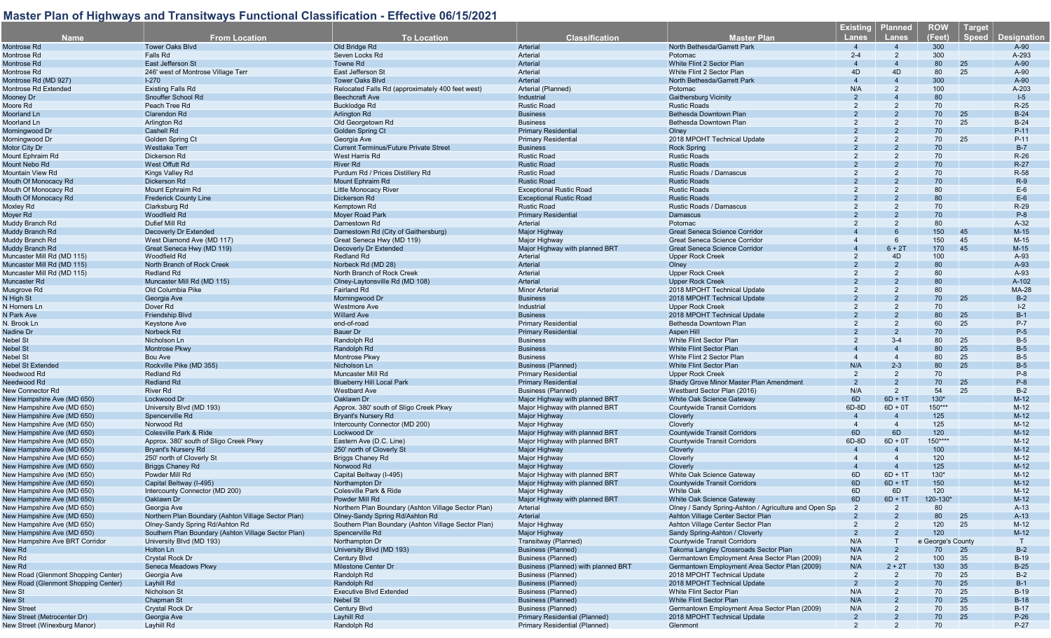# Master Plan of Highways and Transitways Functional Classification - Effective 06/15/2021

| Name | From Location | To Location | Classification | Master Plan | Existing Lanes | Planned Lanes | ROW (Feet) | Target Speed | Designation |
|---|---|---|---|---|---|---|---|---|---|
| Montrose Rd | Tower Oaks Blvd | Old Bridge Rd | Arterial | North Bethesda/Garrett Park | 4 | 4 | 300 | | A-90 |
| Montrose Rd | Falls Rd | Seven Locks Rd | Arterial | Potomac | 2-4 | 2 | 300 | | A-293 |
| Montrose Rd | East Jefferson St | Towne Rd | Arterial | White Flint 2 Sector Plan | 4 | 4 | 80 | 25 | A-90 |
| Montrose Rd | 246' west of Montrose Village Terr | East Jefferson St | Arterial | White Flint 2 Sector Plan | 4D | 4D | 80 | 25 | A-90 |
| Montrose Rd (MD 927) | I-270 | Tower Oaks Blvd | Arterial | North Bethesda/Garrett Park | 4 | 4 | 300 | | A-90 |
| Montrose Rd Extended | Existing Falls Rd | Relocated Falls Rd (approximately 400 feet west) | Arterial (Planned) | Potomac | N/A | 2 | 100 | | A-203 |
| Mooney Dr | Snouffer School Rd | Beechcraft Ave | Industrial | Gaithersburg Vicinity | 2 | 4 | 80 | | I-5 |
| Moore Rd | Peach Tree Rd | Bucklodge Rd | Rustic Road | Rustic Roads | 2 | 2 | 70 | | R-25 |
| Moorland Ln | Clarendon Rd | Arlington Rd | Business | Bethesda Downtown Plan | 2 | 2 | 70 | 25 | B-24 |
| Moorland Ln | Arlington Rd | Old Georgetown Rd | Business | Bethesda Downtown Plan | 2 | 2 | 70 | 25 | B-24 |
| Morningwood Dr | Cashell Rd | Golden Spring Ct | Primary Residential | Olney | 2 | 2 | 70 | | P-11 |
| Morningwood Dr | Golden Spring Ct | Georgia Ave | Primary Residential | 2018 MPOHT Technical Update | 2 | 2 | 70 | 25 | P-11 |
| Motor City Dr | Westlake Terr | Current Terminus/Future Private Street | Business | Rock Spring | 2 | 2 | 70 | | B-7 |
| Mount Ephraim Rd | Dickerson Rd | West Harris Rd | Rustic Road | Rustic Roads | 2 | 2 | 70 | | R-26 |
| Mount Nebo Rd | West Offutt Rd | River Rd | Rustic Road | Rustic Roads | 2 | 2 | 70 | | R-27 |
| Mountain View Rd | Kings Valley Rd | Purdum Rd / Prices Distillery Rd | Rustic Road | Rustic Roads / Damascus | 2 | 2 | 70 | | R-58 |
| Mouth Of Monocacy Rd | Dickerson Rd | Mount Ephraim Rd | Rustic Road | Rustic Roads | 2 | 2 | 70 | | R-9 |
| Mouth Of Monocacy Rd | Mount Ephraim Rd | Little Monocacy River | Exceptional Rustic Road | Rustic Roads | 2 | 2 | 80 | | E-6 |
| Mouth Of Monocacy Rd | Frederick County Line | Dickerson Rd | Exceptional Rustic Road | Rustic Roads | 2 | 2 | 80 | | E-6 |
| Moxley Rd | Clarksburg Rd | Kemptown Rd | Rustic Road | Rustic Roads / Damascus | 2 | 2 | 70 | | R-29 |
| Moyer Rd | Woodfield Rd | Moyer Road Park | Primary Residential | Damascus | 2 | 2 | 70 | | P-8 |
| Muddy Branch Rd | Dufief Mill Rd | Darnestown Rd | Arterial | Potomac | 2 | 2 | 80 | | A-32 |
| Muddy Branch Rd | Decoverly Dr Extended | Darnestown Rd (City of Gaithersburg) | Major Highway | Great Seneca Science Corridor | 4 | 6 | 150 | 45 | M-15 |
| Muddy Branch Rd | West Diamond Ave (MD 117) | Great Seneca Hwy (MD 119) | Major Highway | Great Seneca Science Corridor | 4 | 6 | 150 | 45 | M-15 |
| Muddy Branch Rd | Great Seneca Hwy (MD 119) | Decoverly Dr Extended | Major Highway with planned BRT | Great Seneca Science Corridor | 4 | 6 + 2T | 170 | 45 | M-15 |
| Muncaster Mill Rd (MD 115) | Woodfield Rd | Redland Rd | Arterial | Upper Rock Creek | 2 | 4D | 100 | | A-93 |
| Muncaster Mill Rd (MD 115) | North Branch of Rock Creek | Norbeck Rd (MD 28) | Arterial | Olney | 2 | 2 | 80 | | A-93 |
| Muncaster Mill Rd (MD 115) | Redland Rd | North Branch of Rock Creek | Arterial | Upper Rock Creek | 2 | 2 | 80 | | A-93 |
| Muncaster Rd | Muncaster Mill Rd (MD 115) | Olney-Laytonsville Rd (MD 108) | Arterial | Upper Rock Creek | 2 | 2 | 80 | | A-102 |
| Musgrove Rd | Old Columbia Pike | Fairland Rd | Minor Arterial | 2018 MPOHT Technical Update | 2 | 2 | 80 | | MA-28 |
| N High St | Georgia Ave | Morningwood Dr | Business | 2018 MPOHT Technical Update | 2 | 2 | 70 | 25 | B-2 |
| N Horners Ln | Dover Rd | Westmore Ave | Industrial | Upper Rock Creek | 2 | 2 | 70 | | I-2 |
| N Park Ave | Friendship Blvd | Willard Ave | Business | 2018 MPOHT Technical Update | 2 | 2 | 80 | 25 | B-1 |
| N. Brook Ln | Keystone Ave | end-of-road | Primary Residential | Bethesda Downtown Plan | 2 | 2 | 60 | 25 | P-7 |
| Nadine Dr | Norbeck Rd | Bauer Dr | Primary Residential | Aspen Hill | 2 | 2 | 70 | | P-5 |
| Nebel St | Nicholson Ln | Randolph Rd | Business | White Flint Sector Plan | 2 | 3-4 | 80 | 25 | B-5 |
| Nebel St | Montrose Pkwy | Randolph Rd | Business | White Flint Sector Plan | 4 | 4 | 80 | 25 | B-5 |
| Nebel St | Bou Ave | Montrose Pkwy | Business | White Flint 2 Sector Plan | 4 | 4 | 80 | 25 | B-5 |
| Nebel St Extended | Rockville Pike (MD 355) | Nicholson Ln | Business (Planned) | White Flint Sector Plan | N/A | 2-3 | 80 | 25 | B-5 |
| Needwood Rd | Redland Rd | Muncaster Mill Rd | Primary Residential | Upper Rock Creek | 2 | 2 | 70 | | P-8 |
| Needwood Rd | Redland Rd | Blueberry Hill Local Park | Primary Residential | Shady Grove Minor Master Plan Amendment | 2 | 2 | 70 | 25 | P-8 |
| New Connector Rd | River Rd | Westbard Ave | Business (Planned) | Westbard Sector Plan (2016) | N/A | 2 | 54 | 25 | B-2 |
| New Hampshire Ave (MD 650) | Lockwood Dr | Oaklawn Dr | Major Highway with planned BRT | White Oak Science Gateway | 6D | 6D + 1T | 130* | | M-12 |
| New Hampshire Ave (MD 650) | University Blvd (MD 193) | Approx. 380' south of Sligo Creek Pkwy | Major Highway with planned BRT | Countywide Transit Corridors | 6D-8D | 6D + 0T | 150*** | | M-12 |
| New Hampshire Ave (MD 650) | Spencerville Rd | Bryant's Nursery Rd | Major Highway | Cloverly | 4 | 4 | 125 | | M-12 |
| New Hampshire Ave (MD 650) | Norwood Rd | Intercounty Connector (MD 200) | Major Highway | Cloverly | 4 | 4 | 125 | | M-12 |
| New Hampshire Ave (MD 650) | Colesville Park & Ride | Lockwood Dr | Major Highway with planned BRT | Countywide Transit Corridors | 6D | 6D | 120 | | M-12 |
| New Hampshire Ave (MD 650) | Approx. 380' south of Sligo Creek Pkwy | Eastern Ave (D.C. Line) | Major Highway with planned BRT | Countywide Transit Corridors | 6D-8D | 6D + 0T | 150**** | | M-12 |
| New Hampshire Ave (MD 650) | Bryant's Nursery Rd | 250' north of Cloverly St | Major Highway | Cloverly | 4 | 4 | 100 | | M-12 |
| New Hampshire Ave (MD 650) | 250' north of Cloverly St | Briggs Chaney Rd | Major Highway | Cloverly | 4 | 4 | 120 | | M-12 |
| New Hampshire Ave (MD 650) | Briggs Chaney Rd | Norwood Rd | Major Highway | Cloverly | 4 | 4 | 125 | | M-12 |
| New Hampshire Ave (MD 650) | Powder Mill Rd | Capital Beltway (I-495) | Major Highway with planned BRT | White Oak Science Gateway | 6D | 6D + 1T | 130* | | M-12 |
| New Hampshire Ave (MD 650) | Capital Beltway (I-495) | Northampton Dr | Major Highway with planned BRT | Countywide Transit Corridors | 6D | 6D + 1T | 150 | | M-12 |
| New Hampshire Ave (MD 650) | Intercounty Connector (MD 200) | Colesville Park & Ride | Major Highway | White Oak | 6D | 6D | 120 | | M-12 |
| New Hampshire Ave (MD 650) | Oaklawn Dr | Powder Mill Rd | Major Highway with planned BRT | White Oak Science Gateway | 6D | 6D + 1T | 120-130* | | M-12 |
| New Hampshire Ave (MD 650) | Georgia Ave | Northern Plan Boundary (Ashton Village Sector Plan) | Arterial | Olney / Sandy Spring-Ashton / Agriculture and Open Sp | 2 | 2 | 80 | | A-13 |
| New Hampshire Ave (MD 650) | Northern Plan Boundary (Ashton Village Sector Plan) | Olney-Sandy Spring Rd/Ashton Rd | Arterial | Ashton Village Center Sector Plan | 2 | 2 | 80 | 25 | A-13 |
| New Hampshire Ave (MD 650) | Olney-Sandy Spring Rd/Ashton Rd | Southern Plan Boundary (Ashton Village Sector Plan) | Major Highway | Ashton Village Center Sector Plan | 2 | 2 | 120 | 25 | M-12 |
| New Hampshire Ave (MD 650) | Southern Plan Boundary (Ashton Village Sector Plan) | Spencerville Rd | Major Highway | Sandy Spring-Ashton / Cloverly | 2 | 2 | 120 | | M-12 |
| New Hampshire Ave BRT Corridor | University Blvd (MD 193) | Northampton Dr | Transitway (Planned) | Countywide Transit Corridors | N/A | T | e George's County | | T |
| New Rd | Holton Ln | University Blvd (MD 193) | Business (Planned) | Takoma Langley Crossroads Sector Plan | N/A | 2 | 70 | 25 | B-2 |
| New Rd | Crystal Rock Dr | Century Blvd | Business (Planned) | Germantown Employment Area Sector Plan (2009) | N/A | 2 | 100 | 35 | B-19 |
| New Rd | Seneca Meadows Pkwy | Milestone Center Dr | Business (Planned) with planned BRT | Germantown Employment Area Sector Plan (2009) | N/A | 2 + 2T | 130 | 35 | B-25 |
| New Road (Glenmont Shopping Center) | Georgia Ave | Randolph Rd | Business (Planned) | 2018 MPOHT Technical Update | 2 | 2 | 70 | 25 | B-2 |
| New Road (Glenmont Shopping Center) | Layhill Rd | Randolph Rd | Business (Planned) | 2018 MPOHT Technical Update | 2 | 2 | 70 | 25 | B-1 |
| New St | Nicholson St | Executive Blvd Extended | Business (Planned) | White Flint Sector Plan | N/A | 2 | 70 | 25 | B-19 |
| New St | Chapman St | Nebel St | Business (Planned) | White Flint Sector Plan | N/A | 2 | 70 | 25 | B-18 |
| New Street | Crystal Rock Dr | Century Blvd | Business (Planned) | Germantown Employment Area Sector Plan (2009) | N/A | 2 | 70 | 35 | B-17 |
| New Street (Metrocenter Dr) | Georgia Ave | Layhill Rd | Primary Residential (Planned) | 2018 MPOHT Technical Update | 2 | 2 | 70 | 25 | P-26 |
| New Street (Winexburg Manor) | Layhill Rd | Randolph Rd | Primary Residential (Planned) | Glenmont | 2 | 2 | 70 | | P-27 |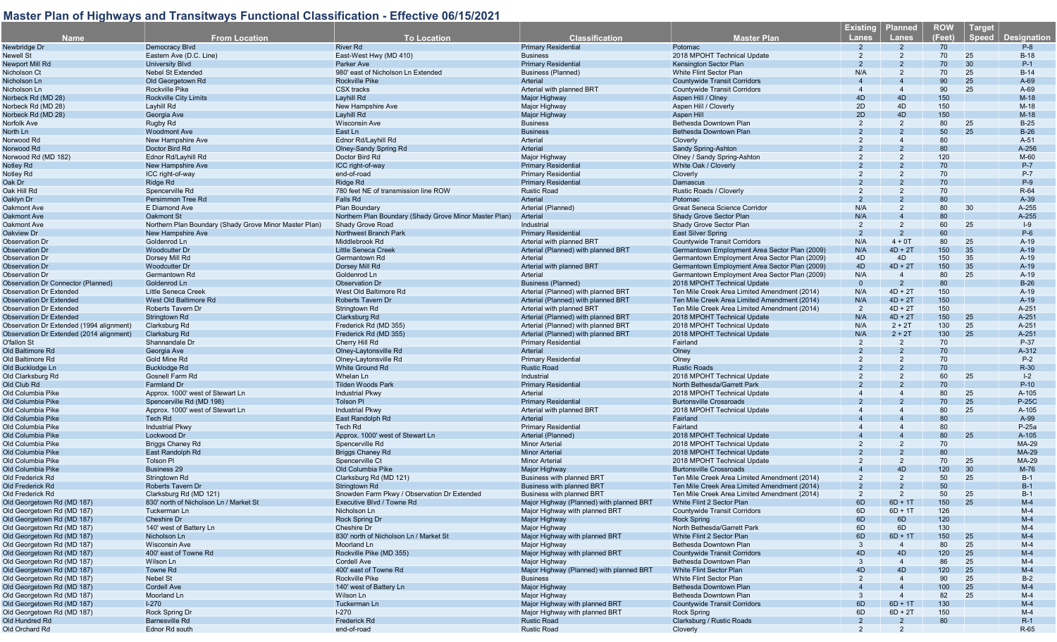## Master Plan of Highways and Transitways Functional Classification - Effective 06/15/2021

| Name | From Location | To Location | Classification | Master Plan | Existing Lanes | Planned Lanes | ROW (Feet) | Target Speed | Designation |
|---|---|---|---|---|---|---|---|---|---|
| Newbridge Dr | Democracy Blvd | River Rd | Primary Residential | Potomac | 2 | 2 | 70 | | P-8 |
| Newell St | Eastern Ave (D.C. Line) | East-West Hwy (MD 410) | Business | 2018 MPOHT Technical Update | 2 | 2 | 70 | 25 | B-18 |
| Newport Mill Rd | University Blvd | Parker Ave | Primary Residential | Kensington Sector Plan | 2 | 2 | 70 | 30 | P-1 |
| Nicholson Ct | Nebel St Extended | 980' east of Nicholson Ln Extended | Business (Planned) | White Flint Sector Plan | N/A | 2 | 70 | 25 | B-14 |
| Nicholson Ln | Old Georgetown Rd | Rockville Pike | Arterial | Countywide Transit Corridors | 4 | 4 | 90 | 25 | A-69 |
| Nicholson Ln | Rockville Pike | CSX tracks | Arterial with planned BRT | Countywide Transit Corridors | 4 | 4 | 90 | 25 | A-69 |
| Norbeck Rd (MD 28) | Rockville City Limits | Layhill Rd | Major Highway | Aspen Hill / Olney | 4D | 4D | 150 | | M-18 |
| Norbeck Rd (MD 28) | Layhill Rd | New Hampshire Ave | Major Highway | Aspen Hill / Cloverly | 4D | 4D | 150 | | M-18 |
| Norbeck Rd (MD 28) | Georgia Ave | Layhill Rd | Major Highway | Aspen Hill | 2D | 4D | 150 | | M-18 |
| Norfolk Ave | Rugby Rd | Wisconsin Ave | Business | Bethesda Downtown Plan | 2 | 2 | 80 | 25 | B-25 |
| North Ln | Woodmont Ave | East Ln | Business | Bethesda Downtown Plan | 2 | 2 | 50 | 25 | B-26 |
| Norwood Rd | New Hampshire Ave | Ednor Rd/Layhill Rd | Arterial | Cloverly | 2 | 4 | 80 | | A-51 |
| Norwood Rd | Doctor Bird Rd | Olney-Sandy Spring Rd | Arterial | Sandy Spring-Ashton | 2 | 2 | 80 | | A-256 |
| Norwood Rd (MD 182) | Ednor Rd/Layhill Rd | Doctor Bird Rd | Major Highway | Olney / Sandy Spring-Ashton | 2 | 2 | 120 | | M-80 |
| Notley Rd | New Hampshire Ave | ICC right-of-way | Primary Residential | White Oak / Cloverly | 2 | 2 | 70 | | P-7 |
| Notley Rd | ICC right-of-way | end-of-road | Primary Residential | Cloverly | 2 | 2 | 70 | | P-7 |
| Oak Dr | Ridge Rd | Ridge Rd | Primary Residential | Damascus | 2 | 2 | 70 | | P-9 |
| Oak Hill Rd | Spencerville Rd | 780 feet NE of transmission line ROW | Rustic Road | Rustic Roads / Cloverly | 2 | 2 | 70 | | R-64 |
| Oaklyn Dr | Persimmon Tree Rd | Falls Rd | Arterial | Potomac | 2 | 2 | 80 | | A-39 |
| Oakmont Ave | E Diamond Ave | Plan Boundary | Arterial (Planned) | Great Seneca Science Corridor | N/A | 2 | 80 | 30 | A-255 |
| Oakmont Ave | Oakmont St | Northern Plan Boundary (Shady Grove Minor Master Plan) | Arterial | Shady Grove Sector Plan | N/A | 4 | 80 | | A-255 |
| Oakmont Ave | Northern Plan Boundary (Shady Grove Minor Master Plan) | Shady Grove Road | Industrial | Shady Grove Sector Plan | 2 | 2 | 60 | 25 | I-9 |
| Oakview Dr | New Hampshire Ave | Northwest Branch Park | Primary Residential | East Silver Spring | 2 | 2 | 60 | | P-6 |
| Observation Dr | Goldenrod Ln | Middlebrook Rd | Arterial with planned BRT | Countywide Transit Corridors | N/A | 4 + 0T | 80 | 25 | A-19 |
| Observation Dr | Woodcutter Dr | Little Seneca Creek | Arterial (Planned) with planned BRT | Germantown Employment Area Sector Plan (2009) | N/A | 4D + 2T | 150 | 35 | A-19 |
| Observation Dr | Dorsey Mill Rd | Germantown Rd | Arterial | Germantown Employment Area Sector Plan (2009) | 4D | 4D | 150 | 35 | A-19 |
| Observation Dr | Woodcutter Dr | Dorsey Mill Rd | Arterial with planned BRT | Germantown Employment Area Sector Plan (2009) | 4D | 4D + 2T | 150 | 35 | A-19 |
| Observation Dr | Germantown Rd | Goldenrod Ln | Arterial | Germantown Employment Area Sector Plan (2009) | N/A | 4 | 80 | 25 | A-19 |
| Observation Dr Connector (Planned) | Goldenrod Ln | Observation Dr | Business (Planned) | 2018 MPOHT Technical Update | 0 | 2 | 80 | | B-26 |
| Observation Dr Extended | Little Seneca Creek | West Old Baltimore Rd | Arterial (Planned) with planned BRT | Ten Mile Creek Area Limited Amendment (2014) | N/A | 4D + 2T | 150 | | A-19 |
| Observation Dr Extended | West Old Baltimore Rd | Roberts Tavern Dr | Arterial (Planned) with planned BRT | Ten Mile Creek Area Limited Amendment (2014) | N/A | 4D + 2T | 150 | | A-19 |
| Observation Dr Extended | Roberts Tavern Dr | Stringtown Rd | Arterial with planned BRT | Ten Mile Creek Area Limited Amendment (2014) | 2 | 4D + 2T | 150 | | A-251 |
| Observation Dr Extended | Stringtown Rd | Clarksburg Rd | Arterial (Planned) with planned BRT | 2018 MPOHT Technical Update | N/A | 4D + 2T | 150 | 25 | A-251 |
| Observation Dr Extended (1994 alignment) | Clarksburg Rd | Frederick Rd (MD 355) | Arterial (Planned) with planned BRT | 2018 MPOHT Technical Update | N/A | 2 + 2T | 130 | 25 | A-251 |
| Observation Dr Extended (2014 alignment) | Clarksburg Rd | Frederick Rd (MD 355) | Arterial (Planned) with planned BRT | 2018 MPOHT Technical Update | N/A | 2 + 2T | 130 | 25 | A-251 |
| O'fallon St | Shannandale Dr | Cherry Hill Rd | Primary Residential | Fairland | 2 | 2 | 70 | | P-37 |
| Old Baltimore Rd | Georgia Ave | Olney-Laytonsville Rd | Arterial | Olney | 2 | 2 | 70 | | A-312 |
| Old Baltimore Rd | Gold Mine Rd | Olney-Laytonsville Rd | Primary Residential | Olney | 2 | 2 | 70 | | P-2 |
| Old Bucklodge Ln | Bucklodge Rd | White Ground Rd | Rustic Road | Rustic Roads | 2 | 2 | 70 | | R-30 |
| Old Clarksburg Rd | Gosnell Farm Rd | Whelan Ln | Industrial | 2018 MPOHT Technical Update | 2 | 2 | 60 | 25 | I-2 |
| Old Club Rd | Farmland Dr | Tilden Woods Park | Primary Residential | North Bethesda/Garrett Park | 2 | 2 | 70 | | P-10 |
| Old Columbia Pike | Approx. 1000' west of Stewart Ln | Industrial Pkwy | Arterial | 2018 MPOHT Technical Update | 4 | 4 | 80 | 25 | A-105 |
| Old Columbia Pike | Spencerville Rd (MD 198) | Tolson Pl | Primary Residential | Burtonsville Crossroads | 2 | 2 | 70 | 25 | P-25C |
| Old Columbia Pike | Approx. 1000' west of Stewart Ln | Industrial Pkwy | Arterial with planned BRT | 2018 MPOHT Technical Update | 4 | 4 | 80 | 25 | A-105 |
| Old Columbia Pike | Tech Rd | East Randolph Rd | Arterial | Fairland | 4 | 4 | 80 | | A-99 |
| Old Columbia Pike | Industrial Pkwy | Tech Rd | Primary Residential | Fairland | 4 | 4 | 80 | | P-25a |
| Old Columbia Pike | Lockwood Dr | Approx. 1000' west of Stewart Ln | Arterial (Planned) | 2018 MPOHT Technical Update | 4 | 4 | 80 | 25 | A-105 |
| Old Columbia Pike | Briggs Chaney Rd | Spencerville Rd | Minor Arterial | 2018 MPOHT Technical Update | 2 | 2 | 70 | | MA-29 |
| Old Columbia Pike | East Randolph Rd | Briggs Chaney Rd | Minor Arterial | 2018 MPOHT Technical Update | 2 | 2 | 80 | | MA-29 |
| Old Columbia Pike | Tolson Pl | Spencerville Ct | Minor Arterial | 2018 MPOHT Technical Update | 2 | 2 | 70 | 25 | MA-29 |
| Old Columbia Pike | Business 29 | Old Columbia Pike | Major Highway | Burtonsville Crossroads | 4 | 4D | 120 | 30 | M-76 |
| Old Frederick Rd | Stringtown Rd | Clarksburg Rd (MD 121) | Business with planned BRT | Ten Mile Creek Area Limited Amendment (2014) | 2 | 2 | 50 | 25 | B-1 |
| Old Frederick Rd | Roberts Tavern Dr | Stringtown Rd | Business with planned BRT | Ten Mile Creek Area Limited Amendment (2014) | 2 | 2 | 50 | | B-1 |
| Old Frederick Rd | Clarksburg Rd (MD 121) | Snowden Farm Pkwy / Observation Dr Extended | Business with planned BRT | Ten Mile Creek Area Limited Amendment (2014) | 2 | 2 | 50 | 25 | B-1 |
| Old Georgetown Rd (MD 187) | 830' north of Nicholson Ln / Market St | Executive Blvd / Towne Rd | Major Highway (Planned) with planned BRT | White Flint 2 Sector Plan | 6D | 6D + 1T | 150 | 25 | M-4 |
| Old Georgetown Rd (MD 187) | Tuckerman Ln | Nicholson Ln | Major Highway with planned BRT | Countywide Transit Corridors | 6D | 6D + 1T | 126 | | M-4 |
| Old Georgetown Rd (MD 187) | Cheshire Dr | Rock Spring Dr | Major Highway | Rock Spring | 6D | 6D | 120 | | M-4 |
| Old Georgetown Rd (MD 187) | 140' west of Battery Ln | Cheshire Dr | Major Highway | North Bethesda/Garrett Park | 6D | 6D | 130 | | M-4 |
| Old Georgetown Rd (MD 187) | Nicholson Ln | 830' north of Nicholson Ln / Market St | Major Highway with planned BRT | White Flint 2 Sector Plan | 6D | 6D + 1T | 150 | 25 | M-4 |
| Old Georgetown Rd (MD 187) | Wisconsin Ave | Moorland Ln | Major Highway | Bethesda Downtown Plan | 3 | 4 | 80 | 25 | M-4 |
| Old Georgetown Rd (MD 187) | 400' east of Towne Rd | Rockville Pike (MD 355) | Major Highway with planned BRT | Countywide Transit Corridors | 4D | 4D | 120 | 25 | M-4 |
| Old Georgetown Rd (MD 187) | Wilson Ln | Cordell Ave | Major Highway | Bethesda Downtown Plan | 3 | 4 | 86 | 25 | M-4 |
| Old Georgetown Rd (MD 187) | Towne Rd | 400' east of Towne Rd | Major Highway (Planned) with planned BRT | White Flint Sector Plan | 4D | 4D | 120 | 25 | M-4 |
| Old Georgetown Rd (MD 187) | Nebel St | Rockville Pike | Business | White Flint Sector Plan | 2 | 4 | 90 | 25 | B-2 |
| Old Georgetown Rd (MD 187) | Cordell Ave | 140' west of Battery Ln | Major Highway | Bethesda Downtown Plan | 4 | 4 | 100 | 25 | M-4 |
| Old Georgetown Rd (MD 187) | Moorland Ln | Wilson Ln | Major Highway | Bethesda Downtown Plan | 3 | 4 | 82 | 25 | M-4 |
| Old Georgetown Rd (MD 187) | I-270 | Tuckerman Ln | Major Highway with planned BRT | Countywide Transit Corridors | 6D | 6D + 1T | 130 | | M-4 |
| Old Georgetown Rd (MD 187) | Rock Spring Dr | I-270 | Major Highway with planned BRT | Rock Spring | 6D | 6D + 2T | 150 | | M-4 |
| Old Hundred Rd | Barnesville Rd | Frederick Rd | Rustic Road | Clarksburg / Rustic Roads | 2 | 2 | 80 | | R-1 |
| Old Orchard Rd | Ednor Rd south | end-of-road | Rustic Road | Cloverly | 2 | 2 | | | R-65 |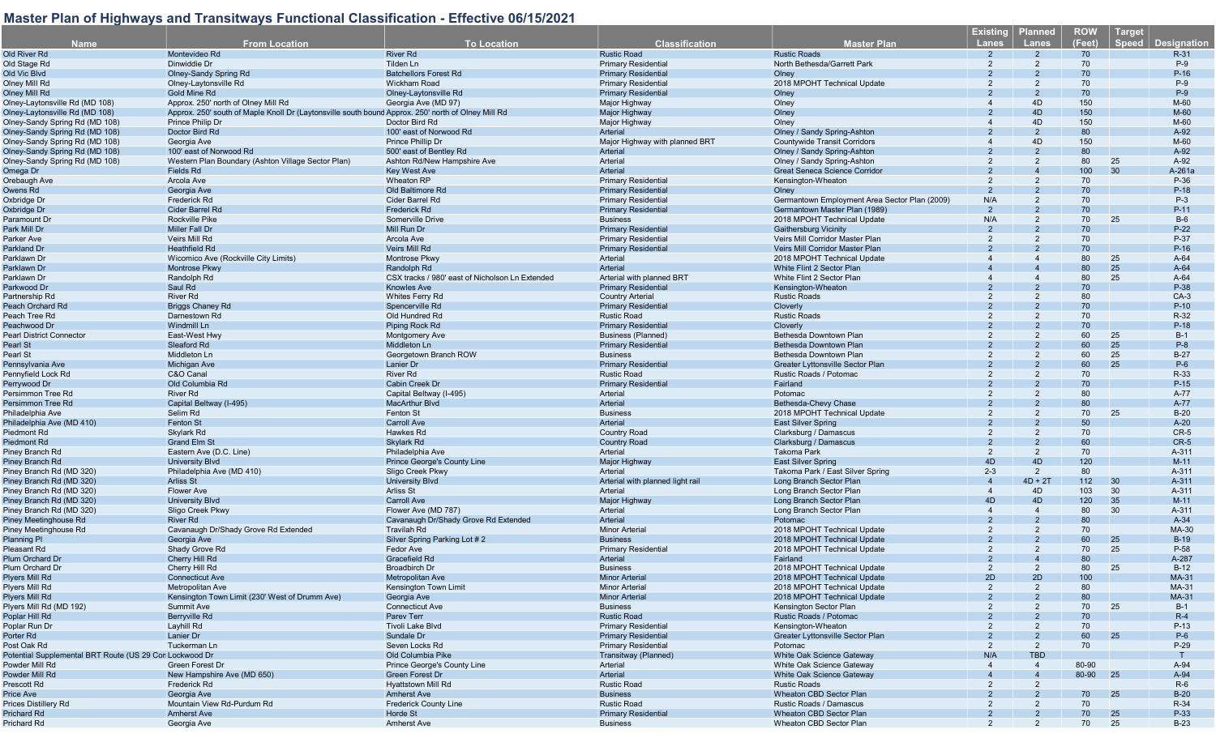## Master Plan of Highways and Transitways Functional Classification - Effective 06/15/2021

| Name | From Location | To Location | Classification | Master Plan | Existing Lanes | Planned Lanes | ROW (Feet) | Target Speed | Designation |
|---|---|---|---|---|---|---|---|---|---|
| Old River Rd | Montevideo Rd | River Rd | Rustic Road | Rustic Roads | 2 | 2 | 70 | | R-31 |
| Old Stage Rd | Dinwiddie Dr | Tilden Ln | Primary Residential | North Bethesda/Garrett Park | 2 | 2 | 70 | | P-9 |
| Old Vic Blvd | Olney-Sandy Spring Rd | Batchellors Forest Rd | Primary Residential | Olney | 2 | 2 | 70 | | P-16 |
| Olney Mill Rd | Olney-Laytonsville Rd | Wickham Road | Primary Residential | 2018 MPOHT Technical Update | 2 | 2 | 70 | | P-9 |
| Olney Mill Rd | Gold Mine Rd | Olney-Laytonsville Rd | Primary Residential | Olney | 2 | 2 | 70 | | P-9 |
| Olney-Laytonsville Rd (MD 108) | Approx. 250' north of Olney Mill Rd | Georgia Ave (MD 97) | Major Highway | Olney | 4 | 4D | 150 | | M-60 |
| Olney-Laytonsville Rd (MD 108) | Approx. 250' south of Maple Knoll Dr (Laytonsville south bound | Approx. 250' north of Olney Mill Rd | Major Highway | Olney | 2 | 4D | 150 | | M-60 |
| Olney-Sandy Spring Rd (MD 108) | Prince Philip Dr | Doctor Bird Rd | Major Highway | Olney | 4 | 4D | 150 | | M-60 |
| Olney-Sandy Spring Rd (MD 108) | Doctor Bird Rd | 100' east of Norwood Rd | Arterial | Olney / Sandy Spring-Ashton | 2 | 2 | 80 | | A-92 |
| Olney-Sandy Spring Rd (MD 108) | Georgia Ave | Prince Phillip Dr | Major Highway with planned BRT | Countywide Transit Corridors | 4 | 4D | 150 | | M-60 |
| Olney-Sandy Spring Rd (MD 108) | 100' east of Norwood Rd | 500' east of Bentley Rd | Arterial | Olney / Sandy Spring-Ashton | 2 | 2 | 80 | | A-92 |
| Olney-Sandy Spring Rd (MD 108) | Western Plan Boundary (Ashton Village Sector Plan) | Ashton Rd/New Hampshire Ave | Arterial | Olney / Sandy Spring-Ashton | 2 | 2 | 80 | 25 | A-92 |
| Omega Dr | Fields Rd | Key West Ave | Arterial | Great Seneca Science Corridor | 2 | 4 | 100 | 30 | A-261a |
| Orebaugh Ave | Arcola Ave | Wheaton RP | Primary Residential | Kensington-Wheaton | 2 | 2 | 70 | | P-36 |
| Owens Rd | Georgia Ave | Old Baltimore Rd | Primary Residential | Olney | 2 | 2 | 70 | | P-18 |
| Oxbridge Dr | Frederick Rd | Cider Barrel Rd | Primary Residential | Germantown Employment Area Sector Plan (2009) | N/A | 2 | 70 | | P-3 |
| Oxbridge Dr | Cider Barrel Rd | Frederick Rd | Primary Residential | Germantown Master Plan (1989) | 2 | 2 | 70 | | P-11 |
| Paramount Dr | Rockville Pike | Somerville Drive | Business | 2018 MPOHT Technical Update | N/A | 2 | 70 | 25 | B-6 |
| Park Mill Dr | Miller Fall Dr | Mill Run Dr | Primary Residential | Gaithersburg Vicinity | 2 | 2 | 70 | | P-22 |
| Parker Ave | Veirs Mill Rd | Arcola Ave | Primary Residential | Veirs Mill Corridor Master Plan | 2 | 2 | 70 | | P-37 |
| Parkland Dr | Heathfield Rd | Veirs Mill Rd | Primary Residential | Veirs Mill Corridor Master Plan | 2 | 2 | 70 | | P-16 |
| Parklawn Dr | Wicomico Ave (Rockville City Limits) | Montrose Pkwy | Arterial | 2018 MPOHT Technical Update | 4 | 4 | 80 | 25 | A-64 |
| Parklawn Dr | Montrose Pkwy | Randolph Rd | Arterial | White Flint 2 Sector Plan | 4 | 4 | 80 | 25 | A-64 |
| Parklawn Dr | Randolph Rd | CSX tracks / 980' east of Nicholson Ln Extended | Arterial with planned BRT | White Flint 2 Sector Plan | 4 | 4 | 80 | 25 | A-64 |
| Parkwood Dr | Saul Rd | Knowles Ave | Primary Residential | Kensington-Wheaton | 2 | 2 | 70 | | P-38 |
| Partnership Rd | River Rd | Whites Ferry Rd | Country Arterial | Rustic Roads | 2 | 2 | 80 | | CA-3 |
| Peach Orchard Rd | Briggs Chaney Rd | Spencerville Rd | Primary Residential | Cloverly | 2 | 2 | 70 | | P-10 |
| Peach Tree Rd | Darnestown Rd | Old Hundred Rd | Rustic Road | Rustic Roads | 2 | 2 | 70 | | R-32 |
| Peachwood Dr | Windmill Ln | Piping Rock Rd | Primary Residential | Cloverly | 2 | 2 | 70 | | P-18 |
| Pearl District Connector | East-West Hwy | Montgomery Ave | Business (Planned) | Bethesda Downtown Plan | 2 | 2 | 60 | 25 | B-1 |
| Pearl St | Sleaford Rd | Middleton Ln | Primary Residential | Bethesda Downtown Plan | 2 | 2 | 60 | 25 | P-8 |
| Pearl St | Middleton Ln | Georgetown Branch ROW | Business | Bethesda Downtown Plan | 2 | 2 | 60 | 25 | B-27 |
| Pennsylvania Ave | Michigan Ave | Lanier Dr | Primary Residential | Greater Lyttonsville Sector Plan | 2 | 2 | 60 | 25 | P-6 |
| Pennyfield Lock Rd | C&O Canal | River Rd | Rustic Road | Rustic Roads / Potomac | 2 | 2 | 70 | | R-33 |
| Perrywood Dr | Old Columbia Rd | Cabin Creek Dr | Primary Residential | Fairland | 2 | 2 | 70 | | P-15 |
| Persimmon Tree Rd | River Rd | Capital Beltway (I-495) | Arterial | Potomac | 2 | 2 | 80 | | A-77 |
| Persimmon Tree Rd | Capital Beltway (I-495) | MacArthur Blvd | Arterial | Bethesda-Chevy Chase | 2 | 2 | 80 | | A-77 |
| Philadelphia Ave | Selim Rd | Fenton St | Business | 2018 MPOHT Technical Update | 2 | 2 | 70 | 25 | B-20 |
| Philadelphia Ave (MD 410) | Fenton St | Carroll Ave | Arterial | East Silver Spring | 2 | 2 | 50 | | A-20 |
| Piedmont Rd | Skylark Rd | Hawkes Rd | Country Road | Clarksburg / Damascus | 2 | 2 | 70 | | CR-5 |
| Piedmont Rd | Grand Elm St | Skylark Rd | Country Road | Clarksburg / Damascus | 2 | 2 | 60 | | CR-5 |
| Piney Branch Rd | Eastern Ave (D.C. Line) | Philadelphia Ave | Arterial | Takoma Park | 2 | 2 | 70 | | A-311 |
| Piney Branch Rd | University Blvd | Prince George's County Line | Major Highway | East Silver Spring | 4D | 4D | 120 | | M-11 |
| Piney Branch Rd (MD 320) | Philadelphia Ave (MD 410) | Sligo Creek Pkwy | Arterial | Takoma Park / East Silver Spring | 2-3 | 2 | 80 | | A-311 |
| Piney Branch Rd (MD 320) | Arliss St | University Blvd | Arterial with planned light rail | Long Branch Sector Plan | 4 | 4D + 2T | 112 | 30 | A-311 |
| Piney Branch Rd (MD 320) | Flower Ave | Arliss St | Arterial | Long Branch Sector Plan | 4 | 4D | 103 | 30 | A-311 |
| Piney Branch Rd (MD 320) | University Blvd | Carroll Ave | Major Highway | Long Branch Sector Plan | 4D | 4D | 120 | 35 | M-11 |
| Piney Branch Rd (MD 320) | Sligo Creek Pkwy | Flower Ave (MD 787) | Arterial | Long Branch Sector Plan | 4 | 4 | 80 | 30 | A-311 |
| Piney Meetinghouse Rd | River Rd | Cavanaugh Dr/Shady Grove Rd Extended | Arterial | Potomac | 2 | 2 | 80 | | A-34 |
| Piney Meetinghouse Rd | Cavanaugh Dr/Shady Grove Rd Extended | Travilah Rd | Minor Arterial | 2018 MPOHT Technical Update | 2 | 2 | 70 | | MA-30 |
| Planning Pl | Georgia Ave | Silver Spring Parking Lot # 2 | Business | 2018 MPOHT Technical Update | 2 | 2 | 60 | 25 | B-19 |
| Pleasant Rd | Shady Grove Rd | Fedor Ave | Primary Residential | 2018 MPOHT Technical Update | 2 | 2 | 70 | 25 | P-58 |
| Plum Orchard Dr | Cherry Hill Rd | Gracefield Rd | Arterial | Fairland | 2 | 4 | 80 | | A-287 |
| Plum Orchard Dr | Cherry Hill Rd | Broadbirch Dr | Business | 2018 MPOHT Technical Update | 2 | 2 | 80 | 25 | B-12 |
| Plyers Mill Rd | Connecticut Ave | Metropolitan Ave | Minor Arterial | 2018 MPOHT Technical Update | 2D | 2D | 100 | | MA-31 |
| Plyers Mill Rd | Metropolitan Ave | Kensington Town Limit | Minor Arterial | 2018 MPOHT Technical Update | 2 | 2 | 80 | | MA-31 |
| Plyers Mill Rd | Kensington Town Limit (230' West of Drumm Ave) | Georgia Ave | Minor Arterial | 2018 MPOHT Technical Update | 2 | 2 | 80 | | MA-31 |
| Plyers Mill Rd (MD 192) | Summit Ave | Connecticut Ave | Business | Kensington Sector Plan | 2 | 2 | 70 | 25 | B-1 |
| Poplar Hill Rd | Berryville Rd | Parev Terr | Rustic Road | Rustic Roads / Potomac | 2 | 2 | 70 | | R-4 |
| Poplar Run Dr | Layhill Rd | Tivoli Lake Blvd | Primary Residential | Kensington-Wheaton | 2 | 2 | 70 | | P-13 |
| Porter Rd | Lanier Dr | Sundale Dr | Primary Residential | Greater Lyttonsville Sector Plan | 2 | 2 | 60 | 25 | P-6 |
| Post Oak Rd | Tuckerman Ln | Seven Locks Rd | Primary Residential | Potomac | 2 | 2 | 70 | | P-29 |
| Potential Supplemental BRT Route (US 29 Cor | Lockwood Dr | Old Columbia Pike | Transitway (Planned) | White Oak Science Gateway | N/A | TBD | | | T |
| Powder Mill Rd | Green Forest Dr | Prince George's County Line | Arterial | White Oak Science Gateway | 4 | 4 | 80-90 | | A-94 |
| Powder Mill Rd | New Hampshire Ave (MD 650) | Green Forest Dr | Arterial | White Oak Science Gateway | 4 | 4 | 80-90 | 25 | A-94 |
| Prescott Rd | Frederick Rd | Hyattstown Mill Rd | Rustic Road | Rustic Roads | 2 | 2 | | | R-6 |
| Price Ave | Georgia Ave | Amherst Ave | Business | Wheaton CBD Sector Plan | 2 | 2 | 70 | 25 | B-20 |
| Prices Distillery Rd | Mountain View Rd-Purdum Rd | Frederick County Line | Rustic Road | Rustic Roads / Damascus | 2 | 2 | 70 | | R-34 |
| Prichard Rd | Amherst Ave | Horde St | Primary Residential | Wheaton CBD Sector Plan | 2 | 2 | 70 | 25 | P-33 |
| Prichard Rd | Georgia Ave | Amherst Ave | Business | Wheaton CBD Sector Plan | 2 | 2 | 70 | 25 | B-23 |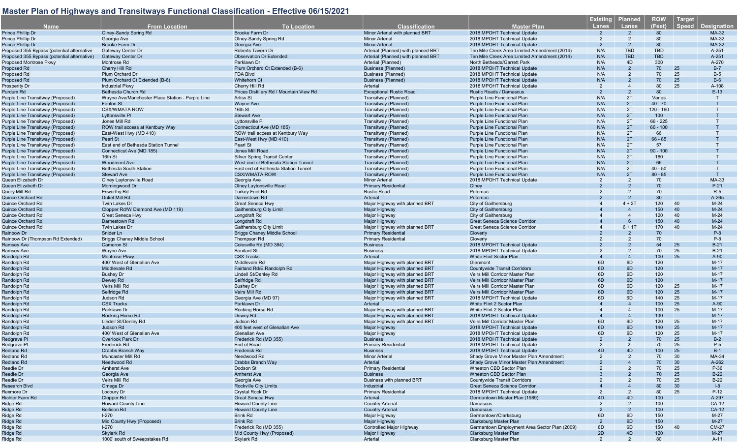# Master Plan of Highways and Transitways Functional Classification - Effective 06/15/2021

| Name | From Location | To Location | Classification | Master Plan | Existing Lanes | Planned Lanes | ROW (Feet) | Target Speed | Designation |
|---|---|---|---|---|---|---|---|---|---|
| Prince Phillip Dr | Olney-Sandy Spring Rd | Brooke Farm Dr | Minor Arterial with planned BRT | 2018 MPOHT Technical Update | 2 | 2 | 80 | | MA-32 |
| Prince Phillip Dr | Georgia Ave | Olney-Sandy Spring Rd | Minor Arterial | 2018 MPOHT Technical Update | 2 | 2 | 80 | | MA-32 |
| Prince Phillip Dr | Brooke Farm Dr | Georgia Ave | Minor Arterial | 2018 MPOHT Technical Update | 2 | 2 | 80 | | MA-32 |
| Proposed 355 Bypass (potential alternative | Gateway Center Dr | Roberts Tavern Dr | Arterial (Planned) with planned BRT | Ten Mile Creek Area Limited Amendment (2014) | N/A | TBD | TBD | | A-251 |
| Proposed 355 Bypass (potential alternative | Gateway Center Dr | Observation Dr Extended | Arterial (Planned) with planned BRT | Ten Mile Creek Area Limited Amendment (2014) | N/A | TBD | TBD | | A-251 |
| Proposed Montrose Pkwy | Montrose Rd | Parklawn Dr | Arterial (Planned) | North Bethesda/Garrett Park | N/A | 4D | 300 | | A-270 |
| Proposed Rd | Cherry Hill Rd | Plum Orchard Ct Extended (B-6) | Business (Planned) | 2018 MPOHT Technical Update | N/A | 2 | 70 | 25 | B-7 |
| Proposed Rd | Plum Orchard Dr | FDA Blvd | Business (Planned) | 2018 MPOHT Technical Update | N/A | 2 | 70 | 25 | B-5 |
| Proposed Rd | Plum Orchard Ct Extended (B-6) | Whitehorn Ct | Business (Planned) | 2018 MPOHT Technical Update | N/A | 2 | 70 | 25 | B-6 |
| Prosperity Dr | Industrial Pkwy | Cherry Hill Rd | Arterial | 2018 MPOHT Technical Update | 2 | 4 | 80 | 25 | A-108 |
| Purdum Rd | Bethesda Church Rd | Prices Distillery Rd / Mountain View Rd | Exceptional Rustic Road | Rustic Roads / Damascus | 2 | 2 | 80 | | E-13 |
| Purple Line Transitway (Proposed) | Wayne Ave/Manchester Place Station - Purple Line | Arliss St | Transitway (Planned) | Purple Line Functional Plan | N/A | 2T | Varies | | T |
| Purple Line Transitway (Proposed) | Fenton St | Wayne Ave | Transitway (Planned) | Purple Line Functional Plan | N/A | 2T | 40 - 70 | | T |
| Purple Line Transitway (Proposed) | CSX/WMATA ROW | 16th St | Transitway (Planned) | Purple Line Functional Plan | N/A | 2T | 120 - 160 | | T |
| Purple Line Transitway (Proposed) | Lyttonsville Pl | Stewart Ave | Transitway (Planned) | Purple Line Functional Plan | N/A | 2T | 100 | | T |
| Purple Line Transitway (Proposed) | Jones Mill Rd | Lyttonsville Pl | Transitway (Planned) | Purple Line Functional Plan | N/A | 2T | 66 - 225 | | T |
| Purple Line Transitway (Proposed) | ROW trail access at Kentbury Way | Connecticut Ave (MD 185) | Transitway (Planned) | Purple Line Functional Plan | N/A | 2T | 66 - 100 | | T |
| Purple Line Transitway (Proposed) | East-West Hwy (MD 410) | ROW trail access at Kentbury Way | Transitway (Planned) | Purple Line Functional Plan | N/A | 2T | 66 | | T |
| Purple Line Transitway (Proposed) | Pearl St | East-West Hwy (MD 410) | Transitway (Planned) | Purple Line Functional Plan | N/A | 2T | 66 - 85 | | T |
| Purple Line Transitway (Proposed) | East end of Bethesda Station Tunnel | Pearl St | Transitway (Planned) | Purple Line Functional Plan | N/A | 2T | 57 | | T |
| Purple Line Transitway (Proposed) | Connecticut Ave (MD 185) | Jones Mill Road | Transitway (Planned) | Purple Line Functional Plan | N/A | 2T | 90 - 100 | | T |
| Purple Line Transitway (Proposed) | 16th St | Silver Spring Transit Center | Transitway (Planned) | Purple Line Functional Plan | N/A | 2T | 180 | | T |
| Purple Line Transitway (Proposed) | Woodmont Ave | West end of Bethesda Station Tunnel | Transitway (Planned) | Purple Line Functional Plan | N/A | 2T | 66 | | T |
| Purple Line Transitway (Proposed) | Bethesda South Station | East end of Bethesda Station Tunnel | Transitway (Planned) | Purple Line Functional Plan | N/A | 2T | 40 - 50 | | T |
| Purple Line Transitway (Proposed) | Stewart Ave | CSX/WMATA ROW | Transitway (Planned) | Purple Line Functional Plan | N/A | 2T | 80 - 85 | | T |
| Queen Elizabeth Dr | Olney Laytonsville Road | Georgia Ave | Minor Arterial | 2018 MPOHT Technical Update | 2 | 2 | 70 | | MA-33 |
| Queen Elizabeth Dr | Morningwood Dr | Olney Laytonsville Road | Primary Residential | Olney | 2 | 2 | 70 | | P-21 |
| Query Mill Rd | Esworthy Rd | Turkey Foot Rd | Rustic Road | Potomac | 2 | 2 | 70 | | R-5 |
| Quince Orchard Rd | Dufief Mill Rd | Darnestown Rd | Arterial | Potomac | 2 | 2 | 80 | | A-265 |
| Quince Orchard Rd | Twin Lakes Dr | Great Seneca Hwy | Major Highway with planned BRT | City of Gaithersburg | 4 | 4 + 2T | 120 | 40 | M-24 |
| Quince Orchard Rd | Clopper Rd/W Diamond Ave (MD 119) | Gaithersburg City Limit | Major Highway | City of Gaithersburg | 4 | 4 | 150 | 40 | M-24 |
| Quince Orchard Rd | Great Seneca Hwy | Longdraft Rd | Major Highway | City of Gaithersburg | 4 | 4 | 120 | 40 | M-24 |
| Quince Orchard Rd | Darnestown Rd | Longdraft Rd | Major Highway | Great Seneca Science Corridor | 4 | 6 | 150 | 40 | M-24 |
| Quince Orchard Rd | Twin Lakes Dr | Gaithersburg City Limit | Major Highway with planned BRT | Great Seneca Science Corridor | 4 | 6 + 1T | 170 | 40 | M-24 |
| Rainbow Dr | Snider Ln | Briggs Chaney Middle School | Primary Residential | Cloverly | 2 | 2 | 70 | | P-8 |
| Rainbow Dr (Thompson Rd Extended) | Briggs Chaney Middle School | Thompson Rd | Primary Residential | Cloverly | 2 | 2 | 70 | | P-8 |
| Ramsey Ave | Cameron St | Colesville Rd (MD 384) | Business | 2018 MPOHT Technical Update | 2 | 2 | 54 | 25 | B-21 |
| Ramsey Ave | Wayne Ave | Bonifant St | Business | 2018 MPOHT Technical Update | 2 | 2 | 70 | 25 | B-21 |
| Randolph Rd | Montrose Pkwy | CSX Tracks | Arterial | White Flint Sector Plan | 4 | 4 | 100 | 25 | A-90 |
| Randolph Rd | 400' West of Glenallan Ave | Middlevale Rd | Major Highway with planned BRT | Glenmont | 6D | 6D | 120 | | M-17 |
| Randolph Rd | Middlevale Rd | Fairland Rd/E Randolph Rd | Major Highway with planned BRT | Countywide Transit Corridors | 6D | 6D | 120 | | M-17 |
| Randolph Rd | Bushey Dr | Lindell St/Denley Rd | Major Highway with planned BRT | Veirs Mill Corridor Master Plan | 6D | 6D | 120 | | M-17 |
| Randolph Rd | Dewey Rd | Selfridge Rd | Major Highway with planned BRT | Veirs Mill Corridor Master Plan | 6D | 6D | 120 | | M-17 |
| Randolph Rd | Veirs Mill Rd | Bushey Dr | Major Highway with planned BRT | Veirs Mill Corridor Master Plan | 6D | 6D | 120 | 25 | M-17 |
| Randolph Rd | Selfridge Rd | Veirs Mill Rd | Major Highway with planned BRT | Veirs Mill Corridor Master Plan | 6D | 6D | 120 | 25 | M-17 |
| Randolph Rd | Judson Rd | Georgia Ave (MD 97) | Major Highway with planned BRT | 2018 MPOHT Technical Update | 6D | 6D | 140 | 25 | M-17 |
| Randolph Rd | CSX Tracks | Parklawn Dr | Arterial | White Flint 2 Sector Plan | 4 | 4 | 100 | 25 | A-90 |
| Randolph Rd | Parklawn Dr | Rocking Horse Rd | Major Highway with planned BRT | White Flint 2 Sector Plan | 4 | 4 | 100 | 25 | M-17 |
| Randolph Rd | Rocking Horse Rd | Dewey Rd | Major Highway with planned BRT | 2018 MPOHT Technical Update | 4 | 4 | 100 | | M-17 |
| Randolph Rd | Lindell St/Denley Rd | Judson Rd | Major Highway with planned BRT | Veirs Mill Corridor Master Plan | 6D | 6D | 120 | 25 | M-17 |
| Randolph Rd | Judson Rd | 400 feet west of Glenallan Ave | Major Highway | 2018 MPOHT Technical Update | 6D | 6D | 140 | 25 | M-17 |
| Randolph Rd | 400' West of Glenallan Ave | Glenallan Ave | Major Highway | 2018 MPOHT Technical Update | 6D | 6D | 120 | 25 | M-17 |
| Redgrave Pl | Overlook Park Dr | Frederick Rd (MD 355) | Business | 2018 MPOHT Technical Update | 2 | 2 | 70 | 25 | B-2 |
| Redgrave Pl | Frederick Rd | End of Road | Primary Residential | 2018 MPOHT Technical Update | 2 | 2 | 70 | 25 | P-5 |
| Redland Rd | Crabbs Branch Way | Frederick Rd | Business | 2018 MPOHT Technical Update | 4D | 4D | 100 | 25 | B-1 |
| Redland Rd | Muncaster Mill Rd | Needwood Rd | Minor Arterial | Shady Grove Minor Master Plan Amendment | 2 | 2 | 70 | 30 | MA-34 |
| Redland Rd | Needwood Rd | Crabbs Branch Way | Arterial | Shady Grove Minor Master Plan Amendment | 2 | 4 | 70 | 30 | A-262 |
| Reedie Dr | Amherst Ave | Dodson St | Primary Residential | Wheaton CBD Sector Plan | 2 | 2 | 70 | 25 | P-36 |
| Reedie Dr | Georgia Ave | Amherst Ave | Business | Wheaton CBD Sector Plan | 3 | 2 | 70 | 25 | B-22 |
| Reedie Dr | Veirs Mill Rd | Georgia Ave | Business with planned BRT | Countywide Transit Corridors | 2 | 2 | 70 | 25 | B-22 |
| Research Blvd | Omega Dr | Rockville City Limits | Industrial | Great Seneca Science Corridor | 4 | 4 | 80 | 30 | I-8 |
| Rexmore Dr | Locbury Dr | Crystal Rock Dr | Primary Residential | 2018 MPOHT Technical Update | 2 | 2 | 80 | 25 | P-12 |
| Richter Farm Rd | Clopper Rd | Great Seneca Hwy | Arterial | Germantown Master Plan (1989) | 4D | 4D | 100 | | A-297 |
| Ridge Rd | Howard County Line | Howard County Line | Country Arterial | Damascus | 2 | 2 | 100 | | CA-12 |
| Ridge Rd | Bellison Rd | Howard County Line | Country Arterial | Damascus | 2 | 2 | 100 | | CA-12 |
| Ridge Rd | I-270 | Brink Rd | Major Highway | Germantown/Clarksburg | 6D | 6D | 150 | | M-27 |
| Ridge Rd | Mid County Hwy (Proposed) | Brink Rd | Major Highway | Clarksburg Master Plan | 2 | 6D | 150 | | M-27 |
| Ridge Rd | I-270 | Frederick Rd (MD 355) | Controlled Major Highway | Germantown Employment Area Sector Plan (2009) | 6D | 6D | 150 | 40 | CM-27 |
| Ridge Rd | Skylark Rd | Mid County Hwy (Proposed) | Major Highway | Clarksburg Master Plan | 2D | 4D | 120 | | M-27 |
| Ridge Rd | 1000' south of Sweepstakes Rd | Skylark Rd | Arterial | Clarksburg Master Plan | 2 | 2 | 80 | | A-11 |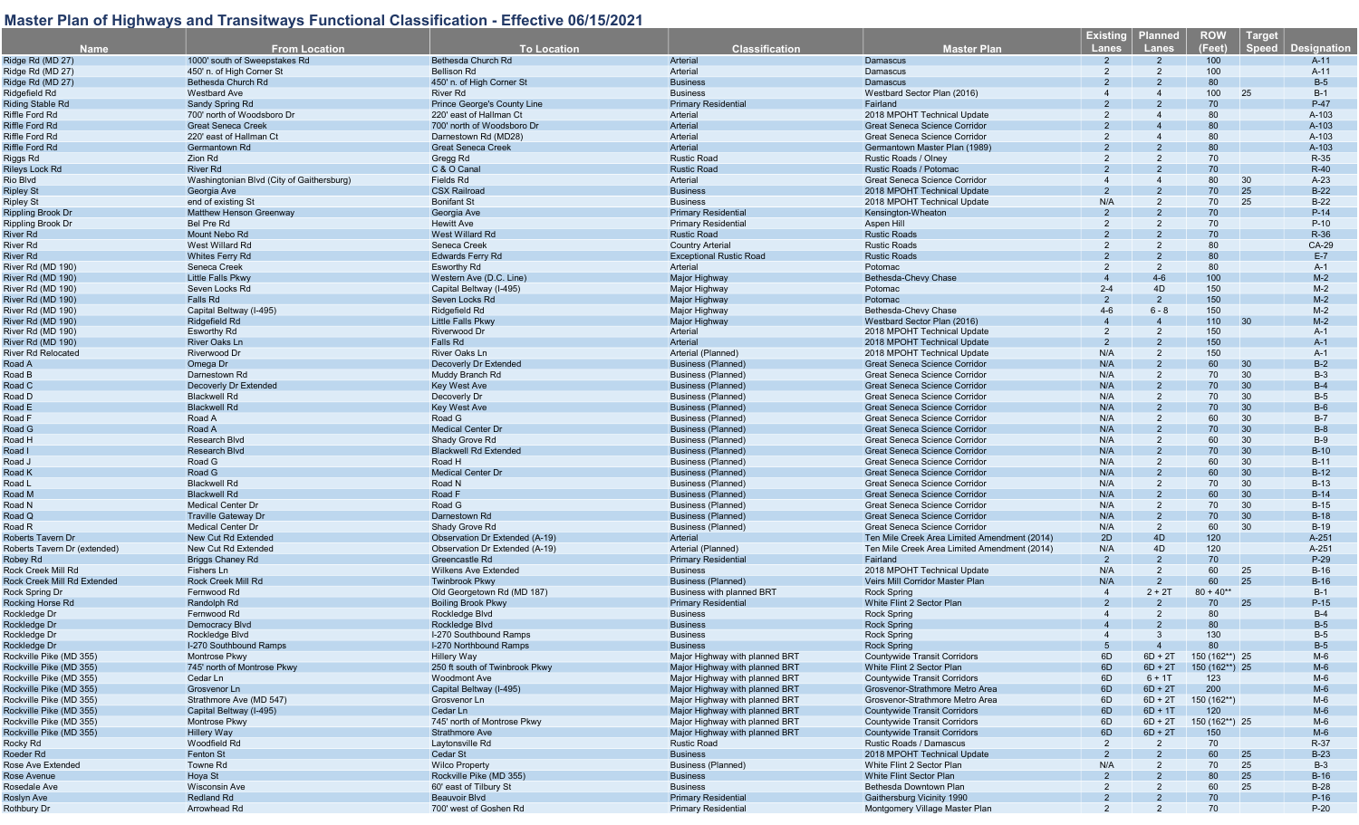## Master Plan of Highways and Transitways Functional Classification - Effective 06/15/2021

| Name | From Location | To Location | Classification | Master Plan | Existing Lanes | Planned Lanes | ROW (Feet) | Target Speed | Designation |
|---|---|---|---|---|---|---|---|---|---|
| Ridge Rd (MD 27) | 1000' south of Sweepstakes Rd | Bethesda Church Rd | Arterial | Damascus | 2 | 2 | 100 | | A-11 |
| Ridge Rd (MD 27) | 450' n. of High Corner St | Bellison Rd | Arterial | Damascus | 2 | 2 | 100 | | A-11 |
| Ridge Rd (MD 27) | Bethesda Church Rd | 450' n. of High Corner St | Business | Damascus | 2 | 2 | 80 | | B-5 |
| Ridgefield Rd | Westbard Ave | River Rd | Business | Westbard Sector Plan (2016) | 4 | 4 | 100 | 25 | B-1 |
| Riding Stable Rd | Sandy Spring Rd | Prince George's County Line | Primary Residential | Fairland | 2 | 2 | 70 | | P-47 |
| Riffle Ford Rd | 700' north of Woodsboro Dr | 220' east of Hallman Ct | Arterial | 2018 MPOHT Technical Update | 2 | 4 | 80 | | A-103 |
| Riffle Ford Rd | Great Seneca Creek | 700' north of Woodsboro Dr | Arterial | Great Seneca Science Corridor | 2 | 4 | 80 | | A-103 |
| Riffle Ford Rd | 220' east of Hallman Ct | Darnestown Rd (MD28) | Arterial | Great Seneca Science Corridor | 2 | 4 | 80 | | A-103 |
| Riffle Ford Rd | Germantown Rd | Great Seneca Creek | Arterial | Germantown Master Plan (1989) | 2 | 2 | 80 | | A-103 |
| Riggs Rd | Zion Rd | Gregg Rd | Rustic Road | Rustic Roads / Olney | 2 | 2 | 70 | | R-35 |
| Rileys Lock Rd | River Rd | C & O Canal | Rustic Road | Rustic Roads / Potomac | 2 | 2 | 70 | | R-40 |
| Rio Blvd | Washingtonian Blvd (City of Gaithersburg) | Fields Rd | Arterial | Great Seneca Science Corridor | 4 | 4 | 80 | 30 | A-23 |
| Ripley St | Georgia Ave | CSX Railroad | Business | 2018 MPOHT Technical Update | 2 | 2 | 70 | 25 | B-22 |
| Ripley St | end of existing St | Bonifant St | Business | 2018 MPOHT Technical Update | N/A | 2 | 70 | 25 | B-22 |
| Rippling Brook Dr | Matthew Henson Greenway | Georgia Ave | Primary Residential | Kensington-Wheaton | 2 | 2 | 70 | | P-14 |
| Rippling Brook Dr | Bel Pre Rd | Hewitt Ave | Primary Residential | Aspen Hill | 2 | 2 | 70 | | P-10 |
| River Rd | Mount Nebo Rd | West Willard Rd | Rustic Road | Rustic Roads | 2 | 2 | 70 | | R-36 |
| River Rd | West Willard Rd | Seneca Creek | Country Arterial | Rustic Roads | 2 | 2 | 80 | | CA-29 |
| River Rd | Whites Ferry Rd | Edwards Ferry Rd | Exceptional Rustic Road | Rustic Roads | 2 | 2 | 80 | | E-7 |
| River Rd (MD 190) | Seneca Creek | Esworthy Rd | Arterial | Potomac | 2 | 2 | 80 | | A-1 |
| River Rd (MD 190) | Little Falls Pkwy | Western Ave (D.C. Line) | Major Highway | Bethesda-Chevy Chase | 4 | 4-6 | 100 | | M-2 |
| River Rd (MD 190) | Seven Locks Rd | Capital Beltway (I-495) | Major Highway | Potomac | 2-4 | 4D | 150 | | M-2 |
| River Rd (MD 190) | Falls Rd | Seven Locks Rd | Major Highway | Potomac | 2 | 2 | 150 | | M-2 |
| River Rd (MD 190) | Capital Beltway (I-495) | Ridgefield Rd | Major Highway | Bethesda-Chevy Chase | 4-6 | 6 - 8 | 150 | | M-2 |
| River Rd (MD 190) | Ridgefield Rd | Little Falls Pkwy | Major Highway | Westbard Sector Plan (2016) | 4 | 4 | 110 | 30 | M-2 |
| River Rd (MD 190) | Esworthy Rd | Riverwood Dr | Arterial | 2018 MPOHT Technical Update | 2 | 2 | 150 | | A-1 |
| River Rd (MD 190) | River Oaks Ln | Falls Rd | Arterial | 2018 MPOHT Technical Update | 2 | 2 | 150 | | A-1 |
| River Rd Relocated | Riverwood Dr | River Oaks Ln | Arterial (Planned) | 2018 MPOHT Technical Update | N/A | 2 | 150 | | A-1 |
| Road A | Omega Dr | Decoverly Dr Extended | Business (Planned) | Great Seneca Science Corridor | N/A | 2 | 60 | 30 | B-2 |
| Road B | Darnestown Rd | Muddy Branch Rd | Business (Planned) | Great Seneca Science Corridor | N/A | 2 | 70 | 30 | B-3 |
| Road C | Decoverly Dr Extended | Key West Ave | Business (Planned) | Great Seneca Science Corridor | N/A | 2 | 70 | 30 | B-4 |
| Road D | Blackwell Rd | Decoverly Dr | Business (Planned) | Great Seneca Science Corridor | N/A | 2 | 70 | 30 | B-5 |
| Road E | Blackwell Rd | Key West Ave | Business (Planned) | Great Seneca Science Corridor | N/A | 2 | 70 | 30 | B-6 |
| Road F | Road A | Road G | Business (Planned) | Great Seneca Science Corridor | N/A | 2 | 60 | 30 | B-7 |
| Road G | Road A | Medical Center Dr | Business (Planned) | Great Seneca Science Corridor | N/A | 2 | 70 | 30 | B-8 |
| Road H | Research Blvd | Shady Grove Rd | Business (Planned) | Great Seneca Science Corridor | N/A | 2 | 60 | 30 | B-9 |
| Road I | Research Blvd | Blackwell Rd Extended | Business (Planned) | Great Seneca Science Corridor | N/A | 2 | 70 | 30 | B-10 |
| Road J | Road G | Road H | Business (Planned) | Great Seneca Science Corridor | N/A | 2 | 60 | 30 | B-11 |
| Road K | Road G | Medical Center Dr | Business (Planned) | Great Seneca Science Corridor | N/A | 2 | 60 | 30 | B-12 |
| Road L | Blackwell Rd | Road N | Business (Planned) | Great Seneca Science Corridor | N/A | 2 | 70 | 30 | B-13 |
| Road M | Blackwell Rd | Road F | Business (Planned) | Great Seneca Science Corridor | N/A | 2 | 60 | 30 | B-14 |
| Road N | Medical Center Dr | Road G | Business (Planned) | Great Seneca Science Corridor | N/A | 2 | 70 | 30 | B-15 |
| Road Q | Traville Gateway Dr | Darnestown Rd | Business (Planned) | Great Seneca Science Corridor | N/A | 2 | 70 | 30 | B-18 |
| Road R | Medical Center Dr | Shady Grove Rd | Business (Planned) | Great Seneca Science Corridor | N/A | 2 | 60 | 30 | B-19 |
| Roberts Tavern Dr | New Cut Rd Extended | Observation Dr Extended (A-19) | Arterial | Ten Mile Creek Area Limited Amendment (2014) | 2D | 4D | 120 | | A-251 |
| Roberts Tavern Dr (extended) | New Cut Rd Extended | Observation Dr Extended (A-19) | Arterial (Planned) | Ten Mile Creek Area Limited Amendment (2014) | N/A | 4D | 120 | | A-251 |
| Robey Rd | Briggs Chaney Rd | Greencastle Rd | Primary Residential | Fairland | 2 | 2 | 70 | | P-29 |
| Rock Creek Mill Rd | Fishers Ln | Wilkens Ave Extended | Business | 2018 MPOHT Technical Update | N/A | 2 | 60 | 25 | B-16 |
| Rock Creek Mill Rd Extended | Rock Creek Mill Rd | Twinbrook Pkwy | Business (Planned) | Veirs Mill Corridor Master Plan | N/A | 2 | 60 | 25 | B-16 |
| Rock Spring Dr | Fernwood Rd | Old Georgetown Rd (MD 187) | Business with planned BRT | Rock Spring | 4 | 2 + 2T | 80 + 40** | | B-1 |
| Rocking Horse Rd | Randolph Rd | Boiling Brook Pkwy | Primary Residential | White Flint 2 Sector Plan | 2 | 2 | 70 | 25 | P-15 |
| Rockledge Dr | Fernwood Rd | Rockledge Blvd | Business | Rock Spring | 4 | 2 | 80 | | B-4 |
| Rockledge Dr | Democracy Blvd | Rockledge Blvd | Business | Rock Spring | 4 | 2 | 80 | | B-5 |
| Rockledge Dr | Rockledge Blvd | I-270 Southbound Ramps | Business | Rock Spring | 4 | 3 | 130 | | B-5 |
| Rockledge Dr | I-270 Southbound Ramps | I-270 Northbound Ramps | Business | Rock Spring | 5 | 4 | 80 | | B-5 |
| Rockville Pike (MD 355) | Montrose Pkwy | Hillery Way | Major Highway with planned BRT | Countywide Transit Corridors | 6D | 6D + 2T | 150 (162**) | 25 | M-6 |
| Rockville Pike (MD 355) | 745' north of Montrose Pkwy | 250 ft south of Twinbrook Pkwy | Major Highway with planned BRT | White Flint 2 Sector Plan | 6D | 6D + 2T | 150 (162**) | 25 | M-6 |
| Rockville Pike (MD 355) | Cedar Ln | Woodmont Ave | Major Highway with planned BRT | Countywide Transit Corridors | 6D | 6 + 1T | 123 | | M-6 |
| Rockville Pike (MD 355) | Grosvenor Ln | Capital Beltway (I-495) | Major Highway with planned BRT | Grosvenor-Strathmore Metro Area | 6D | 6D + 2T | 200 | | M-6 |
| Rockville Pike (MD 355) | Strathmore Ave (MD 547) | Grosvenor Ln | Major Highway with planned BRT | Grosvenor-Strathmore Metro Area | 6D | 6D + 2T | 150 (162**) | | M-6 |
| Rockville Pike (MD 355) | Capital Beltway (I-495) | Cedar Ln | Major Highway with planned BRT | Countywide Transit Corridors | 6D | 6D + 1T | 120 | | M-6 |
| Rockville Pike (MD 355) | Montrose Pkwy | 745' north of Montrose Pkwy | Major Highway with planned BRT | Countywide Transit Corridors | 6D | 6D + 2T | 150 (162**) | 25 | M-6 |
| Rockville Pike (MD 355) | Hillery Way | Strathmore Ave | Major Highway with planned BRT | Countywide Transit Corridors | 6D | 6D + 2T | 150 | | M-6 |
| Rocky Rd | Woodfield Rd | Laytonsville Rd | Rustic Road | Rustic Roads / Damascus | 2 | 2 | 70 | | R-37 |
| Roeder Rd | Fenton St | Cedar St | Business | 2018 MPOHT Technical Update | 2 | 2 | 60 | 25 | B-23 |
| Rose Ave Extended | Towne Rd | Wilco Property | Business (Planned) | White Flint 2 Sector Plan | N/A | 2 | 70 | 25 | B-3 |
| Rose Avenue | Hoya St | Rockville Pike (MD 355) | Business | White Flint Sector Plan | 2 | 2 | 80 | 25 | B-16 |
| Rosedale Ave | Wisconsin Ave | 60' east of Tilbury St | Business | Bethesda Downtown Plan | 2 | 2 | 60 | 25 | B-28 |
| Roslyn Ave | Redland Rd | Beauvoir Blvd | Primary Residential | Gaithersburg Vicinity 1990 | 2 | 2 | 70 | | P-16 |
| Rothbury Dr | Arrowhead Rd | 700' west of Goshen Rd | Primary Residential | Montgomery Village Master Plan | 2 | 2 | 70 | | P-20 |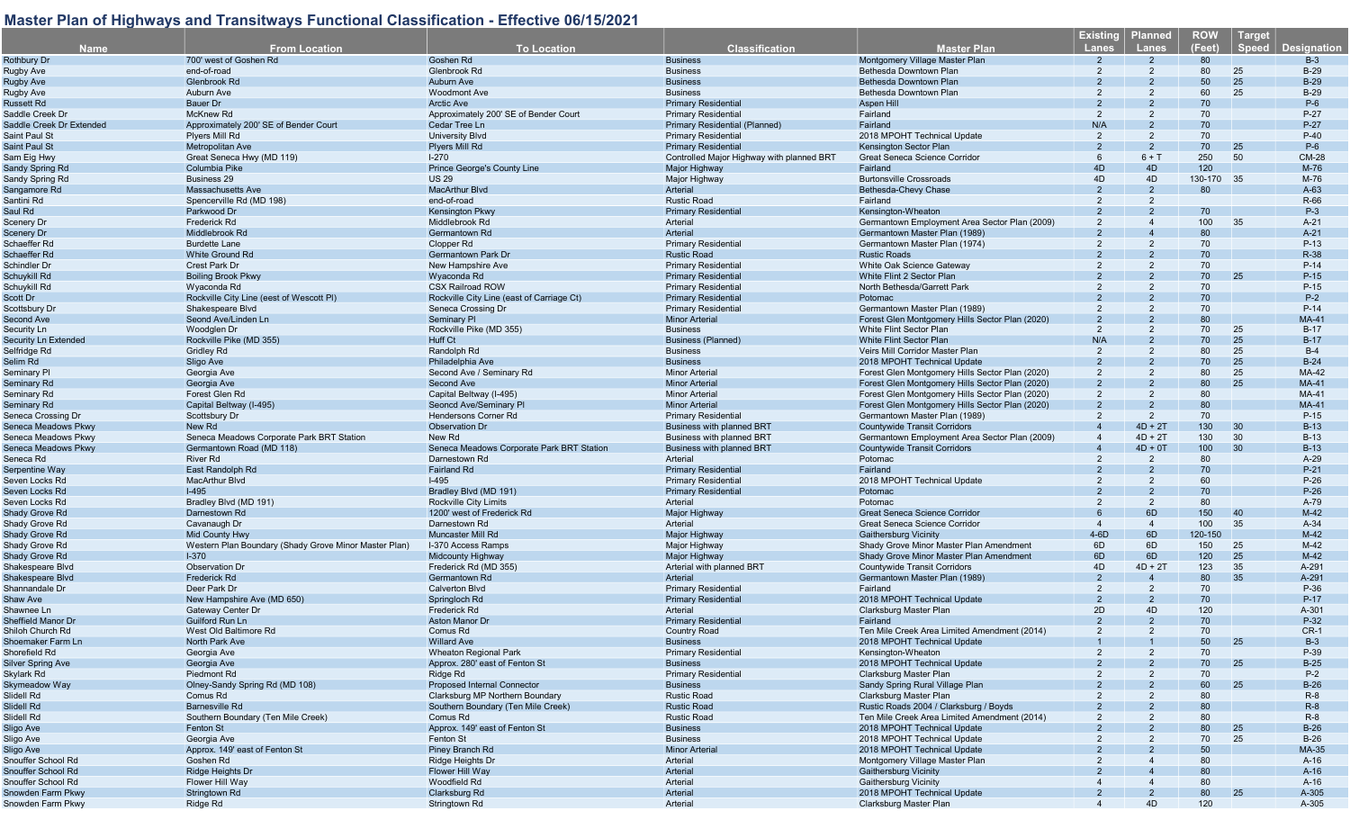# Master Plan of Highways and Transitways Functional Classification - Effective 06/15/2021

| Name | From Location | To Location | Classification | Master Plan | Existing Lanes | Planned Lanes | ROW (Feet) | Target Speed | Designation |
|---|---|---|---|---|---|---|---|---|---|
| Rothbury Dr | 700' west of Goshen Rd | Goshen Rd | Business | Montgomery Village Master Plan | 2 | 2 | 80 | | B-3 |
| Rugby Ave | end-of-road | Glenbrook Rd | Business | Bethesda Downtown Plan | 2 | 2 | 80 | 25 | B-29 |
| Rugby Ave | Glenbrook Rd | Auburn Ave | Business | Bethesda Downtown Plan | 2 | 2 | 50 | 25 | B-29 |
| Rugby Ave | Auburn Ave | Woodmont Ave | Business | Bethesda Downtown Plan | 2 | 2 | 60 | 25 | B-29 |
| Russett Rd | Bauer Dr | Arctic Ave | Primary Residential | Aspen Hill | 2 | 2 | 70 | | P-6 |
| Saddle Creek Dr | McKnew Rd | Approximately 200' SE of Bender Court | Primary Residential | Fairland | 2 | 2 | 70 | | P-27 |
| Saddle Creek Dr Extended | Approximately 200' SE of Bender Court | Cedar Tree Ln | Primary Residential (Planned) | Fairland | N/A | 2 | 70 | | P-27 |
| Saint Paul St | Plyers Mill Rd | University Blvd | Primary Residential | 2018 MPOHT Technical Update | 2 | 2 | 70 | | P-40 |
| Saint Paul St | Metropolitan Ave | Plyers Mill Rd | Primary Residential | Kensington Sector Plan | 2 | 2 | 70 | 25 | P-6 |
| Sam Eig Hwy | Great Seneca Hwy (MD 119) | I-270 | Controlled Major Highway with planned BRT | Great Seneca Science Corridor | 6 | 6 + T | 250 | 50 | CM-28 |
| Sandy Spring Rd | Columbia Pike | Prince George's County Line | Major Highway | Fairland | 4D | 4D | 120 | | M-76 |
| Sandy Spring Rd | Business 29 | US 29 | Major Highway | Burtonsville Crossroads | 4D | 4D | 130-170 | 35 | M-76 |
| Sangamore Rd | Massachusetts Ave | MacArthur Blvd | Arterial | Bethesda-Chevy Chase | 2 | 2 | 80 | | A-63 |
| Santini Rd | Spencerville Rd (MD 198) | end-of-road | Rustic Road | Fairland | 2 | 2 | | | R-66 |
| Saul Rd | Parkwood Dr | Kensington Pkwy | Primary Residential | Kensington-Wheaton | 2 | 2 | 70 | | P-3 |
| Scenery Dr | Frederick Rd | Middlebrook Rd | Arterial | Germantown Employment Area Sector Plan (2009) | 2 | 4 | 100 | 35 | A-21 |
| Scenery Dr | Middlebrook Rd | Germantown Rd | Arterial | Germantown Master Plan (1989) | 2 | 4 | 80 | | A-21 |
| Schaeffer Rd | Burdette Lane | Clopper Rd | Primary Residential | Germantown Master Plan (1974) | 2 | 2 | 70 | | P-13 |
| Schaeffer Rd | White Ground Rd | Germantown Park Dr | Rustic Road | Rustic Roads | 2 | 2 | 70 | | R-38 |
| Schindler Dr | Crest Park Dr | New Hampshire Ave | Primary Residential | White Oak Science Gateway | 2 | 2 | 70 | | P-14 |
| Schuylkill Rd | Boiling Brook Pkwy | Wyaconda Rd | Primary Residential | White Flint 2 Sector Plan | 2 | 2 | 70 | 25 | P-15 |
| Schuylkill Rd | Wyaconda Rd | CSX Railroad ROW | Primary Residential | North Bethesda/Garrett Park | 2 | 2 | 70 | | P-15 |
| Scott Dr | Rockville City Line (eest of Wescott Pl) | Rockville City Line (east of Carriage Ct) | Primary Residential | Potomac | 2 | 2 | 70 | | P-2 |
| Scottsbury Dr | Shakespeare Blvd | Seneca Crossing Dr | Primary Residential | Germantown Master Plan (1989) | 2 | 2 | 70 | | P-14 |
| Second Ave | Seond Ave/Linden Ln | Seminary Pl | Minor Arterial | Forest Glen Montgomery Hills Sector Plan (2020) | 2 | 2 | 80 | | MA-41 |
| Security Ln | Woodglen Dr | Rockville Pike (MD 355) | Business | White Flint Sector Plan | 2 | 2 | 70 | 25 | B-17 |
| Security Ln Extended | Rockville Pike (MD 355) | Huff Ct | Business (Planned) | White Flint Sector Plan | N/A | 2 | 70 | 25 | B-17 |
| Selfridge Rd | Gridley Rd | Randolph Rd | Business | Veirs Mill Corridor Master Plan | 2 | 2 | 80 | 25 | B-4 |
| Selim Rd | Sligo Ave | Philadelphia Ave | Business | 2018 MPOHT Technical Update | 2 | 2 | 70 | 25 | B-24 |
| Seminary Pl | Georgia Ave | Second Ave / Seminary Rd | Minor Arterial | Forest Glen Montgomery Hills Sector Plan (2020) | 2 | 2 | 80 | 25 | MA-42 |
| Seminary Rd | Georgia Ave | Second Ave | Minor Arterial | Forest Glen Montgomery Hills Sector Plan (2020) | 2 | 2 | 80 | 25 | MA-41 |
| Seminary Rd | Forest Glen Rd | Capital Beltway (I-495) | Minor Arterial | Forest Glen Montgomery Hills Sector Plan (2020) | 2 | 2 | 80 | | MA-41 |
| Seminary Rd | Capital Beltway (I-495) | Seoncd Ave/Seminary Pl | Minor Arterial | Forest Glen Montgomery Hills Sector Plan (2020) | 2 | 2 | 80 | | MA-41 |
| Seneca Crossing Dr | Scottsbury Dr | Hendersons Corner Rd | Primary Residential | Germantown Master Plan (1989) | 2 | 2 | 70 | | P-15 |
| Seneca Meadows Pkwy | New Rd | Observation Dr | Business with planned BRT | Countywide Transit Corridors | 4 | 4D + 2T | 130 | 30 | B-13 |
| Seneca Meadows Pkwy | Seneca Meadows Corporate Park BRT Station | New Rd | Business with planned BRT | Germantown Employment Area Sector Plan (2009) | 4 | 4D + 2T | 130 | 30 | B-13 |
| Seneca Meadows Pkwy | Germantown Road (MD 118) | Seneca Meadows Corporate Park BRT Station | Business with planned BRT | Countywide Transit Corridors | 4 | 4D + 0T | 100 | 30 | B-13 |
| Seneca Rd | River Rd | Darnestown Rd | Arterial | Potomac | 2 | 2 | 80 | | A-29 |
| Serpentine Way | East Randolph Rd | Fairland Rd | Primary Residential | Fairland | 2 | 2 | 70 | | P-21 |
| Seven Locks Rd | MacArthur Blvd | I-495 | Primary Residential | 2018 MPOHT Technical Update | 2 | 2 | 60 | | P-26 |
| Seven Locks Rd | I-495 | Bradley Blvd (MD 191) | Primary Residential | Potomac | 2 | 2 | 70 | | P-26 |
| Seven Locks Rd | Bradley Blvd (MD 191) | Rockville City Limits | Arterial | Potomac | 2 | 2 | 80 | | A-79 |
| Shady Grove Rd | Darnestown Rd | 1200' west of Frederick Rd | Major Highway | Great Seneca Science Corridor | 6 | 6D | 150 | 40 | M-42 |
| Shady Grove Rd | Cavanaugh Dr | Darnestown Rd | Arterial | Great Seneca Science Corridor | 4 | 4 | 100 | 35 | A-34 |
| Shady Grove Rd | Mid County Hwy | Muncaster Mill Rd | Major Highway | Gaithersburg Vicinity | 4-6D | 6D | 120-150 | | M-42 |
| Shady Grove Rd | Western Plan Boundary (Shady Grove Minor Master Plan) | I-370 Access Ramps | Major Highway | Shady Grove Minor Master Plan Amendment | 6D | 6D | 150 | 25 | M-42 |
| Shady Grove Rd | I-370 | Midcounty Highway | Major Highway | Shady Grove Minor Master Plan Amendment | 6D | 6D | 120 | 25 | M-42 |
| Shakespeare Blvd | Observation Dr | Frederick Rd (MD 355) | Arterial with planned BRT | Countywide Transit Corridors | 4D | 4D + 2T | 123 | 35 | A-291 |
| Shakespeare Blvd | Frederick Rd | Germantown Rd | Arterial | Germantown Master Plan (1989) | 2 | 4 | 80 | 35 | A-291 |
| Shannandale Dr | Deer Park Dr | Calverton Blvd | Primary Residential | Fairland | 2 | 2 | 70 | | P-36 |
| Shaw Ave | New Hampshire Ave (MD 650) | Springloch Rd | Primary Residential | 2018 MPOHT Technical Update | 2 | 2 | 70 | | P-17 |
| Shawnee Ln | Gateway Center Dr | Frederick Rd | Arterial | Clarksburg Master Plan | 2D | 4D | 120 | | A-301 |
| Sheffield Manor Dr | Guilford Run Ln | Aston Manor Dr | Primary Residential | Fairland | 2 | 2 | 70 | | P-32 |
| Shiloh Church Rd | West Old Baltimore Rd | Comus Rd | Country Road | Ten Mile Creek Area Limited Amendment (2014) | 2 | 2 | 70 | | CR-1 |
| Shoemaker Farm Ln | North Park Ave | Willard Ave | Business | 2018 MPOHT Technical Update | 1 | 1 | 50 | 25 | B-3 |
| Shorefield Rd | Georgia Ave | Wheaton Regional Park | Primary Residential | Kensington-Wheaton | 2 | 2 | 70 | | P-39 |
| Silver Spring Ave | Georgia Ave | Approx. 280' east of Fenton St | Business | 2018 MPOHT Technical Update | 2 | 2 | 70 | 25 | B-25 |
| Skylark Rd | Piedmont Rd | Ridge Rd | Primary Residential | Clarksburg Master Plan | 2 | 2 | 70 | | P-2 |
| Skymeadow Way | Olney-Sandy Spring Rd (MD 108) | Proposed Internal Connector | Business | Sandy Spring Rural Village Plan | 2 | 2 | 60 | 25 | B-26 |
| Slidell Rd | Comus Rd | Clarksburg MP Northern Boundary | Rustic Road | Clarksburg Master Plan | 2 | 2 | 80 | | R-8 |
| Slidell Rd | Barnesville Rd | Southern Boundary (Ten Mile Creek) | Rustic Road | Rustic Roads 2004 / Clarksburg / Boyds | 2 | 2 | 80 | | R-8 |
| Slidell Rd | Southern Boundary (Ten Mile Creek) | Comus Rd | Rustic Road | Ten Mile Creek Area Limited Amendment (2014) | 2 | 2 | 80 | | R-8 |
| Sligo Ave | Fenton St | Approx. 149' east of Fenton St | Business | 2018 MPOHT Technical Update | 2 | 2 | 80 | 25 | B-26 |
| Sligo Ave | Georgia Ave | Fenton St | Business | 2018 MPOHT Technical Update | 2 | 2 | 70 | 25 | B-26 |
| Sligo Ave | Approx. 149' east of Fenton St | Piney Branch Rd | Minor Arterial | 2018 MPOHT Technical Update | 2 | 2 | 50 | | MA-35 |
| Snouffer School Rd | Goshen Rd | Ridge Heights Dr | Arterial | Montgomery Village Master Plan | 2 | 4 | 80 | | A-16 |
| Snouffer School Rd | Ridge Heights Dr | Flower Hill Way | Arterial | Gaithersburg Vicinity | 2 | 4 | 80 | | A-16 |
| Snouffer School Rd | Flower Hill Way | Woodfield Rd | Arterial | Gaithersburg Vicinity | 4 | 4 | 80 | | A-16 |
| Snowden Farm Pkwy | Stringtown Rd | Clarksburg Rd | Arterial | 2018 MPOHT Technical Update | 2 | 2 | 80 | 25 | A-305 |
| Snowden Farm Pkwy | Ridge Rd | Stringtown Rd | Arterial | Clarksburg Master Plan | 4 | 4D | 120 | | A-305 |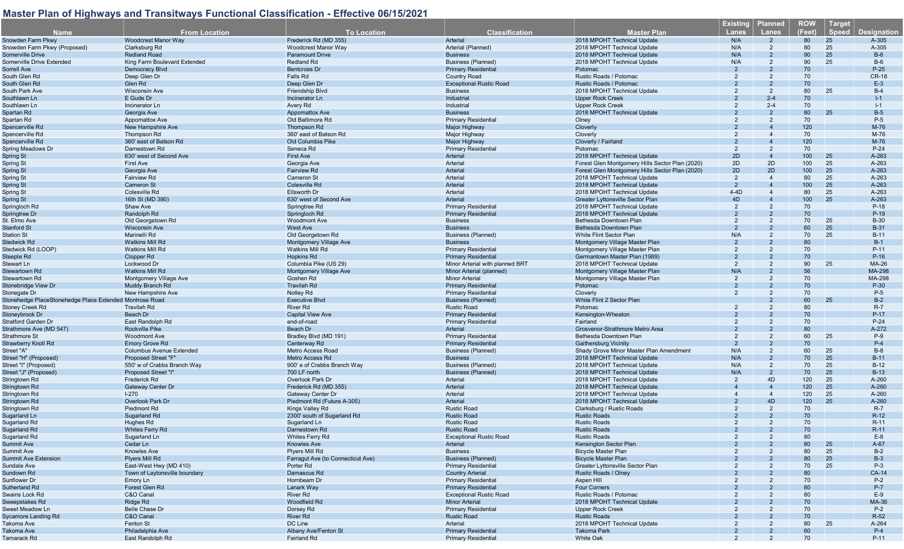## Master Plan of Highways and Transitways Functional Classification - Effective 06/15/2021

| Name | From Location | To Location | Classification | Master Plan | Existing Lanes | Planned Lanes | ROW (Feet) | Target Speed | Designation |
|---|---|---|---|---|---|---|---|---|---|
| Snowden Farm Pkwy | Woodcrest Manor Way | Frederick Rd (MD 355) | Arterial | 2018 MPOHT Technical Update | N/A | 2 | 80 | 25 | A-305 |
| Snowden Farm Pkwy (Proposed) | Clarksburg Rd | Woodcrest Manor Way | Arterial (Planned) | 2018 MPOHT Technical Update | N/A | 2 | 80 | 25 | A-305 |
| Somerville Drive | Redland Road | Paramount Drive | Business | 2018 MPOHT Technical Update | N/A | 2 | 90 | 25 | B-6 |
| Somerville Drive Extended | King Farm Boulevard Extended | Redland Rd | Business (Planned) | 2018 MPOHT Technical Update | N/A | 2 | 90 | 25 | B-6 |
| Sorrell Ave | Democracy Blvd | Bentcross Dr | Primary Residential | Potomac | 2 | 2 | 70 | | P-25 |
| South Glen Rd | Deep Glen Dr | Falls Rd | Country Road | Rustic Roads / Potomac | 2 | 2 | 70 | | CR-18 |
| South Glen Rd | Glen Rd | Deep Glen Dr | Exceptional Rustic Road | Rustic Roads / Potomac | 2 | 2 | 70 | | E-3 |
| South Park Ave | Wisconsin Ave | Friendship Blvd | Business | 2018 MPOHT Technical Update | 2 | 2 | 80 | 25 | B-4 |
| Southlawn Ln | E Gude Dr | Incinerator Ln | Industrial | Upper Rock Creek | 2 | 2-4 | 70 | | I-1 |
| Southlawn Ln | Incinerator Ln | Avery Rd | Industrial | Upper Rock Creek | 2 | 2-4 | 70 | | I-1 |
| Spartan Rd | Georgia Ave | Appomattox Ave | Business | 2018 MPOHT Technical Update | 2 | 2 | 80 | 25 | B-5 |
| Spartan Rd | Appomattox Ave | Old Baltimore Rd | Primary Residential | Olney | 2 | 2 | 70 | | P-5 |
| Spencerville Rd | New Hampshire Ave | Thompson Rd | Major Highway | Cloverly | 2 | 4 | 120 | | M-76 |
| Spencerville Rd | Thompson Rd | 360' east of Batson Rd | Major Highway | Cloverly | 2 | 4 | 70 | | M-76 |
| Spencerville Rd | 360' east of Batson Rd | Old Columbia Pike | Major Highway | Cloverly / Fairland | 2 | 4 | 120 | | M-76 |
| Spring Meadows Dr | Darnestown Rd | Seneca Rd | Primary Residential | Potomac | 2 | 2 | 70 | | P-24 |
| Spring St | 630' west of Second Ave | First Ave | Arterial | 2018 MPOHT Technical Update | 2D | 4 | 100 | 25 | A-263 |
| Spring St | First Ave | Georgia Ave | Arterial | Forest Glen Montgomery Hills Sector Plan (2020) | 2D | 2D | 100 | 25 | A-263 |
| Spring St | Georgia Ave | Fairview Rd | Arterial | Forest Glen Montgomery Hills Sector Plan (2020) | 2D | 2D | 100 | 25 | A-263 |
| Spring St | Fairview Rd | Cameron St | Arterial | 2018 MPOHT Technical Update | 2 | 4 | 80 | 25 | A-263 |
| Spring St | Cameron St | Colesville Rd | Arterial | 2018 MPOHT Technical Update | 2 | 4 | 100 | 25 | A-263 |
| Spring St | Colesville Rd | Ellsworth Dr | Arterial | 2018 MPOHT Technical Update | 4-4D | 4 | 80 | 25 | A-263 |
| Spring St | 16th St (MD 390) | 630' west of Second Ave | Arterial | Greater Lyttonsville Sector Plan | 4D | 4 | 100 | 25 | A-263 |
| Springloch Rd | Shaw Ave | Springtree Rd | Primary Residential | 2018 MPOHT Technical Update | 2 | 2 | 70 | | P-18 |
| Springtree Dr | Randolph Rd | Springloch Rd | Primary Residential | 2018 MPOHT Technical Update | 2 | 2 | 70 | | P-19 |
| St. Elmo Ave | Old Georgetown Rd | Woodmont Ave | Business | Bethesda Downtown Plan | 2 | 2 | 70 | 25 | B-30 |
| Stanford St | Wisconsin Ave | West Ave | Business | Bethesda Downtown Plan | 2 | 2 | 60 | 25 | B-31 |
| Station St | Marinelli Rd | Old Georgetown Rd | Business (Planned) | White Flint Sector Plan | N/A | 2 | 70 | 25 | B-11 |
| Stedwick Rd | Watkins Mill Rd | Montgomery Village Ave | Business | Montgomery Village Master Plan | 2 | 2 | 80 | | B-1 |
| Stedwick Rd (LOOP) | Watkins Mill Rd | Watkins Mill Rd | Primary Residential | Montgomery Village Master Plan | 2 | 2 | 70 | | P-11 |
| Steeple Rd | Clopper Rd | Hopkins Rd | Primary Residential | Germantown Master Plan (1989) | 2 | 2 | 70 | | P-16 |
| Stewart Ln | Lockwood Dr | Columbia Pike (US 29) | Minor Arterial with planned BRT | 2018 MPOHT Technical Update | 2 | 2 | 90 | 25 | MA-26 |
| Stewartown Rd | Watkins Mill Rd | Montgomery Village Ave | Minor Arterial (planned) | Montgomery Village Master Plan | N/A | 2 | 56 | | MA-298 |
| Stewartown Rd | Montgomery Village Ave | Goshen Rd | Minor Arterial | Montgomery Village Master Plan | 2 | 2 | 70 | | MA-298 |
| Stonebridge View Dr | Muddy Branch Rd | Travilah Rd | Primary Residential | Potomac | 2 | 2 | 70 | | P-30 |
| Stonegate Dr | New Hampshire Ave | Notley Rd | Primary Residential | Cloverly | 2 | 2 | 70 | | P-5 |
| Stonehedge PlaceStonehedge Place Extended | Montrose Road | Executive Blvd | Business (Planned) | White Flint 2 Sector Plan | | 2 | 60 | 25 | B-2 |
| Stoney Creek Rd | Travilah Rd | River Rd | Rustic Road | Potomac | 2 | 2 | 80 | | R-7 |
| Stoneybrook Dr | Beach Dr | Capital View Ave | Primary Residential | Kensington-Wheaton | 2 | 2 | 70 | | P-17 |
| Stratford Garden Dr | East Randolph Rd | end-of-road | Primary Residential | Fairland | 2 | 2 | 70 | | P-24 |
| Strathmore Ave (MD 547) | Rockville Pike | Beach Dr | Arterial | Grosvenor-Strathmore Metro Area | 2 | 2 | 80 | | A-272 |
| Strathmore St | Woodmont Ave | Bradley Blvd (MD 191) | Primary Residential | Bethesda Downtown Plan | 2 | 2 | 60 | 25 | P-9 |
| Strawberry Knoll Rd | Emory Grove Rd | Centerway Rd | Primary Residential | Gaithersburg Vicinity | 2 | 2 | 70 | | P-4 |
| Street "A" | Columbus Avenue Extended | Metro Access Road | Business (Planned) | Shady Grove Minor Master Plan Amendment | N/A | 2 | 60 | 25 | B-8 |
| Street "H" (Proposed) | Proposed Street "F" | Metro Access Rd | Business | 2018 MPOHT Technical Update | N/A | 2 | 70 | 25 | B-11 |
| Street "I" (Proposed) | 550' w of Crabbs Branch Way | 900' e of Crabbs Branch Way | Business (Planned) | 2018 MPOHT Technical Update | N/A | 2 | 70 | 25 | B-12 |
| Street "J" (Proposed) | Proposed Street "I" | 700 LF north | Business (Planned) | 2018 MPOHT Technical Update | N/A | 2 | 70 | 25 | B-13 |
| Stringtown Rd | Frederick Rd | Overlook Park Dr | Arterial | 2018 MPOHT Technical Update | 2 | 4D | 120 | 25 | A-260 |
| Stringtown Rd | Gateway Center Dr | Frederick Rd (MD 355) | Arterial | 2018 MPOHT Technical Update | 4 | 4 | 120 | 25 | A-260 |
| Stringtown Rd | I-270 | Gateway Center Dr | Arterial | 2018 MPOHT Technical Update | 4 | 4 | 120 | 25 | A-260 |
| Stringtown Rd | Overlook Park Dr | Piedmont Rd (Future A-305) | Arterial | 2018 MPOHT Technical Update | 2 | 4D | 120 | 25 | A-260 |
| Stringtown Rd | Piedmont Rd | Kings Valley Rd | Rustic Road | Clarksburg / Rustic Roads | 2 | 2 | 70 | | R-7 |
| Sugarland Ln | Sugarland Rd | 2300' south of Sugarland Rd | Rustic Road | Rustic Roads | 2 | 2 | 70 | | R-12 |
| Sugarland Rd | Hughes Rd | Sugarland Ln | Rustic Road | Rustic Roads | 2 | 2 | 70 | | R-11 |
| Sugarland Rd | Whites Ferry Rd | Darnestown Rd | Rustic Road | Rustic Roads | 2 | 2 | 70 | | R-11 |
| Sugarland Rd | Sugarland Ln | Whites Ferry Rd | Exceptional Rustic Road | Rustic Roads | 2 | 2 | 80 | | E-8 |
| Summit Ave | Cedar Ln | Knowles Ave | Arterial | Kensington Sector Plan | 2 | 2 | 80 | 25 | A-67 |
| Summit Ave | Knowles Ave | Plyers Mill Rd | Business | Bicycle Master Plan | 2 | 2 | 80 | 25 | B-2 |
| Summit Ave Extension | Plyers Mill Rd | Farragut Ave (to Connecticut Ave) | Business (Planned) | Bicycle Master Plan | 2 | 2 | 80 | 25 | B-3 |
| Sundale Ave | East-West Hwy (MD 410) | Porter Rd | Primary Residential | Greater Lyttonsville Sector Plan | 2 | 2 | 70 | 25 | P-3 |
| Sundown Rd | Town of Laytonsville boundary | Damascus Rd | Country Arterial | Rustic Roads / Olney | 2 | 2 | 80 | | CA-14 |
| Sunflower Dr | Emory Ln | Hornbeam Dr | Primary Residential | Aspen Hill | 2 | 2 | 70 | | P-2 |
| Sutherland Rd | Forest Glen Rd | Lanark Way | Primary Residential | Four Corners | 2 | 2 | 80 | | P-7 |
| Swains Lock Rd | C&O Canal | River Rd | Exceptional Rustic Road | Rustic Roads / Potomac | 2 | 2 | 80 | | E-9 |
| Sweepstakes Rd | Ridge Rd | Woodfield Rd | Minor Arterial | 2018 MPOHT Technical Update | 2 | 2 | 70 | | MA-36 |
| Sweet Meadow Ln | Belle Chase Dr | Dorsey Rd | Primary Residential | Upper Rock Creek | 2 | 2 | 70 | | P-2 |
| Sycamore Landing Rd | C&O Canal | River Rd | Rustic Road | Rustic Roads | 2 | 2 | 70 | | R-52 |
| Takoma Ave | Fenton St | DC Line | Arterial | 2018 MPOHT Technical Update | 2 | 2 | 80 | 25 | A-264 |
| Takoma Ave | Philadelphia Ave | Albany Ave/Fenton St | Primary Residential | Takoma Park | 2 | 2 | 60 | | P-4 |
| Tamarack Rd | East Randolph Rd | Fairland Rd | Primary Residential | White Oak | 2 | 2 | 70 | | P-11 |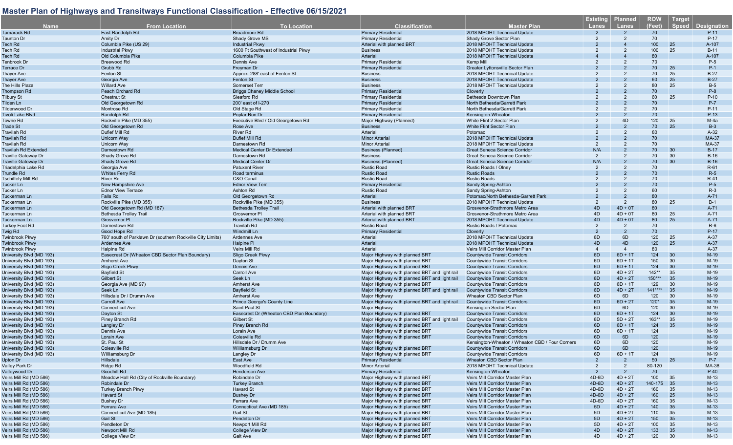## Master Plan of Highways and Transitways Functional Classification - Effective 06/15/2021

| Name | From Location | To Location | Classification | Master Plan | Existing Lanes | Planned Lanes | ROW (Feet) | Target Speed | Designation |
|---|---|---|---|---|---|---|---|---|---|
| Tamarack Rd | East Randolph Rd | Broadmore Rd | Primary Residential | 2018 MPOHT Technical Update | 2 | 2 | 70 | | P-11 |
| Taunton Dr | Amity Dr | Shady Grove MS | Primary Residential | Shady Grove Sector Plan | 2 | 2 | 70 | | P-17 |
| Tech Rd | Columbia Pike (US 29) | Industrial Pkwy | Arterial with planned BRT | 2018 MPOHT Technical Update | 2 | 4 | 100 | 25 | A-107 |
| Tech Rd | Industrial Pkwy | 1600 Ft Southwest of Industrial Pkwy | Business | 2018 MPOHT Technical Update | 2 | 2 | 100 | 25 | B-11 |
| Tech Rd | Old Columbia Pike | Columbia Pike | Arterial | 2018 MPOHT Technical Update | 4 | 4 | 80 | | A-107 |
| Tenbrook Dr | Breewood Rd | Dennis Ave | Primary Residential | Kemp Mill | 2 | 2 | 70 | | P-5 |
| Terrace Dr | Grubb Rd | Freyman Dr | Primary Residential | Greater Lyttonsville Sector Plan | 2 | 2 | 70 | 25 | P-1 |
| Thayer Ave | Fenton St | Approx. 288' east of Fenton St | Business | 2018 MPOHT Technical Update | 2 | 2 | 70 | 25 | B-27 |
| Thayer Ave | Georgia Ave | Fenton St | Business | 2018 MPOHT Technical Update | 2 | 2 | 60 | 25 | B-27 |
| The Hills Plaza | Willard Ave | Somerset Terr | Business | 2018 MPOHT Technical Update | 2 | 2 | 80 | 25 | B-5 |
| Thompson Rd | Peach Orchard Rd | Briggs Chaney Middle School | Primary Residential | Cloverly | 2 | 2 | 70 | | P-8 |
| Tilbury St | Chestnut St | Sleaford Rd | Primary Residential | Bethesda Downtown Plan | 2 | 2 | 60 | 25 | P-10 |
| Tilden Ln | Old Georgetown Rd | 200' east of I-270 | Primary Residential | North Bethesda/Garrett Park | 2 | 2 | 70 | | P-7 |
| Tildenwood Dr | Montrose Rd | Old Stage Rd | Primary Residential | North Bethesda/Garrett Park | 2 | 2 | 70 | | P-11 |
| Tivoli Lake Blvd | Randolph Rd | Poplar Run Dr | Primary Residential | Kensington-Wheaton | 2 | 2 | 70 | | P-13 |
| Towne Rd | Rockville Pike (MD 355) | Executive Blvd / Old Georgetown Rd | Major Highway (Planned) | White Flint 2 Sector Plan | 2 | 4D | 120 | 25 | M-4a |
| Trade St | Old Georgetown Rd | Rose Ave | Business | White Flint Sector Plan | 2 | 2 | 70 | 25 | B-3 |
| Travilah Rd | Dufief Mill Rd | River Rd | Arterial | Potomac | 2 | 2 | 80 | | A-32 |
| Travilah Rd | Unicorn Way | Dufief Mill Rd | Minor Arterial | 2018 MPOHT Technical Update | 2 | 2 | 70 | | MA-37 |
| Travilah Rd | Unicorn Way | Darnestown Rd | Minor Arterial | 2018 MPOHT Technical Update | 2 | 2 | 70 | | MA-37 |
| Travilah Rd Extended | Darnestown Rd | Medical Center Dr Extended | Business (Planned) | Great Seneca Science Corridor | N/A | 2 | 70 | 30 | B-17 |
| Traville Gateway Dr | Shady Grove Rd | Darnestown Rd | Business | Great Seneca Science Corridor | 2 | 2 | 70 | 30 | B-16 |
| Traville Gateway Dr | Shady Grove Rd | Medical Center Dr | Business (Planned) | Great Seneca Science Corridor | N/A | 2 | 70 | 30 | B-16 |
| Triadelphia Lake Rd | Georgia Ave | Patuxent River | Rustic Road | Rustic Roads / Olney | 2 | 2 | 70 | | R-61 |
| Trundle Rd | Whites Ferry Rd | Road terminus | Rustic Road | Rustic Roads | 2 | 2 | 70 | | R-5 |
| Tschiffely Mill Rd | River Rd | C&O Canal | Rustic Road | Rustic Roads | 2 | 2 | 70 | | R-41 |
| Tucker Ln | New Hampshire Ave | Ednor View Terr | Primary Residential | Sandy Spring-Ashton | 2 | 2 | 70 | | P-5 |
| Tucker Ln | Ednor View Terrace | Ashton Rd | Rustic Road | Sandy Spring-Ashton | 2 | 2 | 60 | | R-3 |
| Tuckerman Ln | Falls Rd | Old Georgetown Rd | Arterial | Potomac/North Bethesda-Garrett Park | 2 | 2 | 80 | | A-71 |
| Tuckerman Ln | Rockville Pike (MD 355) | Rockville Pike (MD 355) | Business | 2018 MPOHT Technical Update | 2 | 2 | 80 | 25 | B-1 |
| Tuckerman Ln | Old Georgetown Rd (MD 187) | Bethesda Trolley Trail | Arterial with planned BRT | Grosvenor-Strathmore Metro Area | 4D | 4D + 0T | 80 | | A-71 |
| Tuckerman Ln | Bethesda Trolley Trail | Grosvenor Pl | Arterial with planned BRT | Grosvenor-Strathmore Metro Area | 4D | 4D + 0T | 80 | 25 | A-71 |
| Tuckerman Ln | Grosvenor Pl | Rockville Pike (MD 355) | Arterial with planned BRT | 2018 MPOHT Technical Update | 4D | 4D + 0T | 80 | 25 | A-71 |
| Turkey Foot Rd | Darnestown Rd | Travilah Rd | Rustic Road | Rustic Roads / Potomac | 2 | 2 | 70 | | R-6 |
| Twig Rd | Good Hope Rd | Windmill Ln | Primary Residential | Cloverly | 2 | 2 | 70 | | P-17 |
| Twinbrook Pkwy | 760' south of Parklawn Dr (southern Rockville City Limits) | Ardennes Ave | Arterial | 2018 MPOHT Technical Update | 6D | 6D | 120 | 25 | A-37 |
| Twinbrook Pkwy | Ardennes Ave | Halpine Pl | Arterial | 2018 MPOHT Technical Update | 4D | 4D | 120 | 25 | A-37 |
| Twinbrook Pkwy | Halpine Rd | Veirs Mill Rd | Arterial | Veirs Mill Corridor Master Plan | 4 | 4 | 80 | | A-37 |
| University Blvd (MD 193) | Easecrest Dr (Wheaton CBD Sector Plan Boundary) | Sligo Creek Pkwy | Major Highway with planned BRT | Countywide Transit Corridors | 6D | 6D + 1T | 124 | 30 | M-19 |
| University Blvd (MD 193) | Amherst Ave | Dayton St | Major Highway with planned BRT | Countywide Transit Corridors | 6D | 6D + 1T | 150 | 30 | M-19 |
| University Blvd (MD 193) | Sligo Creek Pkwy | Dennis Ave | Major Highway with planned BRT | Countywide Transit Corridors | 6D | 6D + 1T | 124 | 30 | M-19 |
| University Blvd (MD 193) | Bayfield St | Carroll Ave | Major Highway with planned BRT and light rail | Countywide Transit Corridors | 6D | 4D + 2T | 142** | 35 | M-19 |
| University Blvd (MD 193) | Gilbert St | Seek Ln | Major Highway with planned BRT and light rail | Countywide Transit Corridors | 6D | 4D + 2T | 150*** | 35 | M-19 |
| University Blvd (MD 193) | Georgia Ave (MD 97) | Amherst Ave | Major Highway with planned BRT | Countywide Transit Corridors | 6D | 6D + 1T | 129 | 30 | M-19 |
| University Blvd (MD 193) | Seek Ln | Bayfield St | Major Highway with planned BRT and light rail | Countywide Transit Corridors | 6D | 4D + 2T | 141**** | 35 | M-19 |
| University Blvd (MD 193) | Hillsdale Dr / Drumm Ave | Amherst Ave | Major Highway | Wheaton CBD Sector Plan | 6D | 6D | 120 | 30 | M-19 |
| University Blvd (MD 193) | Carroll Ave | Prince George's County Line | Major Highway with planned BRT and light rail | Countywide Transit Corridors | 6D | 6D + 2T | 120* | 35 | M-19 |
| University Blvd (MD 193) | Connecticut Ave | Saint Paul St | Major Highway | Kensington Sector Plan | 6D | 6D | 120 | 30 | M-19 |
| University Blvd (MD 193) | Dayton St | Easecrest Dr (Wheaton CBD Plan Boundary) | Major Highway with planned BRT | Countywide Transit Corridors | 6D | 6D + 1T | 124 | 30 | M-19 |
| University Blvd (MD 193) | Piney Branch Rd | Gilbert St | Major Highway with planned BRT and light rail | Countywide Transit Corridors | 6D | 5D + 2T | 163** | 35 | M-19 |
| University Blvd (MD 193) | Langley Dr | Piney Branch Rd | Major Highway with planned BRT | Countywide Transit Corridors | 6D | 6D + 1T | 124 | 35 | M-19 |
| University Blvd (MD 193) | Dennis Ave | Lorain Ave | Major Highway with planned BRT | Countywide Transit Corridors | 6D | 6D + 1T | 124 | | M-19 |
| University Blvd (MD 193) | Lorain Ave | Colesville Rd | Major Highway with planned BRT | Countywide Transit Corridors | 6D | 6D | 120 | | M-19 |
| University Blvd (MD 193) | St. Paul St | Hillsdale Dr / Drumm Ave | Major Highway | Kensington-Wheaton / Wheaton CBD / Four Corners | 6D | 6D | 120 | | M-19 |
| University Blvd (MD 193) | Colesville Rd | Williamsburg Dr | Major Highway with planned BRT | Countywide Transit Corridors | 6D | 6D | 120 | | M-19 |
| University Blvd (MD 193) | Williamsburg Dr | Langley Dr | Major Highway with planned BRT | Countywide Transit Corridors | 6D | 6D + 1T | 124 | | M-19 |
| Upton Dr | Hillsdale | East Ave | Primary Residential | Wheaton CBD Sector Plan | 2 | 2 | 50 | 25 | P-7 |
| Valley Park Dr | Ridge Rd | Woodfield Rd | Minor Arterial | 2018 MPOHT Technical Update | 2 | 2 | 80-120 | | MA-38 |
| Valleywood Dr | Goodhill Rd | Henderson Ave | Primary Residential | Kensington-Wheaton | 2 | 2 | 70 | | P-40 |
| Veirs Mill Rd (MD 586) | Meadow Hall Rd (City of Rockville Boundary) | Robindale Dr | Major Highway with planned BRT | Veirs Mill Corridor Master Plan | 4D-6D | 4D + 2T | 100 | 35 | M-13 |
| Veirs Mill Rd (MD 586) | Robindale Dr | Turkey Branch | Major Highway with planned BRT | Veirs Mill Corridor Master Plan | 4D-6D | 4D + 2T | 140-175 | 35 | M-13 |
| Veirs Mill Rd (MD 586) | Turkey Branch Pkwy | Havard St | Major Highway with planned BRT | Veirs Mill Corridor Master Plan | 4D-6D | 4D + 2T | 160 | 35 | M-13 |
| Veirs Mill Rd (MD 586) | Havard St | Bushey Dr | Major Highway with planned BRT | Veirs Mill Corridor Master Plan | 4D-6D | 4D + 2T | 160 | 25 | M-13 |
| Veirs Mill Rd (MD 586) | Bushey Dr | Ferrara Ave | Major Highway with planned BRT | Veirs Mill Corridor Master Plan | 4D-6D | 4D + 2T | 160 | 35 | M-13 |
| Veirs Mill Rd (MD 586) | Ferrara Ave | Connecticut Ave (MD 185) | Major Highway with planned BRT | Veirs Mill Corridor Master Plan | 5D | 4D + 2T | 140 | 35 | M-13 |
| Veirs Mill Rd (MD 586) | Connecticut Ave (MD 185) | Gail St | Major Highway with planned BRT | Veirs Mill Corridor Master Plan | 5D | 4D + 2T | 110 | 35 | M-13 |
| Veirs Mill Rd (MD 586) | Gail St | Pendelton Dr | Major Highway with planned BRT | Veirs Mill Corridor Master Plan | 5D | 4D + 2T | 150 | 35 | M-13 |
| Veirs Mill Rd (MD 586) | Pendleton Dr | Newport Mill Rd | Major Highway with planned BRT | Veirs Mill Corridor Master Plan | 5D | 4D + 2T | 100 | 35 | M-13 |
| Veirs Mill Rd (MD 586) | Newport Mill Rd | College View Dr | Major Highway with planned BRT | Veirs Mill Corridor Master Plan | 4D | 4D + 2T | 133 | 35 | M-13 |
| Veirs Mill Rd (MD 586) | College View Dr | Galt Ave | Major Highway with planned BRT | Veirs Mill Corridor Master Plan | 4D | 4D + 2T | 120 | 30 | M-13 |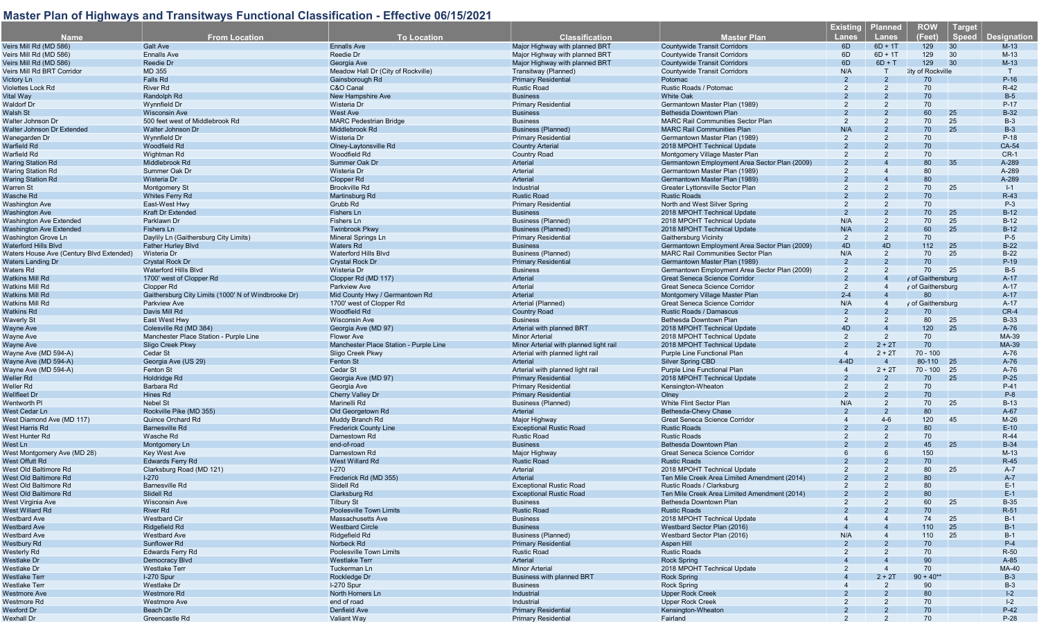## Master Plan of Highways and Transitways Functional Classification - Effective 06/15/2021

| Name | From Location | To Location | Classification | Master Plan | Existing Lanes | Planned Lanes | ROW (Feet) | Target Speed | Designation |
|---|---|---|---|---|---|---|---|---|---|
| Veirs Mill Rd (MD 586) | Galt Ave | Ennalls Ave | Major Highway with planned BRT | Countywide Transit Corridors | 6D | 6D + 1T | 129 | 30 | M-13 |
| Veirs Mill Rd (MD 586) | Ennalls Ave | Reedie Dr | Major Highway with planned BRT | Countywide Transit Corridors | 6D | 6D + 1T | 129 | 30 | M-13 |
| Veirs Mill Rd (MD 586) | Reedie Dr | Georgia Ave | Major Highway with planned BRT | Countywide Transit Corridors | 6D | 6D + T | 129 | 30 | M-13 |
| Veirs Mill Rd BRT Corridor | MD 355 | Meadow Hall Dr (City of Rockville) | Transitway (Planned) | Countywide Transit Corridors | N/A | T | City of Rockville | | T |
| Victory Ln | Falls Rd | Gainsborough Rd | Primary Residential | Potomac | 2 | 2 | 70 | | P-16 |
| Violettes Lock Rd | River Rd | C&O Canal | Rustic Road | Rustic Roads / Potomac | 2 | 2 | 70 | | R-42 |
| Vital Way | Randolph Rd | New Hampshire Ave | Business | White Oak | 2 | 2 | 70 | | B-5 |
| Waldorf Dr | Wynnfield Dr | Wisteria Dr | Primary Residential | Germantown Master Plan (1989) | 2 | 2 | 70 | | P-17 |
| Walsh St | Wisconsin Ave | West Ave | Business | Bethesda Downtown Plan | 2 | 2 | 60 | 25 | B-32 |
| Walter Johnson Dr | 500 feet west of Middlebrook Rd | MARC Pedestrian Bridge | Business | MARC Rail Communities Sector Plan | 2 | 2 | 70 | 25 | B-3 |
| Walter Johnson Dr Extended | Walter Johnson Dr | Middlebrook Rd | Business (Planned) | MARC Rail Communities Plan | N/A | 2 | 70 | 25 | B-3 |
| Wanegarden Dr | Wynnfield Dr | Wisteria Dr | Primary Residential | Germantown Master Plan (1989) | 2 | 2 | 70 | | P-18 |
| Warfield Rd | Woodfield Rd | Olney-Laytonsville Rd | Country Arterial | 2018 MPOHT Technical Update | 2 | 2 | 70 | | CA-54 |
| Warfield Rd | Wightman Rd | Woodfield Rd | Country Road | Montgomery Village Master Plan | 2 | 2 | 70 | | CR-1 |
| Waring Station Rd | Middlebrook Rd | Summer Oak Dr | Arterial | Germantown Employment Area Sector Plan (2009) | 2 | 4 | 80 | 35 | A-289 |
| Waring Station Rd | Summer Oak Dr | Wisteria Dr | Arterial | Germantown Master Plan (1989) | 2 | 4 | 80 | | A-289 |
| Waring Station Rd | Wisteria Dr | Clopper Rd | Arterial | Germantown Master Plan (1989) | 2 | 4 | 80 | | A-289 |
| Warren St | Montgomery St | Brookville Rd | Industrial | Greater Lyttonsville Sector Plan | 2 | 2 | 70 | 25 | I-1 |
| Wasche Rd | Whites Ferry Rd | Martinsburg Rd | Rustic Road | Rustic Roads | 2 | 2 | 70 | | R-43 |
| Washington Ave | East-West Hwy | Grubb Rd | Primary Residential | North and West Silver Spring | 2 | 2 | 70 | | P-3 |
| Washington Ave | Kraft Dr Extended | Fishers Ln | Business | 2018 MPOHT Technical Update | 2 | 2 | 70 | 25 | B-12 |
| Washington Ave Extended | Parklawn Dr | Fishers Ln | Business (Planned) | 2018 MPOHT Technical Update | N/A | 2 | 70 | 25 | B-12 |
| Washington Ave Extended | Fishers Ln | Twinbrook Pkwy | Business (Planned) | 2018 MPOHT Technical Update | N/A | 2 | 60 | 25 | B-12 |
| Washington Grove Ln | Daylily Ln (Gaithersburg City Limits) | Mineral Springs Ln | Primary Residential | Gaithersburg Vicinity | 2 | 2 | 70 | | P-5 |
| Waterford Hills Blvd | Father Hurley Blvd | Waters Rd | Business | Germantown Employment Area Sector Plan (2009) | 4D | 4D | 112 | 25 | B-22 |
| Waters House Ave (Century Blvd Extended) | Wisteria Dr | Waterford Hills Blvd | Business (Planned) | MARC Rail Communities Sector Plan | N/A | 2 | 70 | 25 | B-22 |
| Waters Landing Dr | Crystal Rock Dr | Crystal Rock Dr | Primary Residential | Germantown Master Plan (1989) | 2 | 2 | 70 | | P-19 |
| Waters Rd | Waterford Hills Blvd | Wisteria Dr | Business | Germantown Employment Area Sector Plan (2009) | 2 | 2 | 70 | 25 | B-5 |
| Watkins Mill Rd | 1700' west of Clopper Rd | Clopper Rd (MD 117) | Arterial | Great Seneca Science Corridor | 2 | 4 | City of Gaithersburg | | A-17 |
| Watkins Mill Rd | Clopper Rd | Parkview Ave | Arterial | Great Seneca Science Corridor | 2 | 4 | City of Gaithersburg | | A-17 |
| Watkins Mill Rd | Gaithersburg City Limits (1000' N of Windbrooke Dr) | Mid County Hwy / Germantown Rd | Arterial | Montgomery Village Master Plan | 2-4 | 4 | 80 | | A-17 |
| Watkins Mill Rd | Parkview Ave | 1700' west of Clopper Rd | Arterial (Planned) | Great Seneca Science Corridor | N/A | 4 | City of Gaithersburg | | A-17 |
| Watkins Rd | Davis Mill Rd | Woodfield Rd | Country Road | Rustic Roads / Damascus | 2 | 2 | 70 | | CR-4 |
| Waverly St | East West Hwy | Wisconsin Ave | Business | Bethesda Downtown Plan | 2 | 2 | 80 | 25 | B-33 |
| Wayne Ave | Colesville Rd (MD 384) | Georgia Ave (MD 97) | Arterial with planned BRT | 2018 MPOHT Technical Update | 4D | 4 | 120 | 25 | A-76 |
| Wayne Ave | Manchester Place Station - Purple Line | Flower Ave | Minor Arterial | 2018 MPOHT Technical Update | 2 | 2 | 70 | | MA-39 |
| Wayne Ave | Sligo Creek Pkwy | Manchester Place Station - Purple Line | Minor Arterial with planned light rail | 2018 MPOHT Technical Update | 2 | 2 + 2T | 70 | | MA-39 |
| Wayne Ave (MD 594-A) | Cedar St | Sligo Creek Pkwy | Arterial with planned light rail | Purple Line Functional Plan | 4 | 2 + 2T | 70 - 100 | | A-76 |
| Wayne Ave (MD 594-A) | Georgia Ave (US 29) | Fenton St | Arterial | Silver Spring CBD | 4-4D | 4 | 80-110 | 25 | A-76 |
| Wayne Ave (MD 594-A) | Fenton St | Cedar St | Arterial with planned light rail | Purple Line Functional Plan | 4 | 2 + 2T | 70 - 100 | 25 | A-76 |
| Weller Rd | Holdridge Rd | Georgia Ave (MD 97) | Primary Residential | 2018 MPOHT Technical Update | 2 | 2 | 70 | 25 | P-25 |
| Weller Rd | Barbara Rd | Georgia Ave | Primary Residential | Kensington-Wheaton | 2 | 2 | 70 | | P-41 |
| Wellfleet Dr | Hines Rd | Cherry Valley Dr | Primary Residential | Olney | 2 | 2 | 70 | | P-8 |
| Wentworth Pl | Nebel St | Marinelli Rd | Business (Planned) | White Flint Sector Plan | N/A | 2 | 70 | 25 | B-13 |
| West Cedar Ln | Rockville Pike (MD 355) | Old Georgetown Rd | Arterial | Bethesda-Chevy Chase | 2 | 2 | 80 | | A-67 |
| West Diamond Ave (MD 117) | Quince Orchard Rd | Muddy Branch Rd | Major Highway | Great Seneca Science Corridor | 4 | 4-6 | 120 | 45 | M-26 |
| West Harris Rd | Barnesville Rd | Frederick County Line | Exceptional Rustic Road | Rustic Roads | 2 | 2 | 80 | | E-10 |
| West Hunter Rd | Wasche Rd | Darnestown Rd | Rustic Road | Rustic Roads | 2 | 2 | 70 | | R-44 |
| West Ln | Montgomery Ln | end-of-road | Business | Bethesda Downtown Plan | 2 | 2 | 45 | 25 | B-34 |
| West Montgomery Ave (MD 28) | Key West Ave | Darnestown Rd | Major Highway | Great Seneca Science Corridor | 6 | 6 | 150 | | M-13 |
| West Offutt Rd | Edwards Ferry Rd | West Willard Rd | Rustic Road | Rustic Roads | 2 | 2 | 70 | | R-45 |
| West Old Baltimore Rd | Clarksburg Road (MD 121) | I-270 | Arterial | 2018 MPOHT Technical Update | 2 | 2 | 80 | 25 | A-7 |
| West Old Baltimore Rd | I-270 | Frederick Rd (MD 355) | Arterial | Ten Mile Creek Area Limited Amendment (2014) | 2 | 2 | 80 | | A-7 |
| West Old Baltimore Rd | Barnesville Rd | Slidell Rd | Exceptional Rustic Road | Rustic Roads / Clarksburg | 2 | 2 | 80 | | E-1 |
| West Old Baltimore Rd | Slidell Rd | Clarksburg Rd | Exceptional Rustic Road | Ten Mile Creek Area Limited Amendment (2014) | 2 | 2 | 80 | | E-1 |
| West Virginia Ave | Wisconsin Ave | Tilbury St | Business | Bethesda Downtown Plan | 2 | 2 | 60 | 25 | B-35 |
| West Willard Rd | River Rd | Poolesville Town Limits | Rustic Road | Rustic Roads | 2 | 2 | 70 | | R-51 |
| Westbard Ave | Westbard Cir | Massachusetts Ave | Business | 2018 MPOHT Technical Update | 4 | 4 | 74 | 25 | B-1 |
| Westbard Ave | Ridgefield Rd | Westbard Circle | Business | Westbard Sector Plan (2016) | 4 | 4 | 110 | 25 | B-1 |
| Westbard Ave | Westbard Ave | Ridgefield Rd | Business (Planned) | Westbard Sector Plan (2016) | N/A | 4 | 110 | 25 | B-1 |
| Westbury Rd | Sunflower Rd | Norbeck Rd | Primary Residential | Aspen Hill | 2 | 2 | 70 | | P-4 |
| Westerly Rd | Edwards Ferry Rd | Poolesville Town Limits | Rustic Road | Rustic Roads | 2 | 2 | 70 | | R-50 |
| Westlake Dr | Democracy Blvd | Westlake Terr | Arterial | Rock Spring | 4 | 4 | 90 | | A-85 |
| Westlake Dr | Westlake Terr | Tuckerman Ln | Minor Arterial | 2018 MPOHT Technical Update | 2 | 4 | 70 | | MA-40 |
| Westlake Terr | I-270 Spur | Rockledge Dr | Business with planned BRT | Rock Spring | 4 | 2 + 2T | 90 + 40** | | B-3 |
| Westlake Terr | Westlake Dr | I-270 Spur | Business | Rock Spring | 4 | 2 | 90 | | B-3 |
| Westmore Ave | Westmore Rd | North Horners Ln | Industrial | Upper Rock Creek | 2 | 2 | 80 | | I-2 |
| Westmore Rd | Westmore Ave | end of road | Industrial | Upper Rock Creek | 2 | 2 | 70 | | I-2 |
| Wexford Dr | Beach Dr | Denfield Ave | Primary Residential | Kensington-Wheaton | 2 | 2 | 70 | | P-42 |
| Wexhall Dr | Greencastle Rd | Valiant Way | Primary Residential | Fairland | 2 | 2 | 70 | | P-28 |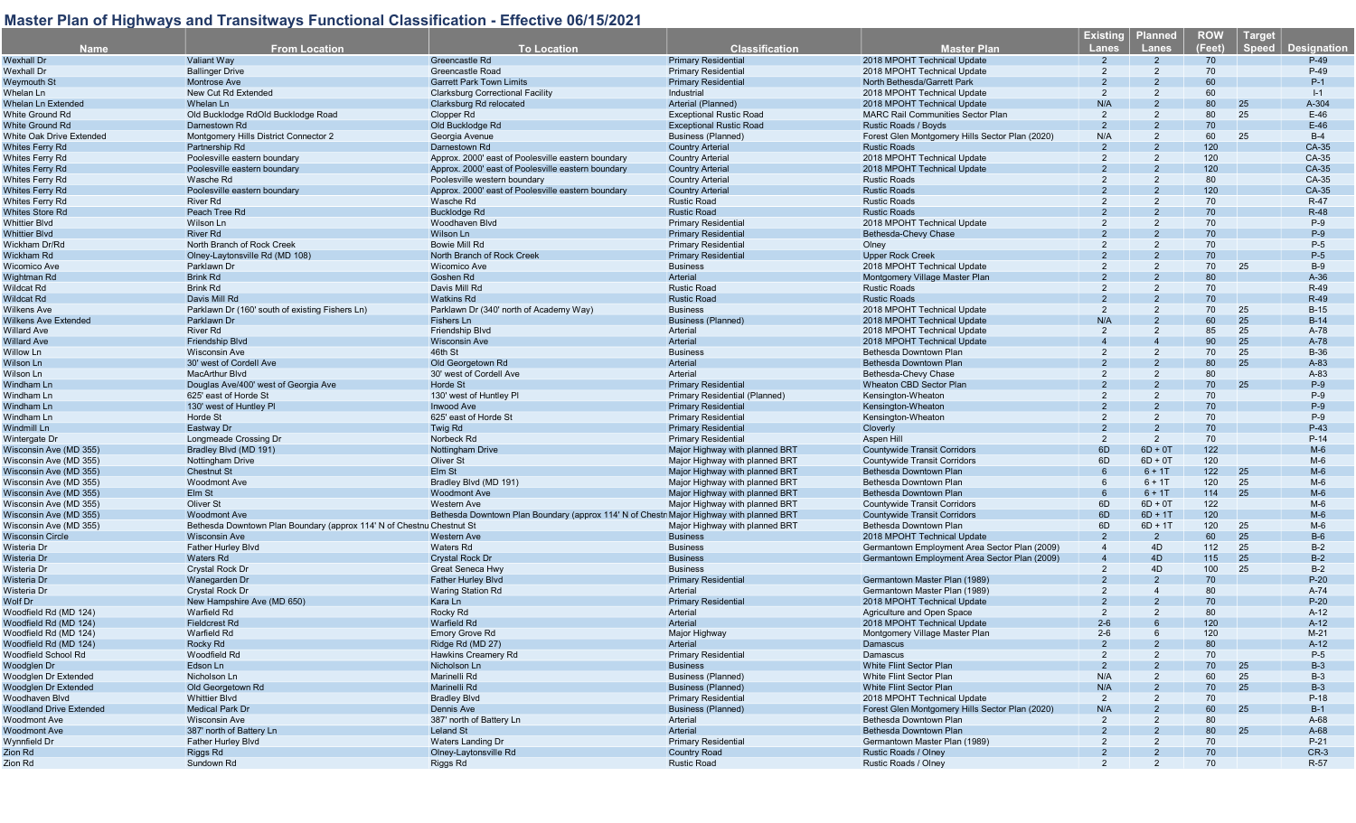# Master Plan of Highways and Transitways Functional Classification - Effective 06/15/2021

| Name | From Location | To Location | Classification | Master Plan | Existing Lanes | Planned Lanes | ROW (Feet) | Target Speed | Designation |
|---|---|---|---|---|---|---|---|---|---|
| Wexhall Dr | Valiant Way | Greencastle Rd | Primary Residential | 2018 MPOHT Technical Update | 2 | 2 | 70 | | P-49 |
| Wexhall Dr | Ballinger Drive | Greencastle Road | Primary Residential | 2018 MPOHT Technical Update | 2 | 2 | 70 | | P-49 |
| Weymouth St | Montrose Ave | Garrett Park Town Limits | Primary Residential | North Bethesda/Garrett Park | 2 | 2 | 60 | | P-1 |
| Whelan Ln | New Cut Rd Extended | Clarksburg Correctional Facility | Industrial | 2018 MPOHT Technical Update | 2 | 2 | 60 | | I-1 |
| Whelan Ln Extended | Whelan Ln | Clarksburg Rd relocated | Arterial (Planned) | 2018 MPOHT Technical Update | N/A | 2 | 80 | 25 | A-304 |
| White Ground Rd | Old Bucklodge RdOld Bucklodge Road | Clopper Rd | Exceptional Rustic Road | MARC Rail Communities Sector Plan | 2 | 2 | 80 | 25 | E-46 |
| White Ground Rd | Darnestown Rd | Old Bucklodge Rd | Exceptional Rustic Road | Rustic Roads / Boyds | 2 | 2 | 70 | | E-46 |
| White Oak Drive Extended | Montgomery Hills District Connector 2 | Georgia Avenue | Business (Planned) | Forest Glen Montgomery Hills Sector Plan (2020) | N/A | 2 | 60 | 25 | B-4 |
| Whites Ferry Rd | Partnership Rd | Darnestown Rd | Country Arterial | Rustic Roads | 2 | 2 | 120 | | CA-35 |
| Whites Ferry Rd | Poolesville eastern boundary | Approx. 2000' east of Poolesville eastern boundary | Country Arterial | 2018 MPOHT Technical Update | 2 | 2 | 120 | | CA-35 |
| Whites Ferry Rd | Poolesville eastern boundary | Approx. 2000' east of Poolesville eastern boundary | Country Arterial | 2018 MPOHT Technical Update | 2 | 2 | 120 | | CA-35 |
| Whites Ferry Rd | Wasche Rd | Poolesville western boundary | Country Arterial | Rustic Roads | 2 | 2 | 80 | | CA-35 |
| Whites Ferry Rd | Poolesville eastern boundary | Approx. 2000' east of Poolesville eastern boundary | Country Arterial | Rustic Roads | 2 | 2 | 120 | | CA-35 |
| Whites Ferry Rd | River Rd | Wasche Rd | Rustic Road | Rustic Roads | 2 | 2 | 70 | | R-47 |
| Whites Store Rd | Peach Tree Rd | Bucklodge Rd | Rustic Road | Rustic Roads | 2 | 2 | 70 | | R-48 |
| Whittier Blvd | Wilson Ln | Woodhaven Blvd | Primary Residential | 2018 MPOHT Technical Update | 2 | 2 | 70 | | P-9 |
| Whittier Blvd | River Rd | Wilson Ln | Primary Residential | Bethesda-Chevy Chase | 2 | 2 | 70 | | P-9 |
| Wickham Dr/Rd | North Branch of Rock Creek | Bowie Mill Rd | Primary Residential | Olney | 2 | 2 | 70 | | P-5 |
| Wickham Rd | Olney-Laytonsville Rd (MD 108) | North Branch of Rock Creek | Primary Residential | Upper Rock Creek | 2 | 2 | 70 | | P-5 |
| Wicomico Ave | Parklawn Dr | Wicomico Ave | Business | 2018 MPOHT Technical Update | 2 | 2 | 70 | 25 | B-9 |
| Wightman Rd | Brink Rd | Goshen Rd | Arterial | Montgomery Village Master Plan | 2 | 2 | 80 | | A-36 |
| Wildcat Rd | Brink Rd | Davis Mill Rd | Rustic Road | Rustic Roads | 2 | 2 | 70 | | R-49 |
| Wildcat Rd | Davis Mill Rd | Watkins Rd | Rustic Road | Rustic Roads | 2 | 2 | 70 | | R-49 |
| Wilkens Ave | Parklawn Dr (160' south of existing Fishers Ln) | Parklawn Dr (340' north of Academy Way) | Business | 2018 MPOHT Technical Update | 2 | 2 | 70 | 25 | B-15 |
| Wilkens Ave Extended | Parklawn Dr | Fishers Ln | Business (Planned) | 2018 MPOHT Technical Update | N/A | 2 | 60 | 25 | B-14 |
| Willard Ave | River Rd | Friendship Blvd | Arterial | 2018 MPOHT Technical Update | 2 | 2 | 85 | 25 | A-78 |
| Willard Ave | Friendship Blvd | Wisconsin Ave | Arterial | 2018 MPOHT Technical Update | 4 | 4 | 90 | 25 | A-78 |
| Willow Ln | Wisconsin Ave | 46th St | Business | Bethesda Downtown Plan | 2 | 2 | 70 | 25 | B-36 |
| Wilson Ln | 30' west of Cordell Ave | Old Georgetown Rd | Arterial | Bethesda Downtown Plan | 2 | 2 | 80 | 25 | A-83 |
| Wilson Ln | MacArthur Blvd | 30' west of Cordell Ave | Arterial | Bethesda-Chevy Chase | 2 | 2 | 80 | | A-83 |
| Windham Ln | Douglas Ave/400' west of Georgia Ave | Horde St | Primary Residential | Wheaton CBD Sector Plan | 2 | 2 | 70 | 25 | P-9 |
| Windham Ln | 625' east of Horde St | 130' west of Huntley Pl | Primary Residential (Planned) | Kensington-Wheaton | 2 | 2 | 70 | | P-9 |
| Windham Ln | 130' west of Huntley Pl | Inwood Ave | Primary Residential | Kensington-Wheaton | 2 | 2 | 70 | | P-9 |
| Windham Ln | Horde St | 625' east of Horde St | Primary Residential | Kensington-Wheaton | 2 | 2 | 70 | | P-9 |
| Windmill Ln | Eastway Dr | Twig Rd | Primary Residential | Cloverly | 2 | 2 | 70 | | P-43 |
| Wintergate Dr | Longmeade Crossing Dr | Norbeck Rd | Primary Residential | Aspen Hill | 2 | 2 | 70 | | P-14 |
| Wisconsin Ave (MD 355) | Bradley Blvd (MD 191) | Nottingham Drive | Major Highway with planned BRT | Countywide Transit Corridors | 6D | 6D + 0T | 122 | | M-6 |
| Wisconsin Ave (MD 355) | Nottingham Drive | Oliver St | Major Highway with planned BRT | Countywide Transit Corridors | 6D | 6D + 0T | 120 | | M-6 |
| Wisconsin Ave (MD 355) | Chestnut St | Elm St | Major Highway with planned BRT | Bethesda Downtown Plan | 6 | 6 + 1T | 122 | 25 | M-6 |
| Wisconsin Ave (MD 355) | Woodmont Ave | Bradley Blvd (MD 191) | Major Highway with planned BRT | Bethesda Downtown Plan | 6 | 6 + 1T | 120 | 25 | M-6 |
| Wisconsin Ave (MD 355) | Elm St | Woodmont Ave | Major Highway with planned BRT | Bethesda Downtown Plan | 6 | 6 + 1T | 114 | 25 | M-6 |
| Wisconsin Ave (MD 355) | Oliver St | Western Ave | Major Highway with planned BRT | Countywide Transit Corridors | 6D | 6D + 0T | 122 | | M-6 |
| Wisconsin Ave (MD 355) | Woodmont Ave | Bethesda Downtown Plan Boundary (approx 114' N of Chestn | Major Highway with planned BRT | Countywide Transit Corridors | 6D | 6D + 1T | 120 | | M-6 |
| Wisconsin Ave (MD 355) | Bethesda Downtown Plan Boundary (approx 114' N of Chestnu | Chestnut St | Major Highway with planned BRT | Bethesda Downtown Plan | 6D | 6D + 1T | 120 | 25 | M-6 |
| Wisconsin Circle | Wisconsin Ave | Western Ave | Business | 2018 MPOHT Technical Update | 2 | 2 | 60 | 25 | B-6 |
| Wisteria Dr | Father Hurley Blvd | Waters Rd | Business | Germantown Employment Area Sector Plan (2009) | 4 | 4D | 112 | 25 | B-2 |
| Wisteria Dr | Waters Rd | Crystal Rock Dr | Business | Germantown Employment Area Sector Plan (2009) | 4 | 4D | 115 | 25 | B-2 |
| Wisteria Dr | Crystal Rock Dr | Great Seneca Hwy | Business | | 2 | 4D | 100 | 25 | B-2 |
| Wisteria Dr | Wanegarden Dr | Father Hurley Blvd | Primary Residential | Germantown Master Plan (1989) | 2 | 2 | 70 | | P-20 |
| Wisteria Dr | Crystal Rock Dr | Waring Station Rd | Arterial | Germantown Master Plan (1989) | 2 | 4 | 80 | | A-74 |
| Wolf Dr | New Hampshire Ave (MD 650) | Kara Ln | Primary Residential | 2018 MPOHT Technical Update | 2 | 2 | 70 | | P-20 |
| Woodfield Rd (MD 124) | Warfield Rd | Rocky Rd | Arterial | Agriculture and Open Space | 2 | 2 | 80 | | A-12 |
| Woodfield Rd (MD 124) | Fieldcrest Rd | Warfield Rd | Arterial | 2018 MPOHT Technical Update | 2-6 | 6 | 120 | | A-12 |
| Woodfield Rd (MD 124) | Warfield Rd | Emory Grove Rd | Major Highway | Montgomery Village Master Plan | 2-6 | 6 | 120 | | M-21 |
| Woodfield Rd (MD 124) | Rocky Rd | Ridge Rd (MD 27) | Arterial | Damascus | 2 | 2 | 80 | | A-12 |
| Woodfield School Rd | Woodfield Rd | Hawkins Creamery Rd | Primary Residential | Damascus | 2 | 2 | 70 | | P-5 |
| Woodglen Dr | Edson Ln | Nicholson Ln | Business | White Flint Sector Plan | 2 | 2 | 70 | 25 | B-3 |
| Woodglen Dr Extended | Nicholson Ln | Marinelli Rd | Business (Planned) | White Flint Sector Plan | N/A | 2 | 60 | 25 | B-3 |
| Woodglen Dr Extended | Old Georgetown Rd | Marinelli Rd | Business (Planned) | White Flint Sector Plan | N/A | 2 | 70 | 25 | B-3 |
| Woodhaven Blvd | Whittier Blvd | Bradley Blvd | Primary Residential | 2018 MPOHT Technical Update | 2 | 2 | 70 | | P-18 |
| Woodland Drive Extended | Medical Park Dr | Dennis Ave | Business (Planned) | Forest Glen Montgomery Hills Sector Plan (2020) | N/A | 2 | 60 | 25 | B-1 |
| Woodmont Ave | Wisconsin Ave | 387' north of Battery Ln | Arterial | Bethesda Downtown Plan | 2 | 2 | 80 | | A-68 |
| Woodmont Ave | 387' north of Battery Ln | Leland St | Arterial | Bethesda Downtown Plan | 2 | 2 | 80 | 25 | A-68 |
| Wynnfield Dr | Father Hurley Blvd | Waters Landing Dr | Primary Residential | Germantown Master Plan (1989) | 2 | 2 | 70 | | P-21 |
| Zion Rd | Riggs Rd | Olney-Laytonsville Rd | Country Road | Rustic Roads / Olney | 2 | 2 | 70 | | CR-3 |
| Zion Rd | Sundown Rd | Riggs Rd | Rustic Road | Rustic Roads / Olney | 2 | 2 | 70 | | R-57 |